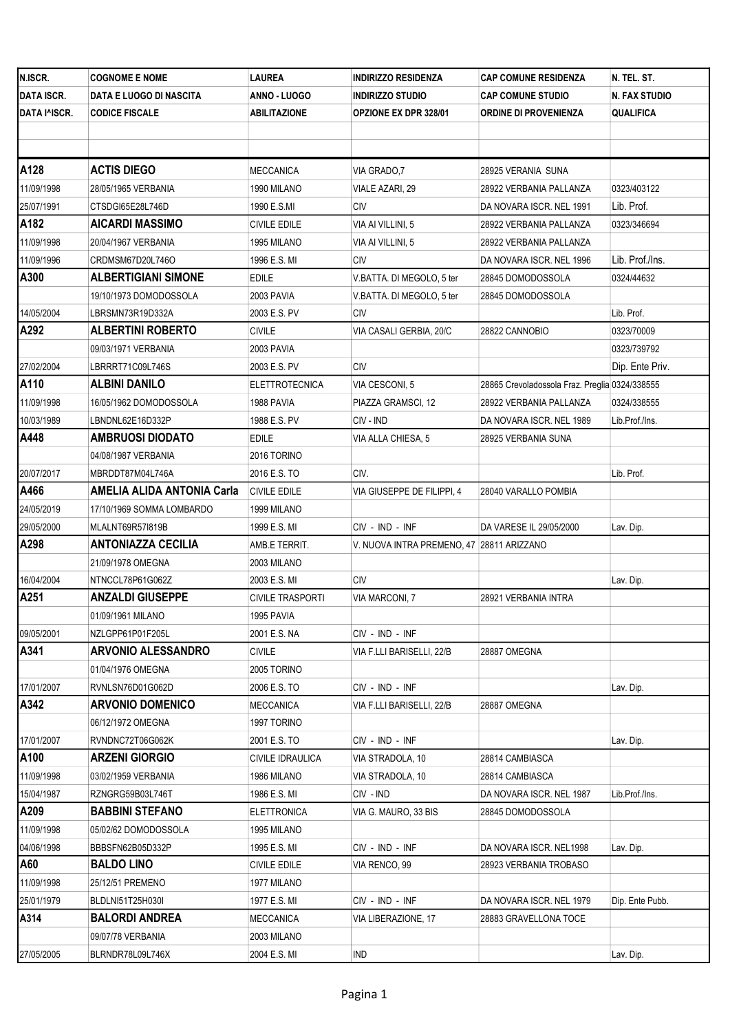| N.ISCR. | COGNOME E NOME | LAUREA | INDIRIZZO RESIDENZA | CAP COMUNE RESIDENZA | N. TEL. ST. |
|---|---|---|---|---|---|
| DATA ISCR. | DATA E LUOGO DI NASCITA | ANNO - LUOGO | INDIRIZZO STUDIO | CAP COMUNE STUDIO | N. FAX STUDIO |
| DATA I^ISCR. | CODICE FISCALE | ABILITAZIONE | OPZIONE EX DPR 328/01 | ORDINE DI PROVENIENZA | QUALIFICA |
| | | | | | |
| | | | | | |
| **A128** | **ACTIS DIEGO** | MECCANICA | VIA GRADO,7 | 28925 VERANIA SUNA | |
| 11/09/1998 | 28/05/1965 VERBANIA | 1990 MILANO | VIALE AZARI, 29 | 28922 VERBANIA PALLANZA | 0323/403122 |
| 25/07/1991 | CTSDGI65E28L746D | 1990 E.S.MI | CIV | DA NOVARA ISCR. NEL 1991 | Lib. Prof. |
| **A182** | **AICARDI MASSIMO** | CIVILE EDILE | VIA AI VILLINI, 5 | 28922 VERBANIA PALLANZA | 0323/346694 |
| 11/09/1998 | 20/04/1967 VERBANIA | 1995 MILANO | VIA AI VILLINI, 5 | 28922 VERBANIA PALLANZA | |
| 11/09/1996 | CRDMSM67D20L746O | 1996 E.S. MI | CIV | DA NOVARA ISCR. NEL 1996 | Lib. Prof./Ins. |
| **A300** | **ALBERTIGIANI SIMONE** | EDILE | V.BATTA. DI MEGOLO, 5 ter | 28845 DOMODOSSOLA | 0324/44632 |
| | 19/10/1973 DOMODOSSOLA | 2003 PAVIA | V.BATTA. DI MEGOLO, 5 ter | 28845 DOMODOSSOLA | |
| 14/05/2004 | LBRSMN73R19D332A | 2003 E.S. PV | CIV | | Lib. Prof. |
| **A292** | **ALBERTINI ROBERTO** | CIVILE | VIA CASALI GERBIA, 20/C | 28822 CANNOBIO | 0323/70009 |
| | 09/03/1971 VERBANIA | 2003 PAVIA | | | 0323/739792 |
| 27/02/2004 | LBRRRT71C09L746S | 2003 E.S. PV | CIV | | Dip. Ente Priv. |
| **A110** | **ALBINI DANILO** | ELETTROTECNICA | VIA CESCONI, 5 | 28865 Crevoladossola Fraz. Preglia | 0324/338555 |
| 11/09/1998 | 16/05/1962 DOMODOSSOLA | 1988 PAVIA | PIAZZA GRAMSCI, 12 | 28922 VERBANIA PALLANZA | 0324/338555 |
| 10/03/1989 | LBNDNL62E16D332P | 1988 E.S. PV | CIV - IND | DA NOVARA ISCR. NEL 1989 | Lib.Prof./Ins. |
| **A448** | **AMBRUOSI DIODATO** | EDILE | VIA ALLA CHIESA, 5 | 28925 VERBANIA SUNA | |
| | 04/08/1987 VERBANIA | 2016 TORINO | | | |
| 20/07/2017 | MBRDDT87M04L746A | 2016 E.S. TO | CIV. | | Lib. Prof. |
| **A466** | **AMELIA ALIDA ANTONIA Carla** | CIVILE EDILE | VIA GIUSEPPE DE FILIPPI, 4 | 28040 VARALLO POMBIA | |
| 24/05/2019 | 17/10/1969 SOMMA LOMBARDO | 1999 MILANO | | | |
| 29/05/2000 | MLALNT69R57I819B | 1999 E.S. MI | CIV - IND - INF | DA VARESE IL 29/05/2000 | Lav. Dip. |
| **A298** | **ANTONIAZZA CECILIA** | AMB.E TERRIT. | V. NUOVA INTRA PREMENO, 47 | 28811 ARIZZANO | |
| | 21/09/1978 OMEGNA | 2003 MILANO | | | |
| 16/04/2004 | NTNCCL78P61G062Z | 2003 E.S. MI | CIV | | Lav. Dip. |
| **A251** | **ANZALDI GIUSEPPE** | CIVILE TRASPORTI | VIA MARCONI, 7 | 28921 VERBANIA INTRA | |
| | 01/09/1961 MILANO | 1995 PAVIA | | | |
| 09/05/2001 | NZLGPP61P01F205L | 2001 E.S. NA | CIV - IND - INF | | |
| **A341** | **ARVONIO ALESSANDRO** | CIVILE | VIA F.LLI BARISELLI, 22/B | 28887 OMEGNA | |
| | 01/04/1976 OMEGNA | 2005 TORINO | | | |
| 17/01/2007 | RVNLSN76D01G062D | 2006 E.S. TO | CIV - IND - INF | | Lav. Dip. |
| **A342** | **ARVONIO DOMENICO** | MECCANICA | VIA F.LLI BARISELLI, 22/B | 28887 OMEGNA | |
| | 06/12/1972 OMEGNA | 1997 TORINO | | | |
| 17/01/2007 | RVNDNC72T06G062K | 2001 E.S. TO | CIV - IND - INF | | Lav. Dip. |
| **A100** | **ARZENI GIORGIO** | CIVILE IDRAULICA | VIA STRADOLA, 10 | 28814 CAMBIASCA | |
| 11/09/1998 | 03/02/1959 VERBANIA | 1986 MILANO | VIA STRADOLA, 10 | 28814 CAMBIASCA | |
| 15/04/1987 | RZNGRG59B03L746T | 1986 E.S. MI | CIV - IND | DA NOVARA ISCR. NEL 1987 | Lib.Prof./Ins. |
| **A209** | **BABBINI STEFANO** | ELETTRONICA | VIA G. MAURO, 33 BIS | 28845 DOMODOSSOLA | |
| 11/09/1998 | 05/02/62 DOMODOSSOLA | 1995 MILANO | | | |
| 04/06/1998 | BBBSFN62B05D332P | 1995 E.S. MI | CIV - IND - INF | DA NOVARA ISCR. NEL1998 | Lav. Dip. |
| **A60** | **BALDO LINO** | CIVILE EDILE | VIA RENCO, 99 | 28923 VERBANIA TROBASO | |
| 11/09/1998 | 25/12/51 PREMENO | 1977 MILANO | | | |
| 25/01/1979 | BLDLNI51T25H030I | 1977 E.S. MI | CIV - IND - INF | DA NOVARA ISCR. NEL 1979 | Dip. Ente Pubb. |
| **A314** | **BALORDI ANDREA** | MECCANICA | VIA LIBERAZIONE, 17 | 28883 GRAVELLONA TOCE | |
| | 09/07/78 VERBANIA | 2003 MILANO | | | |
| 27/05/2005 | BLRNDR78L09L746X | 2004 E.S. MI | IND | | Lav. Dip. |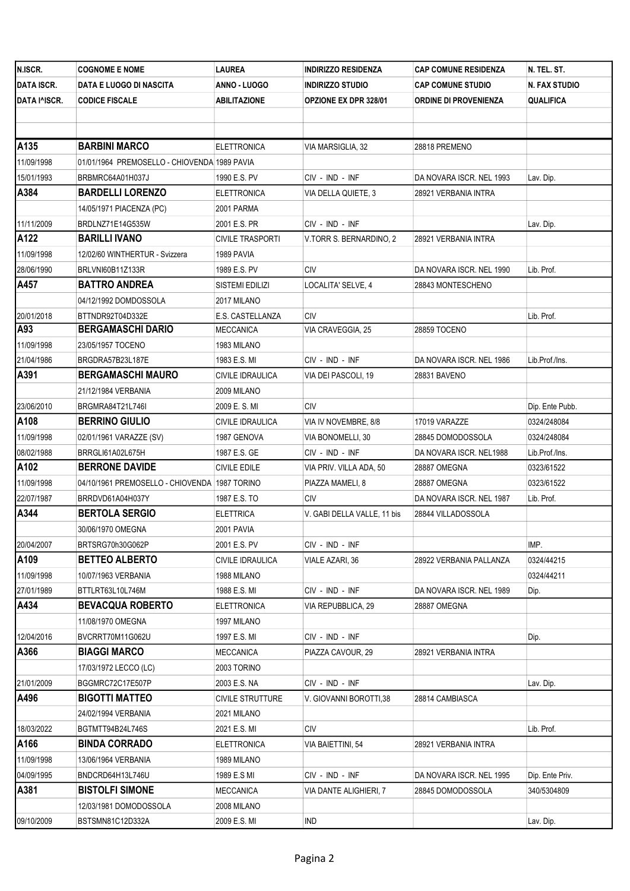| N.ISCR. | COGNOME E NOME | LAUREA | INDIRIZZO RESIDENZA | CAP COMUNE RESIDENZA | N. TEL. ST. |
|---|---|---|---|---|---|
| DATA ISCR. | DATA E LUOGO DI NASCITA | ANNO - LUOGO | INDIRIZZO STUDIO | CAP COMUNE STUDIO | N. FAX STUDIO |
| DATA I^ISCR. | CODICE FISCALE | ABILITAZIONE | OPZIONE EX DPR 328/01 | ORDINE DI PROVENIENZA | QUALIFICA |
| | | | | | |
| | | | | | |
| A135 | **BARBINI MARCO** | ELETTRONICA | VIA MARSIGLIA, 32 | 28818 PREMENO | |
| 11/09/1998 | 01/01/1964 PREMOSELLO - CHIOVENDA | 1989 PAVIA | | | |
| 15/01/1993 | BRBMRC64A01H037J | 1990 E.S. PV | CIV - IND - INF | DA NOVARA ISCR. NEL 1993 | Lav. Dip. |
| A384 | **BARDELLI LORENZO** | ELETTRONICA | VIA DELLA QUIETE, 3 | 28921 VERBANIA INTRA | |
| | 14/05/1971 PIACENZA (PC) | 2001 PARMA | | | |
| 11/11/2009 | BRDLNZ71E14G535W | 2001 E.S. PR | CIV - IND - INF | | Lav. Dip. |
| A122 | **BARILLI IVANO** | CIVILE TRASPORTI | V.TORR S. BERNARDINO, 2 | 28921 VERBANIA INTRA | |
| 11/09/1998 | 12/02/60 WINTHERTUR - Svizzera | 1989 PAVIA | | | |
| 28/06/1990 | BRLVNI60B11Z133R | 1989 E.S. PV | CIV | DA NOVARA ISCR. NEL 1990 | Lib. Prof. |
| A457 | **BATTRO ANDREA** | SISTEMI EDILIZI | LOCALITA' SELVE, 4 | 28843 MONTESCHENO | |
| | 04/12/1992 DOMDOSSOLA | 2017 MILANO | | | |
| 20/01/2018 | BTTNDR92T04D332E | E.S. CASTELLANZA | CIV | | Lib. Prof. |
| A93 | **BERGAMASCHI DARIO** | MECCANICA | VIA CRAVEGGIA, 25 | 28859 TOCENO | |
| 11/09/1998 | 23/05/1957 TOCENO | 1983 MILANO | | | |
| 21/04/1986 | BRGDRA57B23L187E | 1983 E.S. MI | CIV - IND - INF | DA NOVARA ISCR. NEL 1986 | Lib.Prof./Ins. |
| A391 | **BERGAMASCHI MAURO** | CIVILE IDRAULICA | VIA DEI PASCOLI, 19 | 28831 BAVENO | |
| | 21/12/1984 VERBANIA | 2009 MILANO | | | |
| 23/06/2010 | BRGMRA84T21L746I | 2009 E. S. MI | CIV | | Dip. Ente Pubb. |
| A108 | **BERRINO GIULIO** | CIVILE IDRAULICA | VIA IV NOVEMBRE, 8/8 | 17019 VARAZZE | 0324/248084 |
| 11/09/1998 | 02/01/1961 VARAZZE (SV) | 1987 GENOVA | VIA BONOMELLI, 30 | 28845 DOMODOSSOLA | 0324/248084 |
| 08/02/1988 | BRRGLI61A02L675H | 1987 E.S. GE | CIV - IND - INF | DA NOVARA ISCR. NEL1988 | Lib.Prof./Ins. |
| A102 | **BERRONE DAVIDE** | CIVILE EDILE | VIA PRIV. VILLA ADA, 50 | 28887 OMEGNA | 0323/61522 |
| 11/09/1998 | 04/10/1961 PREMOSELLO - CHIOVENDA | 1987 TORINO | PIAZZA MAMELI, 8 | 28887 OMEGNA | 0323/61522 |
| 22/07/1987 | BRRDVD61A04H037Y | 1987 E.S. TO | CIV | DA NOVARA ISCR. NEL 1987 | Lib. Prof. |
| A344 | **BERTOLA SERGIO** | ELETTRICA | V. GABI DELLA VALLE, 11 bis | 28844 VILLADOSSOLA | |
| | 30/06/1970 OMEGNA | 2001 PAVIA | | | |
| 20/04/2007 | BRTSRG70h30G062P | 2001 E.S. PV | CIV - IND - INF | | IMP. |
| A109 | **BETTEO ALBERTO** | CIVILE IDRAULICA | VIALE AZARI, 36 | 28922 VERBANIA PALLANZA | 0324/44215 |
| 11/09/1998 | 10/07/1963 VERBANIA | 1988 MILANO | | | 0324/44211 |
| 27/01/1989 | BTTLRT63L10L746M | 1988 E.S. MI | CIV - IND - INF | DA NOVARA ISCR. NEL 1989 | Dip. |
| A434 | **BEVACQUA ROBERTO** | ELETTRONICA | VIA REPUBBLICA, 29 | 28887 OMEGNA | |
| | 11/08/1970 OMEGNA | 1997 MILANO | | | |
| 12/04/2016 | BVCRRT70M11G062U | 1997 E.S. MI | CIV - IND - INF | | Dip. |
| A366 | **BIAGGI MARCO** | MECCANICA | PIAZZA CAVOUR, 29 | 28921 VERBANIA INTRA | |
| | 17/03/1972 LECCO (LC) | 2003 TORINO | | | |
| 21/01/2009 | BGGMRC72C17E507P | 2003 E.S. NA | CIV - IND - INF | | Lav. Dip. |
| A496 | **BIGOTTI MATTEO** | CIVILE STRUTTURE | V. GIOVANNI BOROTTI,38 | 28814 CAMBIASCA | |
| | 24/02/1994 VERBANIA | 2021 MILANO | | | |
| 18/03/2022 | BGTMTT94B24L746S | 2021 E.S. MI | CIV | | Lib. Prof. |
| A166 | **BINDA CORRADO** | ELETTRONICA | VIA BAIETTINI, 54 | 28921 VERBANIA INTRA | |
| 11/09/1998 | 13/06/1964 VERBANIA | 1989 MILANO | | | |
| 04/09/1995 | BNDCRD64H13L746U | 1989 E.S MI | CIV - IND - INF | DA NOVARA ISCR. NEL 1995 | Dip. Ente Priv. |
| A381 | **BISTOLFI SIMONE** | MECCANICA | VIA DANTE ALIGHIERI, 7 | 28845 DOMODOSSOLA | 340/5304809 |
| | 12/03/1981 DOMODOSSOLA | 2008 MILANO | | | |
| 09/10/2009 | BSTSMN81C12D332A | 2009 E.S. MI | IND | | Lav. Dip. |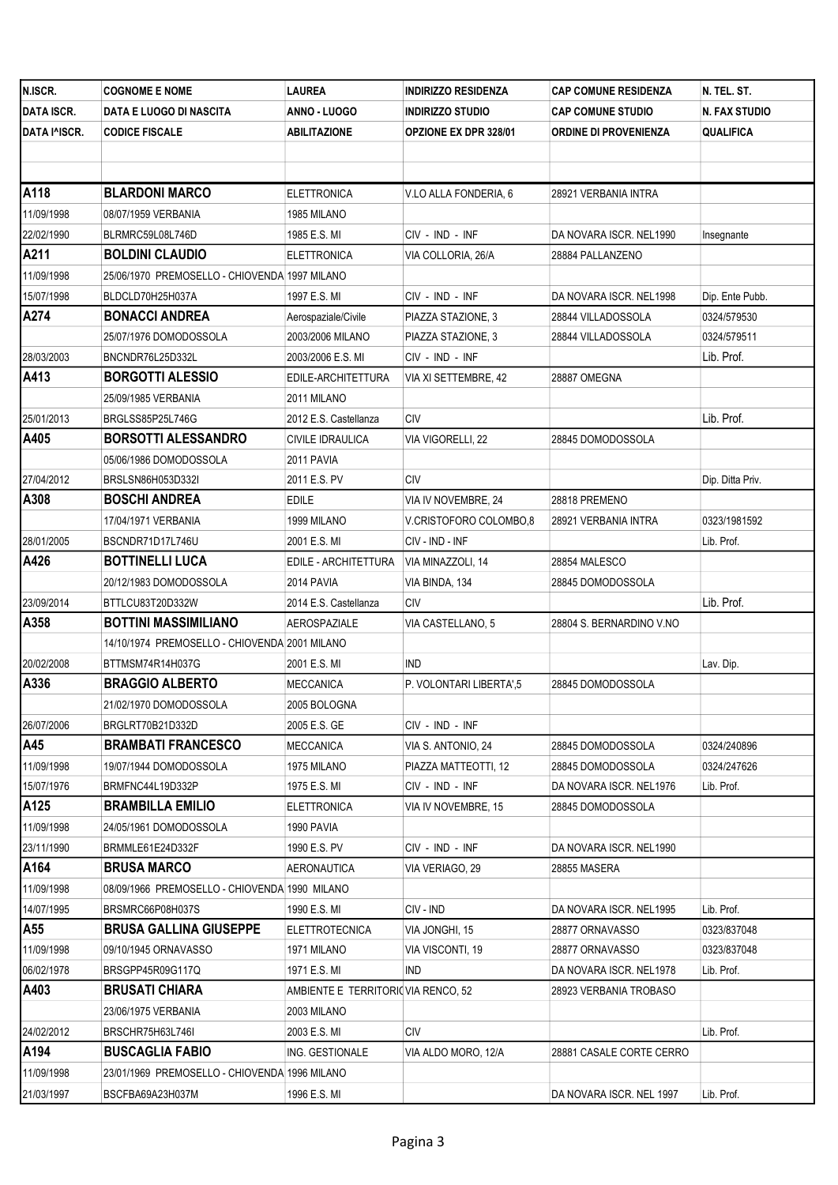| N.ISCR. | COGNOME E NOME | LAUREA | INDIRIZZO RESIDENZA | CAP COMUNE RESIDENZA | N. TEL. ST. |
|---|---|---|---|---|---|
| DATA ISCR. | DATA E LUOGO DI NASCITA | ANNO - LUOGO | INDIRIZZO STUDIO | CAP COMUNE STUDIO | N. FAX STUDIO |
| DATA I^ISCR. | CODICE FISCALE | ABILITAZIONE | OPZIONE EX DPR 328/01 | ORDINE DI PROVENIENZA | QUALIFICA |
| | | | | | |
| | | | | | |
| **A118** | **BLARDONI MARCO** | ELETTRONICA | V.LO ALLA FONDERIA, 6 | 28921 VERBANIA INTRA | |
| 11/09/1998 | 08/07/1959 VERBANIA | 1985 MILANO | | | |
| 22/02/1990 | BLRMRC59L08L746D | 1985 E.S. MI | CIV - IND - INF | DA NOVARA ISCR. NEL1990 | Insegnante |
| **A211** | **BOLDINI CLAUDIO** | ELETTRONICA | VIA COLLORIA, 26/A | 28884 PALLANZENO | |
| 11/09/1998 | 25/06/1970 PREMOSELLO - CHIOVENDA | 1997 MILANO | | | |
| 15/07/1998 | BLDCLD70H25H037A | 1997 E.S. MI | CIV - IND - INF | DA NOVARA ISCR. NEL1998 | Dip. Ente Pubb. |
| **A274** | **BONACCI ANDREA** | Aerospaziale/Civile | PIAZZA STAZIONE, 3 | 28844 VILLADOSSOLA | 0324/579530 |
| | 25/07/1976 DOMODOSSOLA | 2003/2006 MILANO | PIAZZA STAZIONE, 3 | 28844 VILLADOSSOLA | 0324/579511 |
| 28/03/2003 | BNCNDR76L25D332L | 2003/2006 E.S. MI | CIV - IND - INF | | Lib. Prof. |
| **A413** | **BORGOTTI ALESSIO** | EDILE-ARCHITETTURA | VIA XI SETTEMBRE, 42 | 28887 OMEGNA | |
| | 25/09/1985 VERBANIA | 2011 MILANO | | | |
| 25/01/2013 | BRGLSS85P25L746G | 2012 E.S. Castellanza | CIV | | Lib. Prof. |
| **A405** | **BORSOTTI ALESSANDRO** | CIVILE IDRAULICA | VIA VIGORELLI, 22 | 28845 DOMODOSSOLA | |
| | 05/06/1986 DOMODOSSOLA | 2011 PAVIA | | | |
| 27/04/2012 | BRSLSN86H053D332I | 2011 E.S. PV | CIV | | Dip. Ditta Priv. |
| **A308** | **BOSCHI ANDREA** | EDILE | VIA IV NOVEMBRE, 24 | 28818 PREMENO | |
| | 17/04/1971 VERBANIA | 1999 MILANO | V.CRISTOFORO COLOMBO,8 | 28921 VERBANIA INTRA | 0323/1981592 |
| 28/01/2005 | BSCNDR71D17L746U | 2001 E.S. MI | CIV - IND - INF | | Lib. Prof. |
| **A426** | **BOTTINELLI LUCA** | EDILE - ARCHITETTURA | VIA MINAZZOLI, 14 | 28854 MALESCO | |
| | 20/12/1983 DOMODOSSOLA | 2014 PAVIA | VIA BINDA, 134 | 28845 DOMODOSSOLA | |
| 23/09/2014 | BTTLCU83T20D332W | 2014 E.S. Castellanza | CIV | | Lib. Prof. |
| **A358** | **BOTTINI MASSIMILIANO** | AEROSPAZIALE | VIA CASTELLANO, 5 | 28804 S. BERNARDINO V.NO | |
| | 14/10/1974 PREMOSELLO - CHIOVENDA | 2001 MILANO | | | |
| 20/02/2008 | BTTMSM74R14H037G | 2001 E.S. MI | IND | | Lav. Dip. |
| **A336** | **BRAGGIO ALBERTO** | MECCANICA | P. VOLONTARI LIBERTA',5 | 28845 DOMODOSSOLA | |
| | 21/02/1970 DOMODOSSOLA | 2005 BOLOGNA | | | |
| 26/07/2006 | BRGLRT70B21D332D | 2005 E.S. GE | CIV - IND - INF | | |
| **A45** | **BRAMBATI FRANCESCO** | MECCANICA | VIA S. ANTONIO, 24 | 28845 DOMODOSSOLA | 0324/240896 |
| 11/09/1998 | 19/07/1944 DOMODOSSOLA | 1975 MILANO | PIAZZA MATTEOTTI, 12 | 28845 DOMODOSSOLA | 0324/247626 |
| 15/07/1976 | BRMFNC44L19D332P | 1975 E.S. MI | CIV - IND - INF | DA NOVARA ISCR. NEL1976 | Lib. Prof. |
| **A125** | **BRAMBILLA EMILIO** | ELETTRONICA | VIA IV NOVEMBRE, 15 | 28845 DOMODOSSOLA | |
| 11/09/1998 | 24/05/1961 DOMODOSSOLA | 1990 PAVIA | | | |
| 23/11/1990 | BRMMLE61E24D332F | 1990 E.S. PV | CIV - IND - INF | DA NOVARA ISCR. NEL1990 | |
| **A164** | **BRUSA MARCO** | AERONAUTICA | VIA VERIAGO, 29 | 28855 MASERA | |
| 11/09/1998 | 08/09/1966 PREMOSELLO - CHIOVENDA | 1990 MILANO | | | |
| 14/07/1995 | BRSMRC66P08H037S | 1990 E.S. MI | CIV - IND | DA NOVARA ISCR. NEL1995 | Lib. Prof. |
| **A55** | **BRUSA GALLINA GIUSEPPE** | ELETTROTECNICA | VIA JONGHI, 15 | 28877 ORNAVASSO | 0323/837048 |
| 11/09/1998 | 09/10/1945 ORNAVASSO | 1971 MILANO | VIA VISCONTI, 19 | 28877 ORNAVASSO | 0323/837048 |
| 06/02/1978 | BRSGPP45R09G117Q | 1971 E.S. MI | IND | DA NOVARA ISCR. NEL1978 | Lib. Prof. |
| **A403** | **BRUSATI CHIARA** | AMBIENTE E TERRITORIO | VIA RENCO, 52 | 28923 VERBANIA TROBASO | |
| | 23/06/1975 VERBANIA | 2003 MILANO | | | |
| 24/02/2012 | BRSCHR75H63L746I | 2003 E.S. MI | CIV | | Lib. Prof. |
| **A194** | **BUSCAGLIA FABIO** | ING. GESTIONALE | VIA ALDO MORO, 12/A | 28881 CASALE CORTE CERRO | |
| 11/09/1998 | 23/01/1969 PREMOSELLO - CHIOVENDA | 1996 MILANO | | | |
| 21/03/1997 | BSCFBA69A23H037M | 1996 E.S. MI | | DA NOVARA ISCR. NEL 1997 | Lib. Prof. |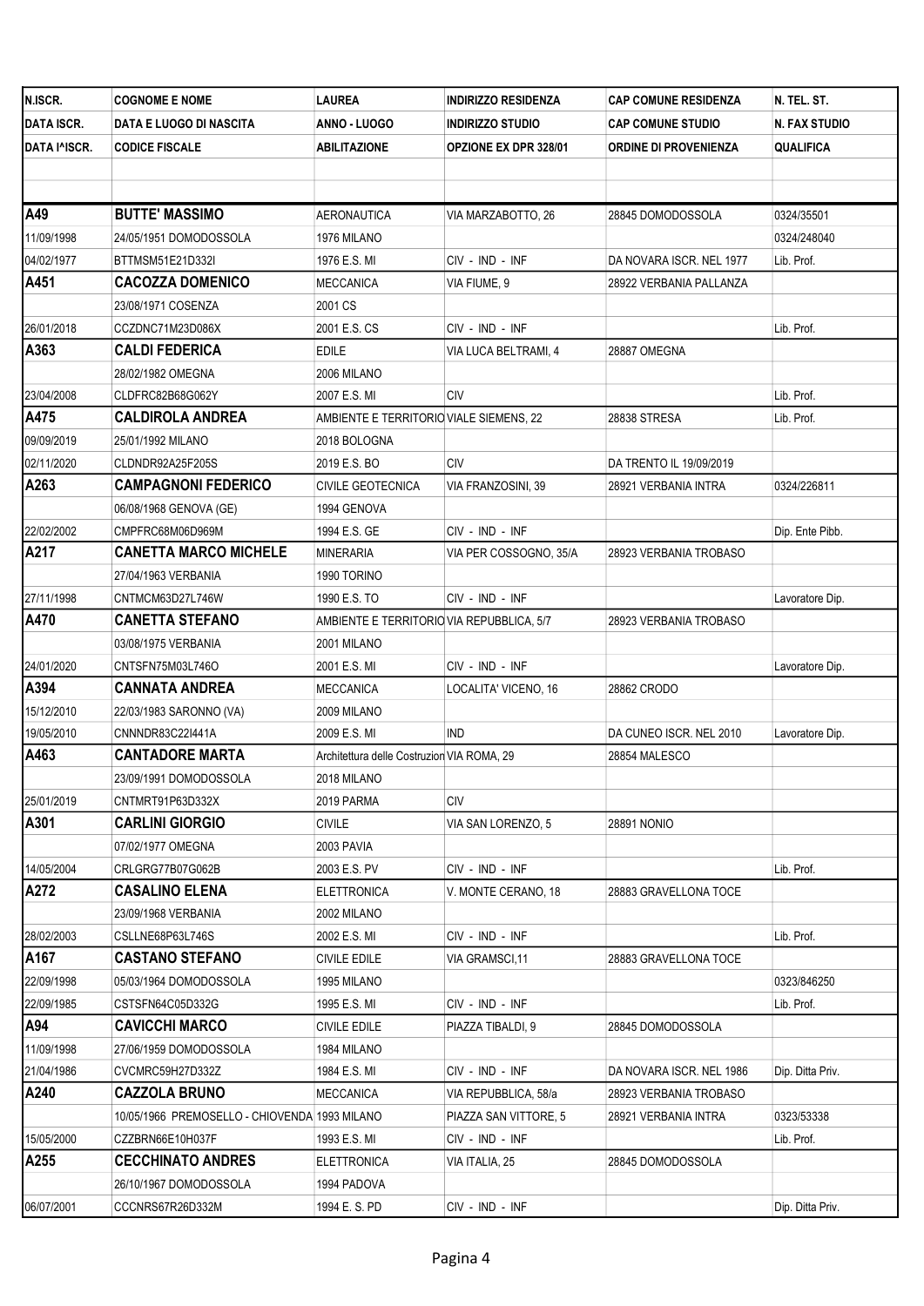| N.ISCR. | COGNOME E NOME | LAUREA | INDIRIZZO RESIDENZA | CAP COMUNE RESIDENZA | N. TEL. ST. |
|---|---|---|---|---|---|
| DATA ISCR. | DATA E LUOGO DI NASCITA | ANNO - LUOGO | INDIRIZZO STUDIO | CAP COMUNE STUDIO | N. FAX STUDIO |
| DATA I^ISCR. | CODICE FISCALE | ABILITAZIONE | OPZIONE EX DPR 328/01 | ORDINE DI PROVENIENZA | QUALIFICA |
| | | | | | |
| | | | | | |
| **A49** | **BUTTE' MASSIMO** | AERONAUTICA | VIA MARZABOTTO, 26 | 28845 DOMODOSSOLA | 0324/35501 |
| 11/09/1998 | 24/05/1951 DOMODOSSOLA | 1976 MILANO | | | 0324/248040 |
| 04/02/1977 | BTTMSM51E21D332I | 1976 E.S. MI | CIV - IND - INF | DA NOVARA ISCR. NEL 1977 | Lib. Prof. |
| **A451** | **CACOZZA DOMENICO** | MECCANICA | VIA FIUME, 9 | 28922 VERBANIA PALLANZA | |
| | 23/08/1971 COSENZA | 2001 CS | | | |
| 26/01/2018 | CCZDNC71M23D086X | 2001 E.S. CS | CIV - IND - INF | | Lib. Prof. |
| **A363** | **CALDI FEDERICA** | EDILE | VIA LUCA BELTRAMI, 4 | 28887 OMEGNA | |
| | 28/02/1982 OMEGNA | 2006 MILANO | | | |
| 23/04/2008 | CLDFRC82B68G062Y | 2007 E.S. MI | CIV | | Lib. Prof. |
| **A475** | **CALDIROLA ANDREA** | AMBIENTE E TERRITORIO | VIALE SIEMENS, 22 | 28838 STRESA | Lib. Prof. |
| 09/09/2019 | 25/01/1992 MILANO | 2018 BOLOGNA | | | |
| 02/11/2020 | CLDNDR92A25F205S | 2019 E.S. BO | CIV | DA TRENTO IL 19/09/2019 | |
| **A263** | **CAMPAGNONI FEDERICO** | CIVILE GEOTECNICA | VIA FRANZOSINI, 39 | 28921 VERBANIA INTRA | 0324/226811 |
| | 06/08/1968 GENOVA (GE) | 1994 GENOVA | | | |
| 22/02/2002 | CMPFRC68M06D969M | 1994 E.S. GE | CIV - IND - INF | | Dip. Ente Pibb. |
| **A217** | **CANETTA MARCO MICHELE** | MINERARIA | VIA PER COSSOGNO, 35/A | 28923 VERBANIA TROBASO | |
| | 27/04/1963 VERBANIA | 1990 TORINO | | | |
| 27/11/1998 | CNTMCM63D27L746W | 1990 E.S. TO | CIV - IND - INF | | Lavoratore Dip. |
| **A470** | **CANETTA STEFANO** | AMBIENTE E TERRITORIO | VIA REPUBBLICA, 5/7 | 28923 VERBANIA TROBASO | |
| | 03/08/1975 VERBANIA | 2001 MILANO | | | |
| 24/01/2020 | CNTSFN75M03L746O | 2001 E.S. MI | CIV - IND - INF | | Lavoratore Dip. |
| **A394** | **CANNATA ANDREA** | MECCANICA | LOCALITA' VICENO, 16 | 28862 CRODO | |
| 15/12/2010 | 22/03/1983 SARONNO (VA) | 2009 MILANO | | | |
| 19/05/2010 | CNNNDR83C22I441A | 2009 E.S. MI | IND | DA CUNEO ISCR. NEL 2010 | Lavoratore Dip. |
| **A463** | **CANTADORE MARTA** | Architettura delle Costruzion | VIA ROMA, 29 | 28854 MALESCO | |
| | 23/09/1991 DOMODOSSOLA | 2018 MILANO | | | |
| 25/01/2019 | CNTMRT91P63D332X | 2019 PARMA | CIV | | |
| **A301** | **CARLINI GIORGIO** | CIVILE | VIA SAN LORENZO, 5 | 28891 NONIO | |
| | 07/02/1977 OMEGNA | 2003 PAVIA | | | |
| 14/05/2004 | CRLGRG77B07G062B | 2003 E.S. PV | CIV - IND - INF | | Lib. Prof. |
| **A272** | **CASALINO ELENA** | ELETTRONICA | V. MONTE CERANO, 18 | 28883 GRAVELLONA TOCE | |
| | 23/09/1968 VERBANIA | 2002 MILANO | | | |
| 28/02/2003 | CSLLNE68P63L746S | 2002 E.S. MI | CIV - IND - INF | | Lib. Prof. |
| **A167** | **CASTANO STEFANO** | CIVILE EDILE | VIA GRAMSCI,11 | 28883 GRAVELLONA TOCE | |
| 22/09/1998 | 05/03/1964 DOMODOSSOLA | 1995 MILANO | | | 0323/846250 |
| 22/09/1985 | CSTSFN64C05D332G | 1995 E.S. MI | CIV - IND - INF | | Lib. Prof. |
| **A94** | **CAVICCHI MARCO** | CIVILE EDILE | PIAZZA TIBALDI, 9 | 28845 DOMODOSSOLA | |
| 11/09/1998 | 27/06/1959 DOMODOSSOLA | 1984 MILANO | | | |
| 21/04/1986 | CVCMRC59H27D332Z | 1984 E.S. MI | CIV - IND - INF | DA NOVARA ISCR. NEL 1986 | Dip. Ditta Priv. |
| **A240** | **CAZZOLA BRUNO** | MECCANICA | VIA REPUBBLICA, 58/a | 28923 VERBANIA TROBASO | |
| | 10/05/1966 PREMOSELLO - CHIOVENDA | 1993 MILANO | PIAZZA SAN VITTORE, 5 | 28921 VERBANIA INTRA | 0323/53338 |
| 15/05/2000 | CZZBRN66E10H037F | 1993 E.S. MI | CIV - IND - INF | | Lib. Prof. |
| **A255** | **CECCHINATO ANDRES** | ELETTRONICA | VIA ITALIA, 25 | 28845 DOMODOSSOLA | |
| | 26/10/1967 DOMODOSSOLA | 1994 PADOVA | | | |
| 06/07/2001 | CCCNRS67R26D332M | 1994 E. S. PD | CIV - IND - INF | | Dip. Ditta Priv. |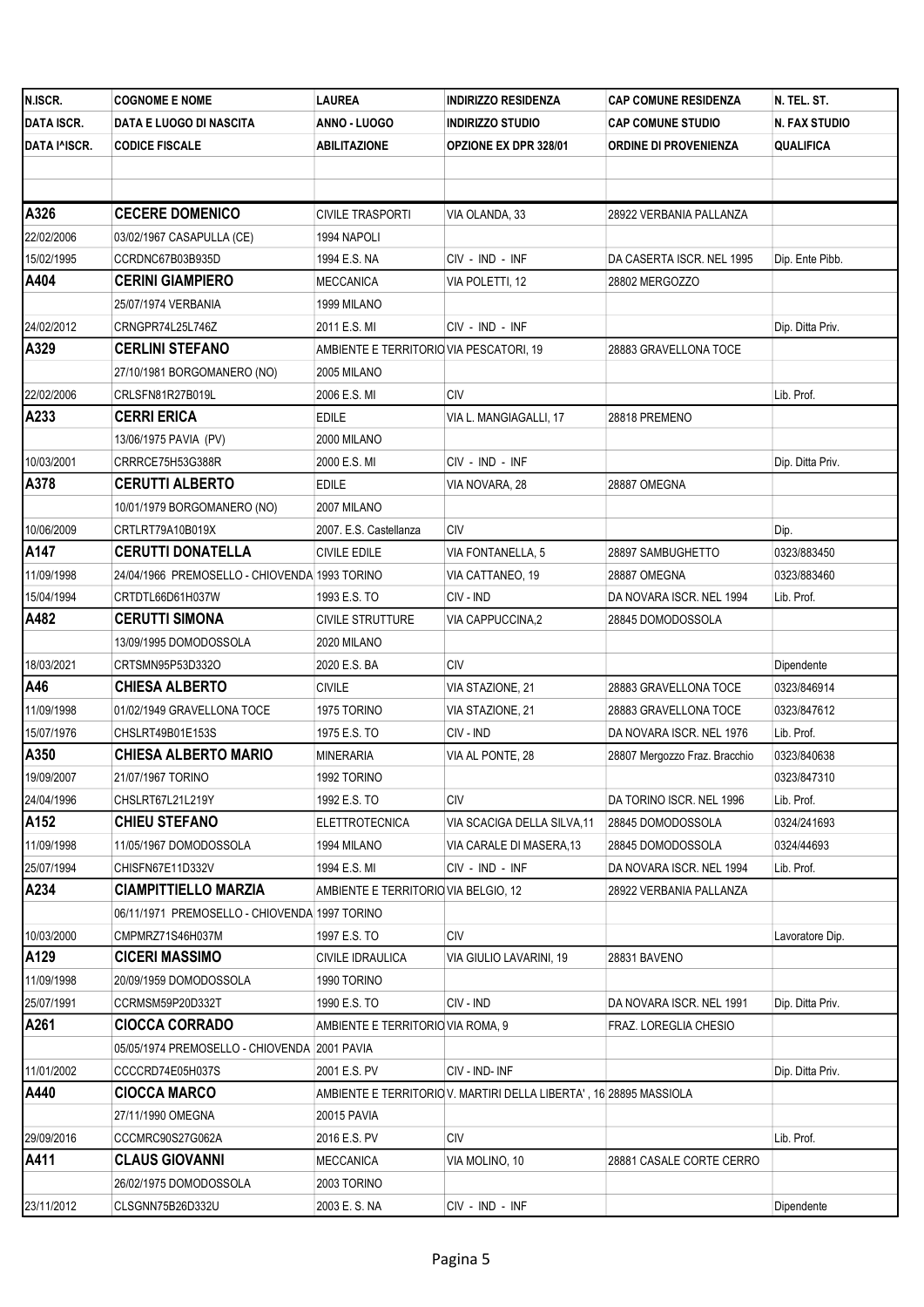| N.ISCR. | COGNOME E NOME | LAUREA | INDIRIZZO RESIDENZA | CAP COMUNE RESIDENZA | N. TEL. ST. |
|---|---|---|---|---|---|
| DATA ISCR. | DATA E LUOGO DI NASCITA | ANNO - LUOGO | INDIRIZZO STUDIO | CAP COMUNE STUDIO | N. FAX STUDIO |
| DATA I^ISCR. | CODICE FISCALE | ABILITAZIONE | OPZIONE EX DPR 328/01 | ORDINE DI PROVENIENZA | QUALIFICA |
| | | | | | |
| | | | | | |
| **A326** | **CECERE DOMENICO** | CIVILE TRASPORTI | VIA OLANDA, 33 | 28922 VERBANIA PALLANZA | |
| 22/02/2006 | 03/02/1967 CASAPULLA (CE) | 1994 NAPOLI | | | |
| 15/02/1995 | CCRDNC67B03B935D | 1994 E.S. NA | CIV - IND - INF | DA CASERTA ISCR. NEL 1995 | Dip. Ente Pibb. |
| **A404** | **CERINI GIAMPIERO** | MECCANICA | VIA POLETTI, 12 | 28802 MERGOZZO | |
| | 25/07/1974 VERBANIA | 1999 MILANO | | | |
| 24/02/2012 | CRNGPR74L25L746Z | 2011 E.S. MI | CIV - IND - INF | | Dip. Ditta Priv. |
| **A329** | **CERLINI STEFANO** | AMBIENTE E TERRITORIO | VIA PESCATORI, 19 | 28883 GRAVELLONA TOCE | |
| | 27/10/1981 BORGOMANERO (NO) | 2005 MILANO | | | |
| 22/02/2006 | CRLSFN81R27B019L | 2006 E.S. MI | CIV | | Lib. Prof. |
| **A233** | **CERRI ERICA** | EDILE | VIA L. MANGIAGALLI, 17 | 28818 PREMENO | |
| | 13/06/1975 PAVIA (PV) | 2000 MILANO | | | |
| 10/03/2001 | CRRRCE75H53G388R | 2000 E.S. MI | CIV - IND - INF | | Dip. Ditta Priv. |
| **A378** | **CERUTTI ALBERTO** | EDILE | VIA NOVARA, 28 | 28887 OMEGNA | |
| | 10/01/1979 BORGOMANERO (NO) | 2007 MILANO | | | |
| 10/06/2009 | CRTLRT79A10B019X | 2007. E.S. Castellanza | CIV | | Dip. |
| **A147** | **CERUTTI DONATELLA** | CIVILE EDILE | VIA FONTANELLA, 5 | 28897 SAMBUGHETTO | 0323/883450 |
| 11/09/1998 | 24/04/1966 PREMOSELLO - CHIOVENDA | 1993 TORINO | VIA CATTANEO, 19 | 28887 OMEGNA | 0323/883460 |
| 15/04/1994 | CRTDTL66D61H037W | 1993 E.S. TO | CIV - IND | DA NOVARA ISCR. NEL 1994 | Lib. Prof. |
| **A482** | **CERUTTI SIMONA** | CIVILE STRUTTURE | VIA CAPPUCCINA,2 | 28845 DOMODOSSOLA | |
| | 13/09/1995 DOMODOSSOLA | 2020 MILANO | | | |
| 18/03/2021 | CRTSMN95P53D332O | 2020 E.S. BA | CIV | | Dipendente |
| **A46** | **CHIESA ALBERTO** | CIVILE | VIA STAZIONE, 21 | 28883 GRAVELLONA TOCE | 0323/846914 |
| 11/09/1998 | 01/02/1949 GRAVELLONA TOCE | 1975 TORINO | VIA STAZIONE, 21 | 28883 GRAVELLONA TOCE | 0323/847612 |
| 15/07/1976 | CHSLRT49B01E153S | 1975 E.S. TO | CIV - IND | DA NOVARA ISCR. NEL 1976 | Lib. Prof. |
| **A350** | **CHIESA ALBERTO MARIO** | MINERARIA | VIA AL PONTE, 28 | 28807 Mergozzo Fraz. Bracchio | 0323/840638 |
| 19/09/2007 | 21/07/1967 TORINO | 1992 TORINO | | | 0323/847310 |
| 24/04/1996 | CHSLRT67L21L219Y | 1992 E.S. TO | CIV | DA TORINO ISCR. NEL 1996 | Lib. Prof. |
| **A152** | **CHIEU STEFANO** | ELETTROTECNICA | VIA SCACIGA DELLA SILVA,11 | 28845 DOMODOSSOLA | 0324/241693 |
| 11/09/1998 | 11/05/1967 DOMODOSSOLA | 1994 MILANO | VIA CARALE DI MASERA,13 | 28845 DOMODOSSOLA | 0324/44693 |
| 25/07/1994 | CHISFN67E11D332V | 1994 E.S. MI | CIV - IND - INF | DA NOVARA ISCR. NEL 1994 | Lib. Prof. |
| **A234** | **CIAMPITTIELLO MARZIA** | AMBIENTE E TERRITORIO | VIA BELGIO, 12 | 28922 VERBANIA PALLANZA | |
| | 06/11/1971 PREMOSELLO - CHIOVENDA | 1997 TORINO | | | |
| 10/03/2000 | CMPMRZ71S46H037M | 1997 E.S. TO | CIV | | Lavoratore Dip. |
| **A129** | **CICERI MASSIMO** | CIVILE IDRAULICA | VIA GIULIO LAVARINI, 19 | 28831 BAVENO | |
| 11/09/1998 | 20/09/1959 DOMODOSSOLA | 1990 TORINO | | | |
| 25/07/1991 | CCRMSM59P20D332T | 1990 E.S. TO | CIV - IND | DA NOVARA ISCR. NEL 1991 | Dip. Ditta Priv. |
| **A261** | **CIOCCA CORRADO** | AMBIENTE E TERRITORIO | VIA ROMA, 9 | FRAZ. LOREGLIA CHESIO | |
| | 05/05/1974 PREMOSELLO - CHIOVENDA | 2001 PAVIA | | | |
| 11/01/2002 | CCCCRD74E05H037S | 2001 E.S. PV | CIV - IND- INF | | Dip. Ditta Priv. |
| **A440** | **CIOCCA MARCO** | AMBIENTE E TERRITORIO | V. MARTIRI DELLA LIBERTA' , 16 | 28895 MASSIOLA | |
| | 27/11/1990 OMEGNA | 20015 PAVIA | | | |
| 29/09/2016 | CCCMRC90S27G062A | 2016 E.S. PV | CIV | | Lib. Prof. |
| **A411** | **CLAUS GIOVANNI** | MECCANICA | VIA MOLINO, 10 | 28881 CASALE CORTE CERRO | |
| | 26/02/1975 DOMODOSSOLA | 2003 TORINO | | | |
| 23/11/2012 | CLSGNN75B26D332U | 2003 E. S. NA | CIV - IND - INF | | Dipendente |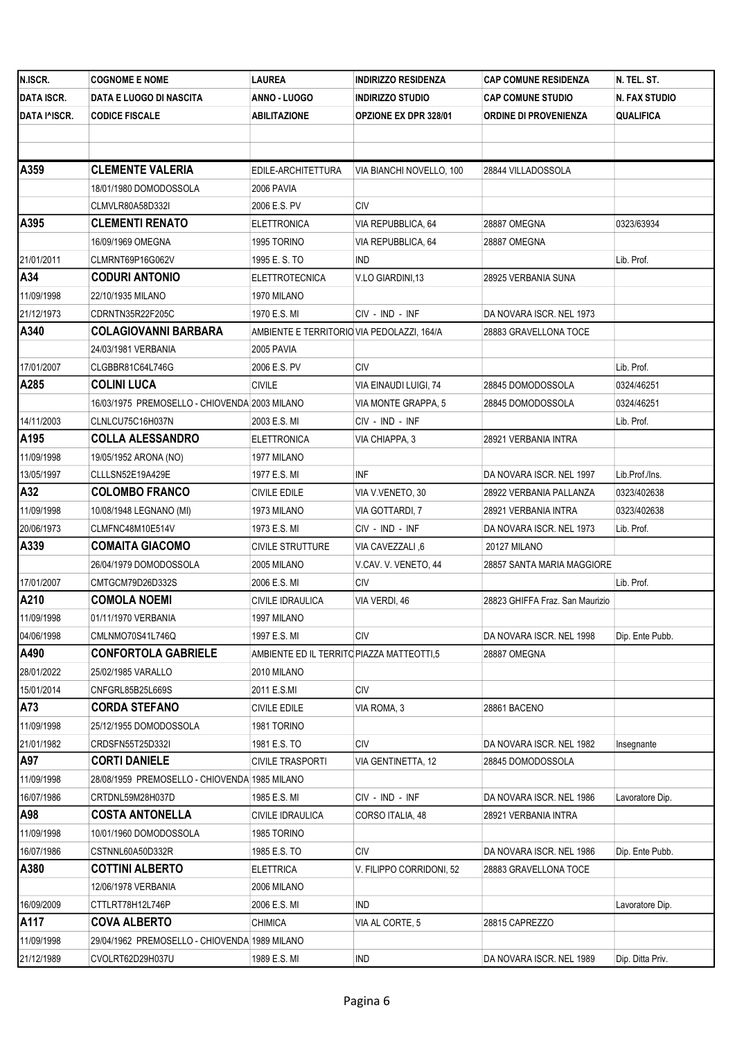| N.ISCR. | COGNOME E NOME | LAUREA | INDIRIZZO RESIDENZA | CAP COMUNE RESIDENZA | N. TEL. ST. |
|---|---|---|---|---|---|
| DATA ISCR. | DATA E LUOGO DI NASCITA | ANNO - LUOGO | INDIRIZZO STUDIO | CAP COMUNE STUDIO | N. FAX STUDIO |
| DATA I^ISCR. | CODICE FISCALE | ABILITAZIONE | OPZIONE EX DPR 328/01 | ORDINE DI PROVENIENZA | QUALIFICA |
| | | | | | |
| | | | | | |
| **A359** | **CLEMENTE VALERIA** | EDILE-ARCHITETTURA | VIA BIANCHI NOVELLO, 100 | 28844 VILLADOSSOLA | |
| | 18/01/1980 DOMODOSSOLA | 2006 PAVIA | | | |
| | CLMVLR80A58D332I | 2006 E.S. PV | CIV | | |
| **A395** | **CLEMENTI RENATO** | ELETTRONICA | VIA REPUBBLICA, 64 | 28887 OMEGNA | 0323/63934 |
| | 16/09/1969 OMEGNA | 1995 TORINO | VIA REPUBBLICA, 64 | 28887 OMEGNA | |
| 21/01/2011 | CLMRNT69P16G062V | 1995 E. S. TO | IND | | Lib. Prof. |
| **A34** | **CODURI ANTONIO** | ELETTROTECNICA | V.LO GIARDINI,13 | 28925 VERBANIA SUNA | |
| 11/09/1998 | 22/10/1935 MILANO | 1970 MILANO | | | |
| 21/12/1973 | CDRNTN35R22F205C | 1970 E.S. MI | CIV - IND - INF | DA NOVARA ISCR. NEL 1973 | |
| **A340** | **COLAGIOVANNI BARBARA** | AMBIENTE E TERRITORIO | VIA PEDOLAZZI, 164/A | 28883 GRAVELLONA TOCE | |
| | 24/03/1981 VERBANIA | 2005 PAVIA | | | |
| 17/01/2007 | CLGBBR81C64L746G | 2006 E.S. PV | CIV | | Lib. Prof. |
| **A285** | **COLINI LUCA** | CIVILE | VIA EINAUDI LUIGI, 74 | 28845 DOMODOSSOLA | 0324/46251 |
| | 16/03/1975 PREMOSELLO - CHIOVENDA | 2003 MILANO | VIA MONTE GRAPPA, 5 | 28845 DOMODOSSOLA | 0324/46251 |
| 14/11/2003 | CLNLCU75C16H037N | 2003 E.S. MI | CIV - IND - INF | | Lib. Prof. |
| **A195** | **COLLA ALESSANDRO** | ELETTRONICA | VIA CHIAPPA, 3 | 28921 VERBANIA INTRA | |
| 11/09/1998 | 19/05/1952 ARONA (NO) | 1977 MILANO | | | |
| 13/05/1997 | CLLLSN52E19A429E | 1977 E.S. MI | INF | DA NOVARA ISCR. NEL 1997 | Lib.Prof./Ins. |
| **A32** | **COLOMBO FRANCO** | CIVILE EDILE | VIA V.VENETO, 30 | 28922 VERBANIA PALLANZA | 0323/402638 |
| 11/09/1998 | 10/08/1948 LEGNANO (MI) | 1973 MILANO | VIA GOTTARDI, 7 | 28921 VERBANIA INTRA | 0323/402638 |
| 20/06/1973 | CLMFNC48M10E514V | 1973 E.S. MI | CIV - IND - INF | DA NOVARA ISCR. NEL 1973 | Lib. Prof. |
| **A339** | **COMAITA GIACOMO** | CIVILE STRUTTURE | VIA CAVEZZALI ,6 | 20127 MILANO | |
| | 26/04/1979 DOMODOSSOLA | 2005 MILANO | V.CAV. V. VENETO, 44 | 28857 SANTA MARIA MAGGIORE | |
| 17/01/2007 | CMTGCM79D26D332S | 2006 E.S. MI | CIV | | Lib. Prof. |
| **A210** | **COMOLA NOEMI** | CIVILE IDRAULICA | VIA VERDI, 46 | 28823 GHIFFA Fraz. San Maurizio | |
| 11/09/1998 | 01/11/1970 VERBANIA | 1997 MILANO | | | |
| 04/06/1998 | CMLNMO70S41L746Q | 1997 E.S. MI | CIV | DA NOVARA ISCR. NEL 1998 | Dip. Ente Pubb. |
| **A490** | **CONFORTOLA GABRIELE** | AMBIENTE ED IL TERRITO | PIAZZA MATTEOTTI,5 | 28887 OMEGNA | |
| 28/01/2022 | 25/02/1985 VARALLO | 2010 MILANO | | | |
| 15/01/2014 | CNFGRL85B25L669S | 2011 E.S.MI | CIV | | |
| **A73** | **CORDA STEFANO** | CIVILE EDILE | VIA ROMA, 3 | 28861 BACENO | |
| 11/09/1998 | 25/12/1955 DOMODOSSOLA | 1981 TORINO | | | |
| 21/01/1982 | CRDSFN55T25D332I | 1981 E.S. TO | CIV | DA NOVARA ISCR. NEL 1982 | Insegnante |
| **A97** | **CORTI DANIELE** | CIVILE TRASPORTI | VIA GENTINETTA, 12 | 28845 DOMODOSSOLA | |
| 11/09/1998 | 28/08/1959 PREMOSELLO - CHIOVENDA | 1985 MILANO | | | |
| 16/07/1986 | CRTDNL59M28H037D | 1985 E.S. MI | CIV - IND - INF | DA NOVARA ISCR. NEL 1986 | Lavoratore Dip. |
| **A98** | **COSTA ANTONELLA** | CIVILE IDRAULICA | CORSO ITALIA, 48 | 28921 VERBANIA INTRA | |
| 11/09/1998 | 10/01/1960 DOMODOSSOLA | 1985 TORINO | | | |
| 16/07/1986 | CSTNNL60A50D332R | 1985 E.S. TO | CIV | DA NOVARA ISCR. NEL 1986 | Dip. Ente Pubb. |
| **A380** | **COTTINI ALBERTO** | ELETTRICA | V. FILIPPO CORRIDONI, 52 | 28883 GRAVELLONA TOCE | |
| | 12/06/1978 VERBANIA | 2006 MILANO | | | |
| 16/09/2009 | CTTLRT78H12L746P | 2006 E.S. MI | IND | | Lavoratore Dip. |
| **A117** | **COVA ALBERTO** | CHIMICA | VIA AL CORTE, 5 | 28815 CAPREZZO | |
| 11/09/1998 | 29/04/1962 PREMOSELLO - CHIOVENDA | 1989 MILANO | | | |
| 21/12/1989 | CVOLRT62D29H037U | 1989 E.S. MI | IND | DA NOVARA ISCR. NEL 1989 | Dip. Ditta Priv. |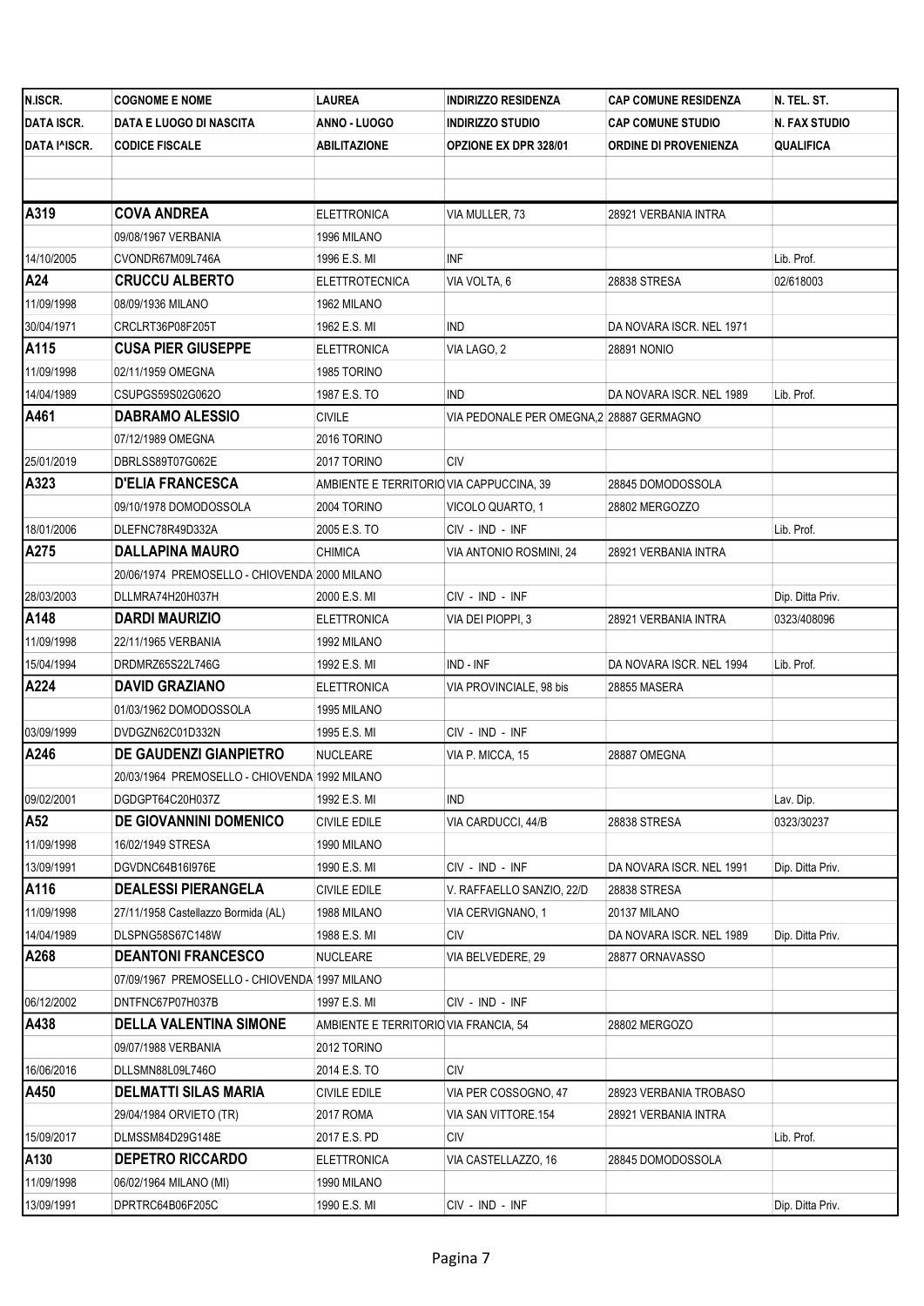| N.ISCR. | COGNOME E NOME | LAUREA | INDIRIZZO RESIDENZA | CAP COMUNE RESIDENZA | N. TEL. ST. |
|---|---|---|---|---|---|
| DATA ISCR. | DATA E LUOGO DI NASCITA | ANNO - LUOGO | INDIRIZZO STUDIO | CAP COMUNE STUDIO | N. FAX STUDIO |
| DATA I^ISCR. | CODICE FISCALE | ABILITAZIONE | OPZIONE EX DPR 328/01 | ORDINE DI PROVENIENZA | QUALIFICA |
| | | | | | |
| | | | | | |
| **A319** | **COVA ANDREA** | ELETTRONICA | VIA MULLER, 73 | 28921 VERBANIA INTRA | |
| | 09/08/1967 VERBANIA | 1996 MILANO | | | |
| 14/10/2005 | CVONDR67M09L746A | 1996 E.S. MI | INF | | Lib. Prof. |
| **A24** | **CRUCCU ALBERTO** | ELETTROTECNICA | VIA VOLTA, 6 | 28838 STRESA | 02/618003 |
| 11/09/1998 | 08/09/1936 MILANO | 1962 MILANO | | | |
| 30/04/1971 | CRCLRT36P08F205T | 1962 E.S. MI | IND | DA NOVARA ISCR. NEL 1971 | |
| **A115** | **CUSA PIER GIUSEPPE** | ELETTRONICA | VIA LAGO, 2 | 28891 NONIO | |
| 11/09/1998 | 02/11/1959 OMEGNA | 1985 TORINO | | | |
| 14/04/1989 | CSUPGS59S02G062O | 1987 E.S. TO | IND | DA NOVARA ISCR. NEL 1989 | Lib. Prof. |
| **A461** | **DABRAMO ALESSIO** | CIVILE | VIA PEDONALE PER OMEGNA,2 | 28887 GERMAGNO | |
| | 07/12/1989 OMEGNA | 2016 TORINO | | | |
| 25/01/2019 | DBRLSS89T07G062E | 2017 TORINO | CIV | | |
| **A323** | **D'ELIA FRANCESCA** | AMBIENTE E TERRITORIO | VIA CAPPUCCINA, 39 | 28845 DOMODOSSOLA | |
| | 09/10/1978 DOMODOSSOLA | 2004 TORINO | VICOLO QUARTO, 1 | 28802 MERGOZZO | |
| 18/01/2006 | DLEFNC78R49D332A | 2005 E.S. TO | CIV - IND - INF | | Lib. Prof. |
| **A275** | **DALLAPINA MAURO** | CHIMICA | VIA ANTONIO ROSMINI, 24 | 28921 VERBANIA INTRA | |
| | 20/06/1974 PREMOSELLO - CHIOVENDA | 2000 MILANO | | | |
| 28/03/2003 | DLLMRA74H20H037H | 2000 E.S. MI | CIV - IND - INF | | Dip. Ditta Priv. |
| **A148** | **DARDI MAURIZIO** | ELETTRONICA | VIA DEI PIOPPI, 3 | 28921 VERBANIA INTRA | 0323/408096 |
| 11/09/1998 | 22/11/1965 VERBANIA | 1992 MILANO | | | |
| 15/04/1994 | DRDMRZ65S22L746G | 1992 E.S. MI | IND - INF | DA NOVARA ISCR. NEL 1994 | Lib. Prof. |
| **A224** | **DAVID GRAZIANO** | ELETTRONICA | VIA PROVINCIALE, 98 bis | 28855 MASERA | |
| | 01/03/1962 DOMODOSSOLA | 1995 MILANO | | | |
| 03/09/1999 | DVDGZN62C01D332N | 1995 E.S. MI | CIV - IND - INF | | |
| **A246** | **DE GAUDENZI GIANPIETRO** | NUCLEARE | VIA P. MICCA, 15 | 28887 OMEGNA | |
| | 20/03/1964 PREMOSELLO - CHIOVENDA | 1992 MILANO | | | |
| 09/02/2001 | DGDGPT64C20H037Z | 1992 E.S. MI | IND | | Lav. Dip. |
| **A52** | **DE GIOVANNINI DOMENICO** | CIVILE EDILE | VIA CARDUCCI, 44/B | 28838 STRESA | 0323/30237 |
| 11/09/1998 | 16/02/1949 STRESA | 1990 MILANO | | | |
| 13/09/1991 | DGVDNC64B16I976E | 1990 E.S. MI | CIV - IND - INF | DA NOVARA ISCR. NEL 1991 | Dip. Ditta Priv. |
| **A116** | **DEALESSI PIERANGELA** | CIVILE EDILE | V. RAFFAELLO SANZIO, 22/D | 28838 STRESA | |
| 11/09/1998 | 27/11/1958 Castellazzo Bormida (AL) | 1988 MILANO | VIA CERVIGNANO, 1 | 20137 MILANO | |
| 14/04/1989 | DLSPNG58S67C148W | 1988 E.S. MI | CIV | DA NOVARA ISCR. NEL 1989 | Dip. Ditta Priv. |
| **A268** | **DEANTONI FRANCESCO** | NUCLEARE | VIA BELVEDERE, 29 | 28877 ORNAVASSO | |
| | 07/09/1967 PREMOSELLO - CHIOVENDA | 1997 MILANO | | | |
| 06/12/2002 | DNTFNC67P07H037B | 1997 E.S. MI | CIV - IND - INF | | |
| **A438** | **DELLA VALENTINA SIMONE** | AMBIENTE E TERRITORIO | VIA FRANCIA, 54 | 28802 MERGOZO | |
| | 09/07/1988 VERBANIA | 2012 TORINO | | | |
| 16/06/2016 | DLLSMN88L09L746O | 2014 E.S. TO | CIV | | |
| **A450** | **DELMATTI SILAS MARIA** | CIVILE EDILE | VIA PER COSSOGNO, 47 | 28923 VERBANIA TROBASO | |
| | 29/04/1984 ORVIETO (TR) | 2017 ROMA | VIA SAN VITTORE.154 | 28921 VERBANIA INTRA | |
| 15/09/2017 | DLMSSM84D29G148E | 2017 E.S. PD | CIV | | Lib. Prof. |
| **A130** | **DEPETRO RICCARDO** | ELETTRONICA | VIA CASTELLAZZO, 16 | 28845 DOMODOSSOLA | |
| 11/09/1998 | 06/02/1964 MILANO (MI) | 1990 MILANO | | | |
| 13/09/1991 | DPRTRC64B06F205C | 1990 E.S. MI | CIV - IND - INF | | Dip. Ditta Priv. |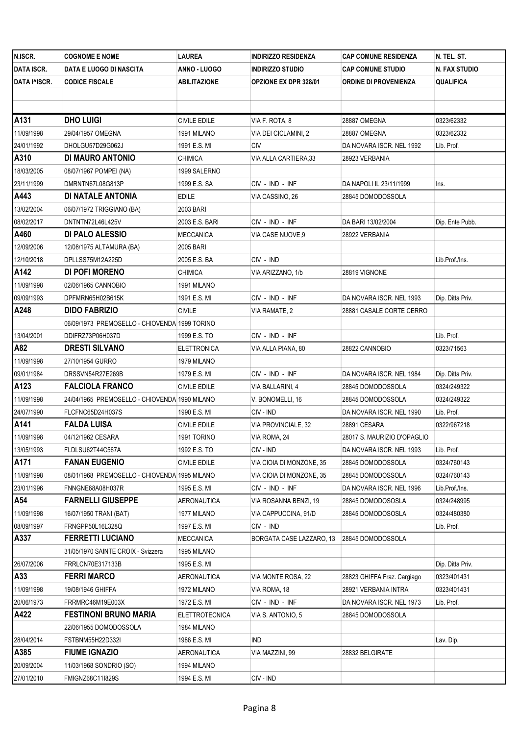| N.ISCR. | COGNOME E NOME | LAUREA | INDIRIZZO RESIDENZA | CAP COMUNE RESIDENZA | N. TEL. ST. |
|---|---|---|---|---|---|
| DATA ISCR. | DATA E LUOGO DI NASCITA | ANNO - LUOGO | INDIRIZZO STUDIO | CAP COMUNE STUDIO | N. FAX STUDIO |
| DATA I^ISCR. | CODICE FISCALE | ABILITAZIONE | OPZIONE EX DPR 328/01 | ORDINE DI PROVENIENZA | QUALIFICA |
| | | | | | |
| | | | | | |
| **A131** | **DHO LUIGI** | CIVILE EDILE | VIA F. ROTA, 8 | 28887 OMEGNA | 0323/62332 |
| 11/09/1998 | 29/04/1957 OMEGNA | 1991 MILANO | VIA DEI CICLAMINI, 2 | 28887 OMEGNA | 0323/62332 |
| 24/01/1992 | DHOLGU57D29G062J | 1991 E.S. MI | CIV | DA NOVARA ISCR. NEL 1992 | Lib. Prof. |
| **A310** | **DI MAURO ANTONIO** | CHIMICA | VIA ALLA CARTIERA,33 | 28923 VERBANIA | |
| 18/03/2005 | 08/07/1967 POMPEI (NA) | 1999 SALERNO | | | |
| 23/11/1999 | DMRNTN67L08G813P | 1999 E.S. SA | CIV - IND - INF | DA NAPOLI IL 23/11/1999 | Ins. |
| **A443** | **DI NATALE ANTONIA** | EDILE | VIA CASSINO, 26 | 28845 DOMODOSSOLA | |
| 13/02/2004 | 06/07/1972 TRIGGIANO (BA) | 2003 BARI | | | |
| 08/02/2017 | DNTNTN72L46L425V | 2003 E.S. BARI | CIV - IND - INF | DA BARI 13/02/2004 | Dip. Ente Pubb. |
| **A460** | **DI PALO ALESSIO** | MECCANICA | VIA CASE NUOVE,9 | 28922 VERBANIA | |
| 12/09/2006 | 12/08/1975 ALTAMURA (BA) | 2005 BARI | | | |
| 12/10/2018 | DPLLSS75M12A225D | 2005 E.S. BA | CIV - IND | | Lib.Prof./Ins. |
| **A142** | **DI POFI MORENO** | CHIMICA | VIA ARIZZANO, 1/b | 28819 VIGNONE | |
| 11/09/1998 | 02/06/1965 CANNOBIO | 1991 MILANO | | | |
| 09/09/1993 | DPFMRN65H02B615K | 1991 E.S. MI | CIV - IND - INF | DA NOVARA ISCR. NEL 1993 | Dip. Ditta Priv. |
| **A248** | **DIDO FABRIZIO** | CIVILE | VIA RAMATE, 2 | 28881 CASALE CORTE CERRO | |
| | 06/09/1973 PREMOSELLO - CHIOVENDA | 1999 TORINO | | | |
| 13/04/2001 | DDIFRZ73P06H037D | 1999 E.S. TO | CIV - IND - INF | | Lib. Prof. |
| **A82** | **DRESTI SILVANO** | ELETTRONICA | VIA ALLA PIANA, 80 | 28822 CANNOBIO | 0323/71563 |
| 11/09/1998 | 27/10/1954 GURRO | 1979 MILANO | | | |
| 09/01/1984 | DRSSVN54R27E269B | 1979 E.S. MI | CIV - IND - INF | DA NOVARA ISCR. NEL 1984 | Dip. Ditta Priv. |
| **A123** | **FALCIOLA FRANCO** | CIVILE EDILE | VIA BALLARINI, 4 | 28845 DOMODOSSOLA | 0324/249322 |
| 11/09/1998 | 24/04/1965 PREMOSELLO - CHIOVENDA | 1990 MILANO | V. BONOMELLI, 16 | 28845 DOMODOSSOLA | 0324/249322 |
| 24/07/1990 | FLCFNC65D24H037S | 1990 E.S. MI | CIV - IND | DA NOVARA ISCR. NEL 1990 | Lib. Prof. |
| **A141** | **FALDA LUISA** | CIVILE EDILE | VIA PROVINCIALE, 32 | 28891 CESARA | 0322/967218 |
| 11/09/1998 | 04/12/1962 CESARA | 1991 TORINO | VIA ROMA, 24 | 28017 S. MAURIZIO D'OPAGLIO | |
| 13/05/1993 | FLDLSU62T44C567A | 1992 E.S. TO | CIV - IND | DA NOVARA ISCR. NEL 1993 | Lib. Prof. |
| **A171** | **FANAN EUGENIO** | CIVILE EDILE | VIA CIOIA DI MONZONE, 35 | 28845 DOMODOSSOLA | 0324/760143 |
| 11/09/1998 | 08/01/1968 PREMOSELLO - CHIOVENDA | 1995 MILANO | VIA CIOIA DI MONZONE, 35 | 28845 DOMODOSSOLA | 0324/760143 |
| 23/01/1996 | FNNGNE68A08H037R | 1995 E.S. MI | CIV - IND - INF | DA NOVARA ISCR. NEL 1996 | Lib.Prof./Ins. |
| **A54** | **FARNELLI GIUSEPPE** | AERONAUTICA | VIA ROSANNA BENZI, 19 | 28845 DOMODOSOSLA | 0324/248995 |
| 11/09/1998 | 16/07/1950 TRANI (BAT) | 1977 MILANO | VIA CAPPUCCINA, 91/D | 28845 DOMODOSOSLA | 0324/480380 |
| 08/09/1997 | FRNGPP50L16L328Q | 1997 E.S. MI | CIV - IND | | Lib. Prof. |
| **A337** | **FERRETTI LUCIANO** | MECCANICA | BORGATA CASE LAZZARO, 13 | 28845 DOMODOSSOLA | |
| | 31/05/1970 SAINTE CROIX - Svizzera | 1995 MILANO | | | |
| 26/07/2006 | FRRLCN70E317133B | 1995 E.S. MI | | | Dip. Ditta Priv. |
| **A33** | **FERRI MARCO** | AERONAUTICA | VIA MONTE ROSA, 22 | 28823 GHIFFA Fraz. Cargiago | 0323/401431 |
| 11/09/1998 | 19/08/1946 GHIFFA | 1972 MILANO | VIA ROMA, 18 | 28921 VERBANIA INTRA | 0323/401431 |
| 20/06/1973 | FRRMRC46M19E003X | 1972 E.S. MI | CIV - IND - INF | DA NOVARA ISCR. NEL 1973 | Lib. Prof. |
| **A422** | **FESTINONI BRUNO MARIA** | ELETTROTECNICA | VIA S. ANTONIO, 5 | 28845 DOMODOSSOLA | |
| | 22/06/1955 DOMODOSSOLA | 1984 MILANO | | | |
| 28/04/2014 | FSTBNM55H22D332I | 1986 E.S. MI | IND | | Lav. Dip. |
| **A385** | **FIUME IGNAZIO** | AERONAUTICA | VIA MAZZINI, 99 | 28832 BELGIRATE | |
| 20/09/2004 | 11/03/1968 SONDRIO (SO) | 1994 MILANO | | | |
| 27/01/2010 | FMIGNZ68C11I829S | 1994 E.S. MI | CIV - IND | | |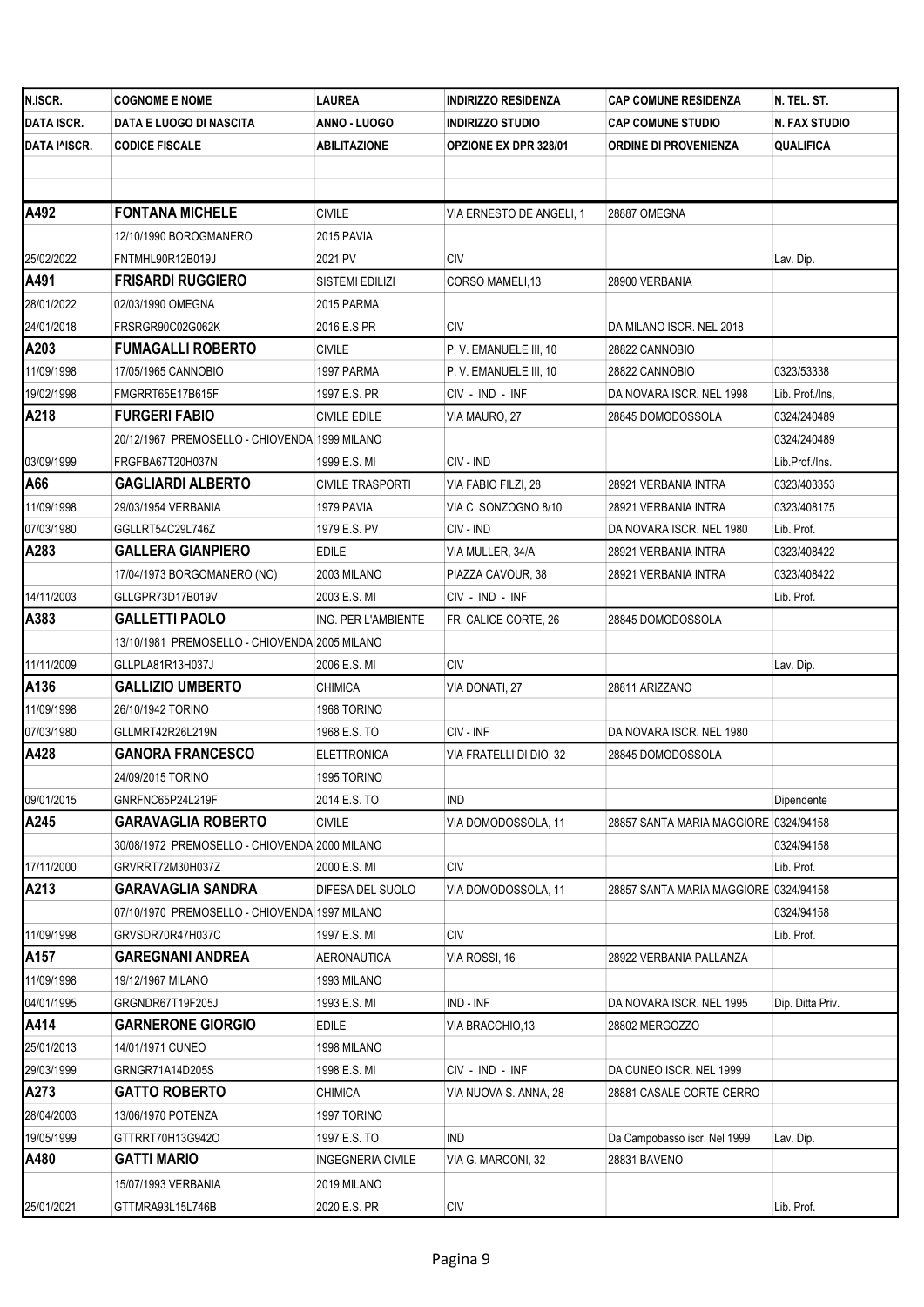| N.ISCR. | COGNOME E NOME | LAUREA | INDIRIZZO RESIDENZA | CAP COMUNE RESIDENZA | N. TEL. ST. |
|---|---|---|---|---|---|
| DATA ISCR. | DATA E LUOGO DI NASCITA | ANNO - LUOGO | INDIRIZZO STUDIO | CAP COMUNE STUDIO | N. FAX STUDIO |
| DATA I^ISCR. | CODICE FISCALE | ABILITAZIONE | OPZIONE EX DPR 328/01 | ORDINE DI PROVENIENZA | QUALIFICA |
| | | | | | |
| | | | | | |
| **A492** | **FONTANA MICHELE** | CIVILE | VIA ERNESTO DE ANGELI, 1 | 28887 OMEGNA | |
| | 12/10/1990 BOROGMANERO | 2015 PAVIA | | | |
| 25/02/2022 | FNTMHL90R12B019J | 2021 PV | CIV | | Lav. Dip. |
| **A491** | **FRISARDI RUGGIERO** | SISTEMI EDILIZI | CORSO MAMELI,13 | 28900 VERBANIA | |
| 28/01/2022 | 02/03/1990 OMEGNA | 2015 PARMA | | | |
| 24/01/2018 | FRSRGR90C02G062K | 2016 E.S PR | CIV | DA MILANO ISCR. NEL 2018 | |
| **A203** | **FUMAGALLI ROBERTO** | CIVILE | P. V. EMANUELE III, 10 | 28822 CANNOBIO | |
| 11/09/1998 | 17/05/1965 CANNOBIO | 1997 PARMA | P. V. EMANUELE III, 10 | 28822 CANNOBIO | 0323/53338 |
| 19/02/1998 | FMGRRT65E17B615F | 1997 E.S. PR | CIV - IND - INF | DA NOVARA ISCR. NEL 1998 | Lib. Prof./Ins, |
| **A218** | **FURGERI FABIO** | CIVILE EDILE | VIA MAURO, 27 | 28845 DOMODOSSOLA | 0324/240489 |
| | 20/12/1967 PREMOSELLO - CHIOVENDA | 1999 MILANO | | | 0324/240489 |
| 03/09/1999 | FRGFBA67T20H037N | 1999 E.S. MI | CIV - IND | | Lib.Prof./Ins. |
| **A66** | **GAGLIARDI ALBERTO** | CIVILE TRASPORTI | VIA FABIO FILZI, 28 | 28921 VERBANIA INTRA | 0323/403353 |
| 11/09/1998 | 29/03/1954 VERBANIA | 1979 PAVIA | VIA C. SONZOGNO 8/10 | 28921 VERBANIA INTRA | 0323/408175 |
| 07/03/1980 | GGLLRT54C29L746Z | 1979 E.S. PV | CIV - IND | DA NOVARA ISCR. NEL 1980 | Lib. Prof. |
| **A283** | **GALLERA GIANPIERO** | EDILE | VIA MULLER, 34/A | 28921 VERBANIA INTRA | 0323/408422 |
| | 17/04/1973 BORGOMANERO (NO) | 2003 MILANO | PIAZZA CAVOUR, 38 | 28921 VERBANIA INTRA | 0323/408422 |
| 14/11/2003 | GLLGPR73D17B019V | 2003 E.S. MI | CIV - IND - INF | | Lib. Prof. |
| **A383** | **GALLETTI PAOLO** | ING. PER L'AMBIENTE | FR. CALICE CORTE, 26 | 28845 DOMODOSSOLA | |
| | 13/10/1981 PREMOSELLO - CHIOVENDA | 2005 MILANO | | | |
| 11/11/2009 | GLLPLA81R13H037J | 2006 E.S. MI | CIV | | Lav. Dip. |
| **A136** | **GALLIZIO UMBERTO** | CHIMICA | VIA DONATI, 27 | 28811 ARIZZANO | |
| 11/09/1998 | 26/10/1942 TORINO | 1968 TORINO | | | |
| 07/03/1980 | GLLMRT42R26L219N | 1968 E.S. TO | CIV - INF | DA NOVARA ISCR. NEL 1980 | |
| **A428** | **GANORA FRANCESCO** | ELETTRONICA | VIA FRATELLI DI DIO, 32 | 28845 DOMODOSSOLA | |
| | 24/09/2015 TORINO | 1995 TORINO | | | |
| 09/01/2015 | GNRFNC65P24L219F | 2014 E.S. TO | IND | | Dipendente |
| **A245** | **GARAVAGLIA ROBERTO** | CIVILE | VIA DOMODOSSOLA, 11 | 28857 SANTA MARIA MAGGIORE | 0324/94158 |
| | 30/08/1972 PREMOSELLO - CHIOVENDA | 2000 MILANO | | | 0324/94158 |
| 17/11/2000 | GRVRRT72M30H037Z | 2000 E.S. MI | CIV | | Lib. Prof. |
| **A213** | **GARAVAGLIA SANDRA** | DIFESA DEL SUOLO | VIA DOMODOSSOLA, 11 | 28857 SANTA MARIA MAGGIORE | 0324/94158 |
| | 07/10/1970 PREMOSELLO - CHIOVENDA | 1997 MILANO | | | 0324/94158 |
| 11/09/1998 | GRVSDR70R47H037C | 1997 E.S. MI | CIV | | Lib. Prof. |
| **A157** | **GAREGNANI ANDREA** | AERONAUTICA | VIA ROSSI, 16 | 28922 VERBANIA PALLANZA | |
| 11/09/1998 | 19/12/1967 MILANO | 1993 MILANO | | | |
| 04/01/1995 | GRGNDR67T19F205J | 1993 E.S. MI | IND - INF | DA NOVARA ISCR. NEL 1995 | Dip. Ditta Priv. |
| **A414** | **GARNERONE GIORGIO** | EDILE | VIA BRACCHIO,13 | 28802 MERGOZZO | |
| 25/01/2013 | 14/01/1971 CUNEO | 1998 MILANO | | | |
| 29/03/1999 | GRNGRG71A14D205S | 1998 E.S. MI | CIV - IND - INF | DA CUNEO ISCR. NEL 1999 | |
| **A273** | **GATTO ROBERTO** | CHIMICA | VIA NUOVA S. ANNA, 28 | 28881 CASALE CORTE CERRO | |
| 28/04/2003 | 13/06/1970 POTENZA | 1997 TORINO | | | |
| 19/05/1999 | GTTRRT70H13G942O | 1997 E.S. TO | IND | Da Campobasso iscr. Nel 1999 | Lav. Dip. |
| **A480** | **GATTI MARIO** | INGEGNERIA CIVILE | VIA G. MARCONI, 32 | 28831 BAVENO | |
| | 15/07/1993 VERBANIA | 2019 MILANO | | | |
| 25/01/2021 | GTTMRA93L15L746B | 2020 E.S. PR | CIV | | Lib. Prof. |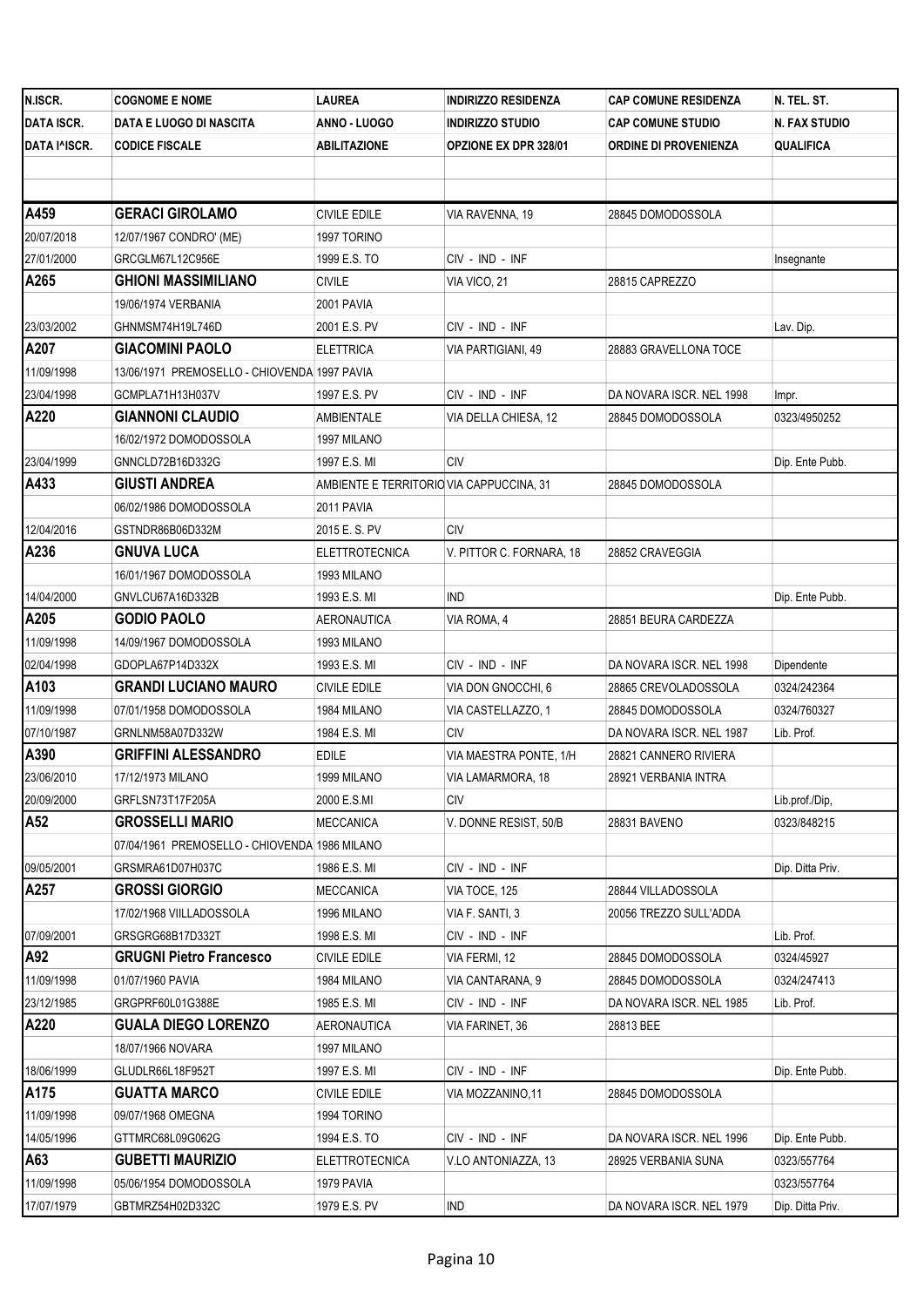| N.ISCR. | COGNOME E NOME | LAUREA | INDIRIZZO RESIDENZA | CAP COMUNE RESIDENZA | N. TEL. ST. |
|---|---|---|---|---|---|
| DATA ISCR. | DATA E LUOGO DI NASCITA | ANNO - LUOGO | INDIRIZZO STUDIO | CAP COMUNE STUDIO | N. FAX STUDIO |
| DATA I^ISCR. | CODICE FISCALE | ABILITAZIONE | OPZIONE EX DPR 328/01 | ORDINE DI PROVENIENZA | QUALIFICA |
| | | | | | |
| | | | | | |
| **A459** | **GERACI GIROLAMO** | CIVILE EDILE | VIA RAVENNA, 19 | 28845 DOMODOSSOLA | |
| 20/07/2018 | 12/07/1967 CONDRO' (ME) | 1997 TORINO | | | |
| 27/01/2000 | GRCGLM67L12C956E | 1999 E.S. TO | CIV - IND - INF | | Insegnante |
| **A265** | **GHIONI MASSIMILIANO** | CIVILE | VIA VICO, 21 | 28815 CAPREZZO | |
| | 19/06/1974 VERBANIA | 2001 PAVIA | | | |
| 23/03/2002 | GHNMSM74H19L746D | 2001 E.S. PV | CIV - IND - INF | | Lav. Dip. |
| **A207** | **GIACOMINI PAOLO** | ELETTRICA | VIA PARTIGIANI, 49 | 28883 GRAVELLONA TOCE | |
| 11/09/1998 | 13/06/1971 PREMOSELLO - CHIOVENDA | 1997 PAVIA | | | |
| 23/04/1998 | GCMPLA71H13H037V | 1997 E.S. PV | CIV - IND - INF | DA NOVARA ISCR. NEL 1998 | Impr. |
| **A220** | **GIANNONI CLAUDIO** | AMBIENTALE | VIA DELLA CHIESA, 12 | 28845 DOMODOSSOLA | 0323/4950252 |
| | 16/02/1972 DOMODOSSOLA | 1997 MILANO | | | |
| 23/04/1999 | GNNCLD72B16D332G | 1997 E.S. MI | CIV | | Dip. Ente Pubb. |
| **A433** | **GIUSTI ANDREA** | AMBIENTE E TERRITORIO | VIA CAPPUCCINA, 31 | 28845 DOMODOSSOLA | |
| | 06/02/1986 DOMODOSSOLA | 2011 PAVIA | | | |
| 12/04/2016 | GSTNDR86B06D332M | 2015 E. S. PV | CIV | | |
| **A236** | **GNUVA LUCA** | ELETTROTECNICA | V. PITTOR C. FORNARA, 18 | 28852 CRAVEGGIA | |
| | 16/01/1967 DOMODOSSOLA | 1993 MILANO | | | |
| 14/04/2000 | GNVLCU67A16D332B | 1993 E.S. MI | IND | | Dip. Ente Pubb. |
| **A205** | **GODIO PAOLO** | AERONAUTICA | VIA ROMA, 4 | 28851 BEURA CARDEZZA | |
| 11/09/1998 | 14/09/1967 DOMODOSSOLA | 1993 MILANO | | | |
| 02/04/1998 | GDOPLA67P14D332X | 1993 E.S. MI | CIV - IND - INF | DA NOVARA ISCR. NEL 1998 | Dipendente |
| **A103** | **GRANDI LUCIANO MAURO** | CIVILE EDILE | VIA DON GNOCCHI, 6 | 28865 CREVOLADOSSOLA | 0324/242364 |
| 11/09/1998 | 07/01/1958 DOMODOSSOLA | 1984 MILANO | VIA CASTELLAZZO, 1 | 28845 DOMODOSSOLA | 0324/760327 |
| 07/10/1987 | GRNLNM58A07D332W | 1984 E.S. MI | CIV | DA NOVARA ISCR. NEL 1987 | Lib. Prof. |
| **A390** | **GRIFFINI ALESSANDRO** | EDILE | VIA MAESTRA PONTE, 1/H | 28821 CANNERO RIVIERA | |
| 23/06/2010 | 17/12/1973 MILANO | 1999 MILANO | VIA LAMARMORA, 18 | 28921 VERBANIA INTRA | |
| 20/09/2000 | GRFLSN73T17F205A | 2000 E.S.MI | CIV | | Lib.prof./Dip, |
| **A52** | **GROSSELLI MARIO** | MECCANICA | V. DONNE RESIST, 50/B | 28831 BAVENO | 0323/848215 |
| | 07/04/1961 PREMOSELLO - CHIOVENDA | 1986 MILANO | | | |
| 09/05/2001 | GRSMRA61D07H037C | 1986 E.S. MI | CIV - IND - INF | | Dip. Ditta Priv. |
| **A257** | **GROSSI GIORGIO** | MECCANICA | VIA TOCE, 125 | 28844 VILLADOSSOLA | |
| | 17/02/1968 VIILLADOSSOLA | 1996 MILANO | VIA F. SANTI, 3 | 20056 TREZZO SULL'ADDA | |
| 07/09/2001 | GRSGRG68B17D332T | 1998 E.S. MI | CIV - IND - INF | | Lib. Prof. |
| **A92** | **GRUGNI Pietro Francesco** | CIVILE EDILE | VIA FERMI, 12 | 28845 DOMODOSSOLA | 0324/45927 |
| 11/09/1998 | 01/07/1960 PAVIA | 1984 MILANO | VIA CANTARANA, 9 | 28845 DOMODOSSOLA | 0324/247413 |
| 23/12/1985 | GRGPRF60L01G388E | 1985 E.S. MI | CIV - IND - INF | DA NOVARA ISCR. NEL 1985 | Lib. Prof. |
| **A220** | **GUALA DIEGO LORENZO** | AERONAUTICA | VIA FARINET, 36 | 28813 BEE | |
| | 18/07/1966 NOVARA | 1997 MILANO | | | |
| 18/06/1999 | GLUDLR66L18F952T | 1997 E.S. MI | CIV - IND - INF | | Dip. Ente Pubb. |
| **A175** | **GUATTA MARCO** | CIVILE EDILE | VIA MOZZANINO,11 | 28845 DOMODOSSOLA | |
| 11/09/1998 | 09/07/1968 OMEGNA | 1994 TORINO | | | |
| 14/05/1996 | GTTMRC68L09G062G | 1994 E.S. TO | CIV - IND - INF | DA NOVARA ISCR. NEL 1996 | Dip. Ente Pubb. |
| **A63** | **GUBETTI MAURIZIO** | ELETTROTECNICA | V.LO ANTONIAZZA, 13 | 28925 VERBANIA SUNA | 0323/557764 |
| 11/09/1998 | 05/06/1954 DOMODOSSOLA | 1979 PAVIA | | | 0323/557764 |
| 17/07/1979 | GBTMRZ54H02D332C | 1979 E.S. PV | IND | DA NOVARA ISCR. NEL 1979 | Dip. Ditta Priv. |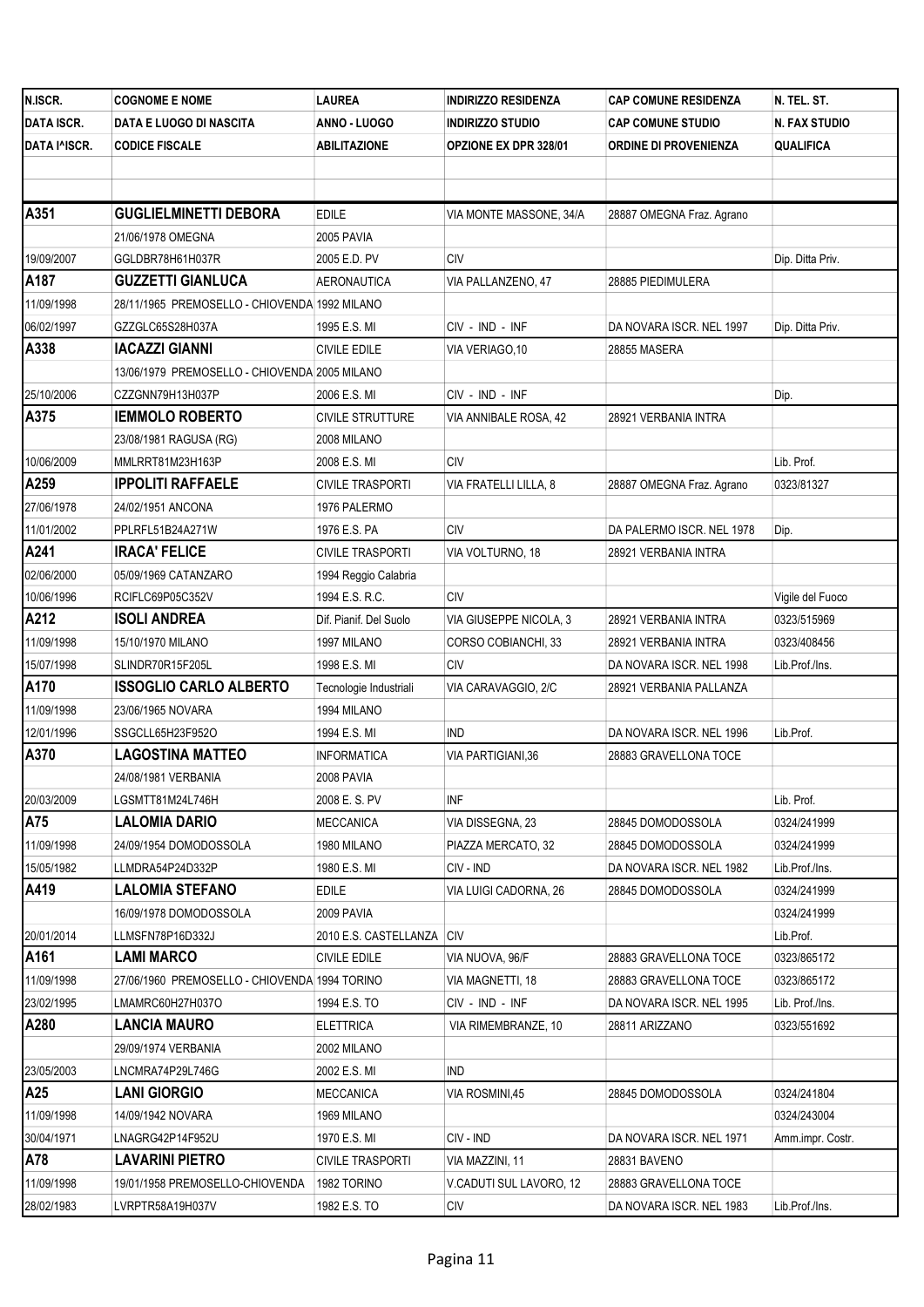| N.ISCR. | COGNOME E NOME | LAUREA | INDIRIZZO RESIDENZA | CAP COMUNE RESIDENZA | N. TEL. ST. |
|---|---|---|---|---|---|
| DATA ISCR. | DATA E LUOGO DI NASCITA | ANNO - LUOGO | INDIRIZZO STUDIO | CAP COMUNE STUDIO | N. FAX STUDIO |
| DATA I^ISCR. | CODICE FISCALE | ABILITAZIONE | OPZIONE EX DPR 328/01 | ORDINE DI PROVENIENZA | QUALIFICA |
| | | | | | |
| | | | | | |
| **A351** | **GUGLIELMINETTI DEBORA** | EDILE | VIA MONTE MASSONE, 34/A | 28887 OMEGNA Fraz. Agrano | |
| | 21/06/1978 OMEGNA | 2005 PAVIA | | | |
| 19/09/2007 | GGLDBR78H61H037R | 2005 E.D. PV | CIV | | Dip. Ditta Priv. |
| **A187** | **GUZZETTI GIANLUCA** | AERONAUTICA | VIA PALLANZENO, 47 | 28885 PIEDIMULERA | |
| 11/09/1998 | 28/11/1965 PREMOSELLO - CHIOVENDA | 1992 MILANO | | | |
| 06/02/1997 | GZZGLC65S28H037A | 1995 E.S. MI | CIV - IND - INF | DA NOVARA ISCR. NEL 1997 | Dip. Ditta Priv. |
| **A338** | **IACAZZI GIANNI** | CIVILE EDILE | VIA VERIAGO,10 | 28855 MASERA | |
| | 13/06/1979 PREMOSELLO - CHIOVENDA | 2005 MILANO | | | |
| 25/10/2006 | CZZGNN79H13H037P | 2006 E.S. MI | CIV - IND - INF | | Dip. |
| **A375** | **IEMMOLO ROBERTO** | CIVILE STRUTTURE | VIA ANNIBALE ROSA, 42 | 28921 VERBANIA INTRA | |
| | 23/08/1981 RAGUSA (RG) | 2008 MILANO | | | |
| 10/06/2009 | MMLRRT81M23H163P | 2008 E.S. MI | CIV | | Lib. Prof. |
| **A259** | **IPPOLITI RAFFAELE** | CIVILE TRASPORTI | VIA FRATELLI LILLA, 8 | 28887 OMEGNA Fraz. Agrano | 0323/81327 |
| 27/06/1978 | 24/02/1951 ANCONA | 1976 PALERMO | | | |
| 11/01/2002 | PPLRFL51B24A271W | 1976 E.S. PA | CIV | DA PALERMO ISCR. NEL 1978 | Dip. |
| **A241** | **IRACA' FELICE** | CIVILE TRASPORTI | VIA VOLTURNO, 18 | 28921 VERBANIA INTRA | |
| 02/06/2000 | 05/09/1969 CATANZARO | 1994 Reggio Calabria | | | |
| 10/06/1996 | RCIFLC69P05C352V | 1994 E.S. R.C. | CIV | | Vigile del Fuoco |
| **A212** | **ISOLI ANDREA** | Dif. Pianif. Del Suolo | VIA GIUSEPPE NICOLA, 3 | 28921 VERBANIA INTRA | 0323/515969 |
| 11/09/1998 | 15/10/1970 MILANO | 1997 MILANO | CORSO COBIANCHI, 33 | 28921 VERBANIA INTRA | 0323/408456 |
| 15/07/1998 | SLINDR70R15F205L | 1998 E.S. MI | CIV | DA NOVARA ISCR. NEL 1998 | Lib.Prof./Ins. |
| **A170** | **ISSOGLIO CARLO ALBERTO** | Tecnologie Industriali | VIA CARAVAGGIO, 2/C | 28921 VERBANIA PALLANZA | |
| 11/09/1998 | 23/06/1965 NOVARA | 1994 MILANO | | | |
| 12/01/1996 | SSGCLL65H23F952O | 1994 E.S. MI | IND | DA NOVARA ISCR. NEL 1996 | Lib.Prof. |
| **A370** | **LAGOSTINA MATTEO** | INFORMATICA | VIA PARTIGIANI,36 | 28883 GRAVELLONA TOCE | |
| | 24/08/1981 VERBANIA | 2008 PAVIA | | | |
| 20/03/2009 | LGSMTT81M24L746H | 2008 E. S. PV | INF | | Lib. Prof. |
| **A75** | **LALOMIA DARIO** | MECCANICA | VIA DISSEGNA, 23 | 28845 DOMODOSSOLA | 0324/241999 |
| 11/09/1998 | 24/09/1954 DOMODOSSOLA | 1980 MILANO | PIAZZA MERCATO, 32 | 28845 DOMODOSSOLA | 0324/241999 |
| 15/05/1982 | LLMDRA54P24D332P | 1980 E.S. MI | CIV - IND | DA NOVARA ISCR. NEL 1982 | Lib.Prof./Ins. |
| **A419** | **LALOMIA STEFANO** | EDILE | VIA LUIGI CADORNA, 26 | 28845 DOMODOSSOLA | 0324/241999 |
| | 16/09/1978 DOMODOSSOLA | 2009 PAVIA | | | 0324/241999 |
| 20/01/2014 | LLMSFN78P16D332J | 2010 E.S. CASTELLANZA | CIV | | Lib.Prof. |
| **A161** | **LAMI MARCO** | CIVILE EDILE | VIA NUOVA, 96/F | 28883 GRAVELLONA TOCE | 0323/865172 |
| 11/09/1998 | 27/06/1960 PREMOSELLO - CHIOVENDA | 1994 TORINO | VIA MAGNETTI, 18 | 28883 GRAVELLONA TOCE | 0323/865172 |
| 23/02/1995 | LMAMRC60H27H037O | 1994 E.S. TO | CIV - IND - INF | DA NOVARA ISCR. NEL 1995 | Lib. Prof./Ins. |
| **A280** | **LANCIA MAURO** | ELETTRICA | VIA RIMEMBRANZE, 10 | 28811 ARIZZANO | 0323/551692 |
| | 29/09/1974 VERBANIA | 2002 MILANO | | | |
| 23/05/2003 | LNCMRA74P29L746G | 2002 E.S. MI | IND | | |
| **A25** | **LANI GIORGIO** | MECCANICA | VIA ROSMINI,45 | 28845 DOMODOSSOLA | 0324/241804 |
| 11/09/1998 | 14/09/1942 NOVARA | 1969 MILANO | | | 0324/243004 |
| 30/04/1971 | LNAGRG42P14F952U | 1970 E.S. MI | CIV - IND | DA NOVARA ISCR. NEL 1971 | Amm.impr. Costr. |
| **A78** | **LAVARINI PIETRO** | CIVILE TRASPORTI | VIA MAZZINI, 11 | 28831 BAVENO | |
| 11/09/1998 | 19/01/1958 PREMOSELLO-CHIOVENDA | 1982 TORINO | V.CADUTI SUL LAVORO, 12 | 28883 GRAVELLONA TOCE | |
| 28/02/1983 | LVRPTR58A19H037V | 1982 E.S. TO | CIV | DA NOVARA ISCR. NEL 1983 | Lib.Prof./Ins. |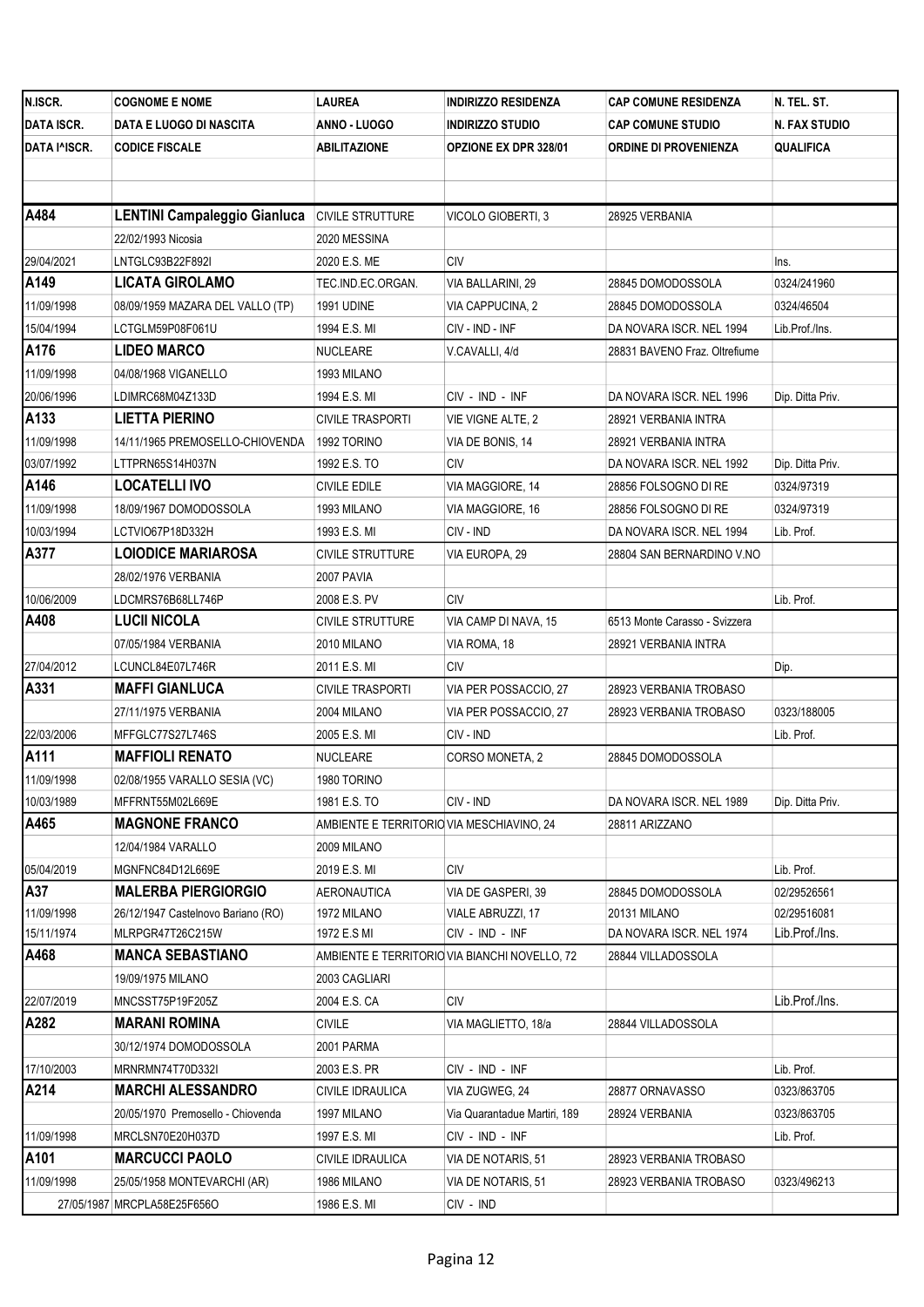| N.ISCR. | COGNOME E NOME | LAUREA | INDIRIZZO RESIDENZA | CAP COMUNE RESIDENZA | N. TEL. ST. |
|---|---|---|---|---|---|
| DATA ISCR. | DATA E LUOGO DI NASCITA | ANNO - LUOGO | INDIRIZZO STUDIO | CAP COMUNE STUDIO | N. FAX STUDIO |
| DATA I^ISCR. | CODICE FISCALE | ABILITAZIONE | OPZIONE EX DPR 328/01 | ORDINE DI PROVENIENZA | QUALIFICA |
| | | | | | |
| **A484** | **LENTINI Campaleggio Gianluca** | CIVILE STRUTTURE | VICOLO GIOBERTI, 3 | 28925 VERBANIA | |
| | 22/02/1993 Nicosia | 2020 MESSINA | | | |
| 29/04/2021 | LNTGLC93B22F892I | 2020 E.S. ME | CIV | | Ins. |
| **A149** | **LICATA GIROLAMO** | TEC.IND.EC.ORGAN. | VIA BALLARINI, 29 | 28845 DOMODOSSOLA | 0324/241960 |
| 11/09/1998 | 08/09/1959 MAZARA DEL VALLO (TP) | 1991 UDINE | VIA CAPPUCINA, 2 | 28845 DOMODOSSOLA | 0324/46504 |
| 15/04/1994 | LCTGLM59P08F061U | 1994 E.S. MI | CIV - IND - INF | DA NOVARA ISCR. NEL 1994 | Lib.Prof./Ins. |
| **A176** | **LIDEO MARCO** | NUCLEARE | V.CAVALLI, 4/d | 28831 BAVENO Fraz. Oltrefiume | |
| 11/09/1998 | 04/08/1968 VIGANELLO | 1993 MILANO | | | |
| 20/06/1996 | LDIMRC68M04Z133D | 1994 E.S. MI | CIV - IND - INF | DA NOVARA ISCR. NEL 1996 | Dip. Ditta Priv. |
| **A133** | **LIETTA PIERINO** | CIVILE TRASPORTI | VIE VIGNE ALTE, 2 | 28921 VERBANIA INTRA | |
| 11/09/1998 | 14/11/1965 PREMOSELLO-CHIOVENDA | 1992 TORINO | VIA DE BONIS, 14 | 28921 VERBANIA INTRA | |
| 03/07/1992 | LTTPRN65S14H037N | 1992 E.S. TO | CIV | DA NOVARA ISCR. NEL 1992 | Dip. Ditta Priv. |
| **A146** | **LOCATELLI IVO** | CIVILE EDILE | VIA MAGGIORE, 14 | 28856 FOLSOGNO DI RE | 0324/97319 |
| 11/09/1998 | 18/09/1967 DOMODOSSOLA | 1993 MILANO | VIA MAGGIORE, 16 | 28856 FOLSOGNO DI RE | 0324/97319 |
| 10/03/1994 | LCTVIO67P18D332H | 1993 E.S. MI | CIV - IND | DA NOVARA ISCR. NEL 1994 | Lib. Prof. |
| **A377** | **LOIODICE MARIAROSA** | CIVILE STRUTTURE | VIA EUROPA, 29 | 28804 SAN BERNARDINO V.NO | |
| | 28/02/1976 VERBANIA | 2007 PAVIA | | | |
| 10/06/2009 | LDCMRS76B68LL746P | 2008 E.S. PV | CIV | | Lib. Prof. |
| **A408** | **LUCII NICOLA** | CIVILE STRUTTURE | VIA CAMP DI NAVA, 15 | 6513 Monte Carasso - Svizzera | |
| | 07/05/1984 VERBANIA | 2010 MILANO | VIA ROMA, 18 | 28921 VERBANIA INTRA | |
| 27/04/2012 | LCUNCL84E07L746R | 2011 E.S. MI | CIV | | Dip. |
| **A331** | **MAFFI GIANLUCA** | CIVILE TRASPORTI | VIA PER POSSACCIO, 27 | 28923 VERBANIA TROBASO | |
| | 27/11/1975 VERBANIA | 2004 MILANO | VIA PER POSSACCIO, 27 | 28923 VERBANIA TROBASO | 0323/188005 |
| 22/03/2006 | MFFGLC77S27L746S | 2005 E.S. MI | CIV - IND | | Lib. Prof. |
| **A111** | **MAFFIOLI RENATO** | NUCLEARE | CORSO MONETA, 2 | 28845 DOMODOSSOLA | |
| 11/09/1998 | 02/08/1955 VARALLO SESIA (VC) | 1980 TORINO | | | |
| 10/03/1989 | MFFRNT55M02L669E | 1981 E.S. TO | CIV - IND | DA NOVARA ISCR. NEL 1989 | Dip. Ditta Priv. |
| **A465** | **MAGNONE FRANCO** | AMBIENTE E TERRITORIO | VIA MESCHIAVINO, 24 | 28811 ARIZZANO | |
| | 12/04/1984 VARALLO | 2009 MILANO | | | |
| 05/04/2019 | MGNFNC84D12L669E | 2019 E.S. MI | CIV | | Lib. Prof. |
| **A37** | **MALERBA PIERGIORGIO** | AERONAUTICA | VIA DE GASPERI, 39 | 28845 DOMODOSSOLA | 02/29526561 |
| 11/09/1998 | 26/12/1947 Castelnovo Bariano (RO) | 1972 MILANO | VIALE ABRUZZI, 17 | 20131 MILANO | 02/29516081 |
| 15/11/1974 | MLRPGR47T26C215W | 1972 E.S MI | CIV - IND - INF | DA NOVARA ISCR. NEL 1974 | Lib.Prof./Ins. |
| **A468** | **MANCA SEBASTIANO** | AMBIENTE E TERRITORIO | VIA BIANCHI NOVELLO, 72 | 28844 VILLADOSSOLA | |
| | 19/09/1975 MILANO | 2003 CAGLIARI | | | |
| 22/07/2019 | MNCSST75P19F205Z | 2004 E.S. CA | CIV | | Lib.Prof./Ins. |
| **A282** | **MARANI ROMINA** | CIVILE | VIA MAGLIETTO, 18/a | 28844 VILLADOSSOLA | |
| | 30/12/1974 DOMODOSSOLA | 2001 PARMA | | | |
| 17/10/2003 | MRNRMN74T70D332I | 2003 E.S. PR | CIV - IND - INF | | Lib. Prof. |
| **A214** | **MARCHI ALESSANDRO** | CIVILE IDRAULICA | VIA ZUGWEG, 24 | 28877 ORNAVASSO | 0323/863705 |
| | 20/05/1970 Premosello - Chiovenda | 1997 MILANO | Via Quarantadue Martiri, 189 | 28924 VERBANIA | 0323/863705 |
| 11/09/1998 | MRCLSN70E20H037D | 1997 E.S. MI | CIV - IND - INF | | Lib. Prof. |
| **A101** | **MARCUCCI PAOLO** | CIVILE IDRAULICA | VIA DE NOTARIS, 51 | 28923 VERBANIA TROBASO | |
| 11/09/1998 | 25/05/1958 MONTEVARCHI (AR) | 1986 MILANO | VIA DE NOTARIS, 51 | 28923 VERBANIA TROBASO | 0323/496213 |
| 27/05/1987 | MRCPLA58E25F656O | 1986 E.S. MI | CIV - IND | | |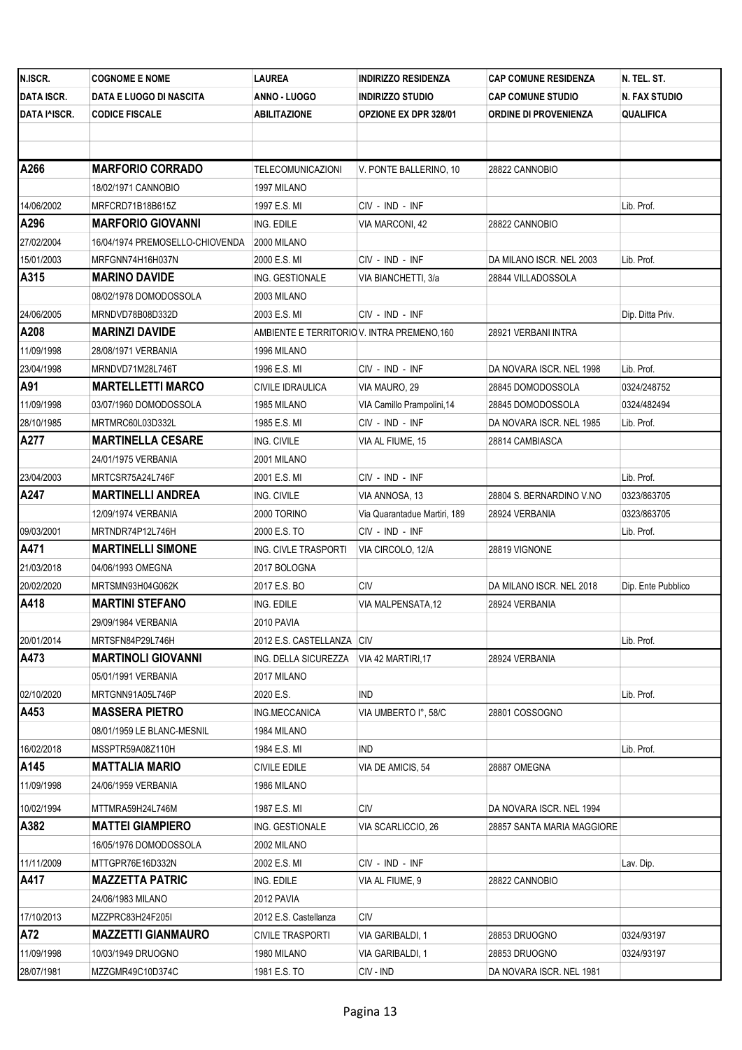| N.ISCR. | COGNOME E NOME | LAUREA | INDIRIZZO RESIDENZA | CAP COMUNE RESIDENZA | N. TEL. ST. |
|---|---|---|---|---|---|
| DATA ISCR. | DATA E LUOGO DI NASCITA | ANNO - LUOGO | INDIRIZZO STUDIO | CAP COMUNE STUDIO | N. FAX STUDIO |
| DATA I^ISCR. | CODICE FISCALE | ABILITAZIONE | OPZIONE EX DPR 328/01 | ORDINE DI PROVENIENZA | QUALIFICA |
| | | | | | |
| | | | | | |
| **A266** | **MARFORIO CORRADO** | TELECOMUNICAZIONI | V. PONTE BALLERINO, 10 | 28822 CANNOBIO | |
| | 18/02/1971 CANNOBIO | 1997 MILANO | | | |
| 14/06/2002 | MRFCRD71B18B615Z | 1997 E.S. MI | CIV - IND - INF | | Lib. Prof. |
| **A296** | **MARFORIO GIOVANNI** | ING. EDILE | VIA MARCONI, 42 | 28822 CANNOBIO | |
| 27/02/2004 | 16/04/1974 PREMOSELLO-CHIOVENDA | 2000 MILANO | | | |
| 15/01/2003 | MRFGNN74H16H037N | 2000 E.S. MI | CIV - IND - INF | DA MILANO ISCR. NEL 2003 | Lib. Prof. |
| **A315** | **MARINO DAVIDE** | ING. GESTIONALE | VIA BIANCHETTI, 3/a | 28844 VILLADOSSOLA | |
| | 08/02/1978 DOMODOSSOLA | 2003 MILANO | | | |
| 24/06/2005 | MRNDVD78B08D332D | 2003 E.S. MI | CIV - IND - INF | | Dip. Ditta Priv. |
| **A208** | **MARINZI DAVIDE** | AMBIENTE E TERRITORIO | V. INTRA PREMENO,160 | 28921 VERBANI INTRA | |
| 11/09/1998 | 28/08/1971 VERBANIA | 1996 MILANO | | | |
| 23/04/1998 | MRNDVD71M28L746T | 1996 E.S. MI | CIV - IND - INF | DA NOVARA ISCR. NEL 1998 | Lib. Prof. |
| **A91** | **MARTELLETTI MARCO** | CIVILE IDRAULICA | VIA MAURO, 29 | 28845 DOMODOSSOLA | 0324/248752 |
| 11/09/1998 | 03/07/1960 DOMODOSSOLA | 1985 MILANO | VIA Camillo Prampolini,14 | 28845 DOMODOSSOLA | 0324/482494 |
| 28/10/1985 | MRTMRC60L03D332L | 1985 E.S. MI | CIV - IND - INF | DA NOVARA ISCR. NEL 1985 | Lib. Prof. |
| **A277** | **MARTINELLA CESARE** | ING. CIVILE | VIA AL FIUME, 15 | 28814 CAMBIASCA | |
| | 24/01/1975 VERBANIA | 2001 MILANO | | | |
| 23/04/2003 | MRTCSR75A24L746F | 2001 E.S. MI | CIV - IND - INF | | Lib. Prof. |
| **A247** | **MARTINELLI ANDREA** | ING. CIVILE | VIA ANNOSA, 13 | 28804 S. BERNARDINO V.NO | 0323/863705 |
| | 12/09/1974 VERBANIA | 2000 TORINO | Via Quarantadue Martiri, 189 | 28924 VERBANIA | 0323/863705 |
| 09/03/2001 | MRTNDR74P12L746H | 2000 E.S. TO | CIV - IND - INF | | Lib. Prof. |
| **A471** | **MARTINELLI SIMONE** | ING. CIVLE TRASPORTI | VIA CIRCOLO, 12/A | 28819 VIGNONE | |
| 21/03/2018 | 04/06/1993 OMEGNA | 2017 BOLOGNA | | | |
| 20/02/2020 | MRTSMN93H04G062K | 2017 E.S. BO | CIV | DA MILANO ISCR. NEL 2018 | Dip. Ente Pubblico |
| **A418** | **MARTINI STEFANO** | ING. EDILE | VIA MALPENSATA,12 | 28924 VERBANIA | |
| | 29/09/1984 VERBANIA | 2010 PAVIA | | | |
| 20/01/2014 | MRTSFN84P29L746H | 2012 E.S. CASTELLANZA | CIV | | Lib. Prof. |
| **A473** | **MARTINOLI GIOVANNI** | ING. DELLA SICUREZZA | VIA 42 MARTIRI,17 | 28924 VERBANIA | |
| | 05/01/1991 VERBANIA | 2017 MILANO | | | |
| 02/10/2020 | MRTGNN91A05L746P | 2020 E.S. | IND | | Lib. Prof. |
| **A453** | **MASSERA PIETRO** | ING.MECCANICA | VIA UMBERTO I°, 58/C | 28801 COSSOGNO | |
| | 08/01/1959 LE BLANC-MESNIL | 1984 MILANO | | | |
| 16/02/2018 | MSSPTR59A08Z110H | 1984 E.S. MI | IND | | Lib. Prof. |
| **A145** | **MATTALIA MARIO** | CIVILE EDILE | VIA DE AMICIS, 54 | 28887 OMEGNA | |
| 11/09/1998 | 24/06/1959 VERBANIA | 1986 MILANO | | | |
| 10/02/1994 | MTTMRA59H24L746M | 1987 E.S. MI | CIV | DA NOVARA ISCR. NEL 1994 | |
| **A382** | **MATTEI GIAMPIERO** | ING. GESTIONALE | VIA SCARLICCIO, 26 | 28857 SANTA MARIA MAGGIORE | |
| | 16/05/1976 DOMODOSSOLA | 2002 MILANO | | | |
| 11/11/2009 | MTTGPR76E16D332N | 2002 E.S. MI | CIV - IND - INF | | Lav. Dip. |
| **A417** | **MAZZETTA PATRIC** | ING. EDILE | VIA AL FIUME, 9 | 28822 CANNOBIO | |
| | 24/06/1983 MILANO | 2012 PAVIA | | | |
| 17/10/2013 | MZZPRC83H24F205I | 2012 E.S. Castellanza | CIV | | |
| **A72** | **MAZZETTI GIANMAURO** | CIVILE TRASPORTI | VIA GARIBALDI, 1 | 28853 DRUOGNO | 0324/93197 |
| 11/09/1998 | 10/03/1949 DRUOGNO | 1980 MILANO | VIA GARIBALDI, 1 | 28853 DRUOGNO | 0324/93197 |
| 28/07/1981 | MZZGMR49C10D374C | 1981 E.S. TO | CIV - IND | DA NOVARA ISCR. NEL 1981 | |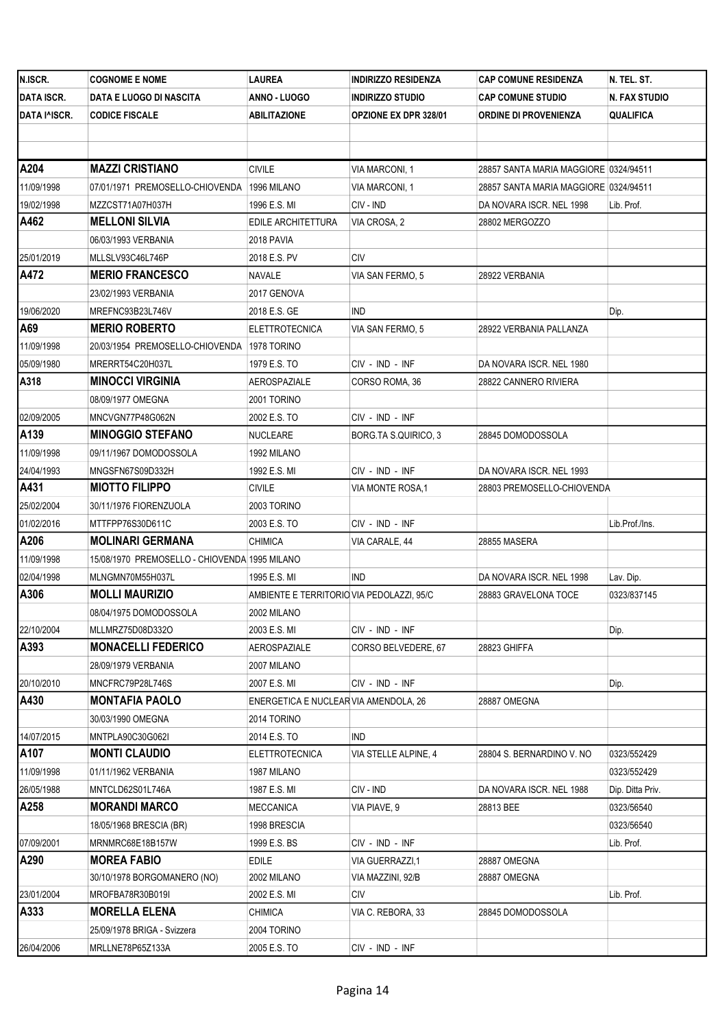| N.ISCR. | COGNOME E NOME | LAUREA | INDIRIZZO RESIDENZA | CAP COMUNE RESIDENZA | N. TEL. ST. |
|---|---|---|---|---|---|
| DATA ISCR. | DATA E LUOGO DI NASCITA | ANNO - LUOGO | INDIRIZZO STUDIO | CAP COMUNE STUDIO | N. FAX STUDIO |
| DATA I^ISCR. | CODICE FISCALE | ABILITAZIONE | OPZIONE EX DPR 328/01 | ORDINE DI PROVENIENZA | QUALIFICA |
| | | | | | |
| | | | | | |
| **A204** | **MAZZI CRISTIANO** | CIVILE | VIA MARCONI, 1 | 28857 SANTA MARIA MAGGIORE | 0324/94511 |
| 11/09/1998 | 07/01/1971 PREMOSELLO-CHIOVENDA | 1996 MILANO | VIA MARCONI, 1 | 28857 SANTA MARIA MAGGIORE | 0324/94511 |
| 19/02/1998 | MZZCST71A07H037H | 1996 E.S. MI | CIV - IND | DA NOVARA ISCR. NEL 1998 | Lib. Prof. |
| **A462** | **MELLONI SILVIA** | EDILE ARCHITETTURA | VIA CROSA, 2 | 28802 MERGOZZO | |
| | 06/03/1993 VERBANIA | 2018 PAVIA | | | |
| 25/01/2019 | MLLSLV93C46L746P | 2018 E.S. PV | CIV | | |
| **A472** | **MERIO FRANCESCO** | NAVALE | VIA SAN FERMO, 5 | 28922 VERBANIA | |
| | 23/02/1993 VERBANIA | 2017 GENOVA | | | |
| 19/06/2020 | MREFNC93B23L746V | 2018 E.S. GE | IND | | Dip. |
| **A69** | **MERIO ROBERTO** | ELETTROTECNICA | VIA SAN FERMO, 5 | 28922 VERBANIA PALLANZA | |
| 11/09/1998 | 20/03/1954 PREMOSELLO-CHIOVENDA | 1978 TORINO | | | |
| 05/09/1980 | MRERRT54C20H037L | 1979 E.S. TO | CIV - IND - INF | DA NOVARA ISCR. NEL 1980 | |
| **A318** | **MINOCCI VIRGINIA** | AEROSPAZIALE | CORSO ROMA, 36 | 28822 CANNERO RIVIERA | |
| | 08/09/1977 OMEGNA | 2001 TORINO | | | |
| 02/09/2005 | MNCVGN77P48G062N | 2002 E.S. TO | CIV - IND - INF | | |
| **A139** | **MINOGGIO STEFANO** | NUCLEARE | BORG.TA S.QUIRICO, 3 | 28845 DOMODOSSOLA | |
| 11/09/1998 | 09/11/1967 DOMODOSSOLA | 1992 MILANO | | | |
| 24/04/1993 | MNGSFN67S09D332H | 1992 E.S. MI | CIV - IND - INF | DA NOVARA ISCR. NEL 1993 | |
| **A431** | **MIOTTO FILIPPO** | CIVILE | VIA MONTE ROSA,1 | 28803 PREMOSELLO-CHIOVENDA | |
| 25/02/2004 | 30/11/1976 FIORENZUOLA | 2003 TORINO | | | |
| 01/02/2016 | MTTFPP76S30D611C | 2003 E.S. TO | CIV - IND - INF | | Lib.Prof./Ins. |
| **A206** | **MOLINARI GERMANA** | CHIMICA | VIA CARALE, 44 | 28855 MASERA | |
| 11/09/1998 | 15/08/1970 PREMOSELLO - CHIOVENDA | 1995 MILANO | | | |
| 02/04/1998 | MLNGMN70M55H037L | 1995 E.S. MI | IND | DA NOVARA ISCR. NEL 1998 | Lav. Dip. |
| **A306** | **MOLLI MAURIZIO** | AMBIENTE E TERRITORIO | VIA PEDOLAZZI, 95/C | 28883 GRAVELONA TOCE | 0323/837145 |
| | 08/04/1975 DOMODOSSOLA | 2002 MILANO | | | |
| 22/10/2004 | MLLMRZ75D08D332O | 2003 E.S. MI | CIV - IND - INF | | Dip. |
| **A393** | **MONACELLI FEDERICO** | AEROSPAZIALE | CORSO BELVEDERE, 67 | 28823 GHIFFA | |
| | 28/09/1979 VERBANIA | 2007 MILANO | | | |
| 20/10/2010 | MNCFRC79P28L746S | 2007 E.S. MI | CIV - IND - INF | | Dip. |
| **A430** | **MONTAFIA PAOLO** | ENERGETICA E NUCLEAR | VIA AMENDOLA, 26 | 28887 OMEGNA | |
| | 30/03/1990 OMEGNA | 2014 TORINO | | | |
| 14/07/2015 | MNTPLA90C30G062I | 2014 E.S. TO | IND | | |
| **A107** | **MONTI CLAUDIO** | ELETTROTECNICA | VIA STELLE ALPINE, 4 | 28804 S. BERNARDINO V. NO | 0323/552429 |
| 11/09/1998 | 01/11/1962 VERBANIA | 1987 MILANO | | | 0323/552429 |
| 26/05/1988 | MNTCLD62S01L746A | 1987 E.S. MI | CIV - IND | DA NOVARA ISCR. NEL 1988 | Dip. Ditta Priv. |
| **A258** | **MORANDI MARCO** | MECCANICA | VIA PIAVE, 9 | 28813 BEE | 0323/56540 |
| | 18/05/1968 BRESCIA (BR) | 1998 BRESCIA | | | 0323/56540 |
| 07/09/2001 | MRNMRC68E18B157W | 1999 E.S. BS | CIV - IND - INF | | Lib. Prof. |
| **A290** | **MOREA FABIO** | EDILE | VIA GUERRAZZI,1 | 28887 OMEGNA | |
| | 30/10/1978 BORGOMANERO (NO) | 2002 MILANO | VIA MAZZINI, 92/B | 28887 OMEGNA | |
| 23/01/2004 | MROFBA78R30B019I | 2002 E.S. MI | CIV | | Lib. Prof. |
| **A333** | **MORELLA ELENA** | CHIMICA | VIA C. REBORA, 33 | 28845 DOMODOSSOLA | |
| | 25/09/1978 BRIGA - Svizzera | 2004 TORINO | | | |
| 26/04/2006 | MRLLNE78P65Z133A | 2005 E.S. TO | CIV - IND - INF | | |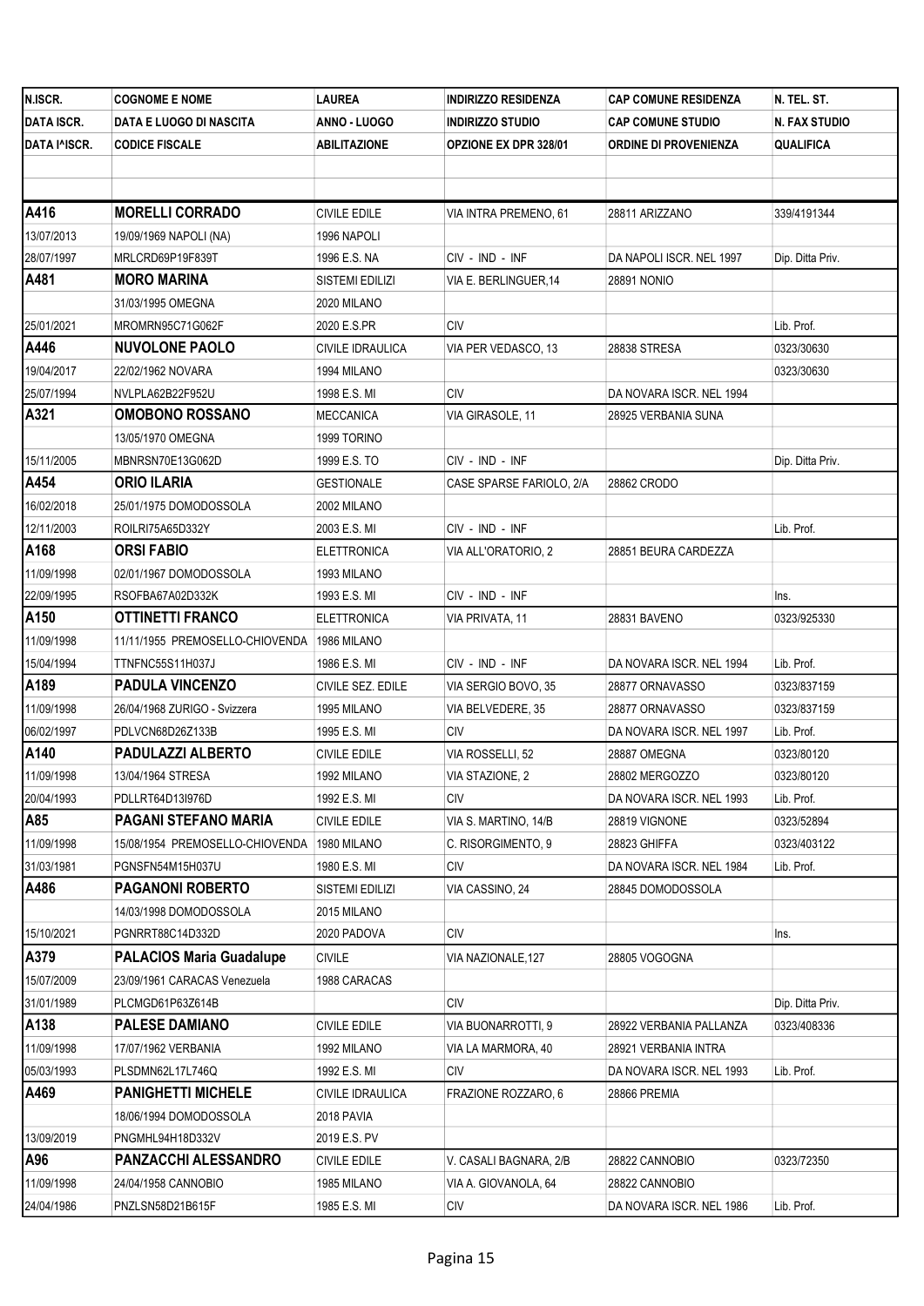| N.ISCR. | COGNOME E NOME | LAUREA | INDIRIZZO RESIDENZA | CAP COMUNE RESIDENZA | N. TEL. ST. |
|---|---|---|---|---|---|
| DATA ISCR. | DATA E LUOGO DI NASCITA | ANNO - LUOGO | INDIRIZZO STUDIO | CAP COMUNE STUDIO | N. FAX STUDIO |
| DATA I^ISCR. | CODICE FISCALE | ABILITAZIONE | OPZIONE EX DPR 328/01 | ORDINE DI PROVENIENZA | QUALIFICA |
| | | | | | |
| | | | | | |
| **A416** | **MORELLI CORRADO** | CIVILE EDILE | VIA INTRA PREMENO, 61 | 28811 ARIZZANO | 339/4191344 |
| 13/07/2013 | 19/09/1969 NAPOLI (NA) | 1996 NAPOLI | | | |
| 28/07/1997 | MRLCRD69P19F839T | 1996 E.S. NA | CIV - IND - INF | DA NAPOLI ISCR. NEL 1997 | Dip. Ditta Priv. |
| **A481** | **MORO MARINA** | SISTEMI EDILIZI | VIA E. BERLINGUER,14 | 28891 NONIO | |
| | 31/03/1995 OMEGNA | 2020 MILANO | | | |
| 25/01/2021 | MROMRN95C71G062F | 2020 E.S.PR | CIV | | Lib. Prof. |
| **A446** | **NUVOLONE PAOLO** | CIVILE IDRAULICA | VIA PER VEDASCO, 13 | 28838 STRESA | 0323/30630 |
| 19/04/2017 | 22/02/1962 NOVARA | 1994 MILANO | | | 0323/30630 |
| 25/07/1994 | NVLPLA62B22F952U | 1998 E.S. MI | CIV | DA NOVARA ISCR. NEL 1994 | |
| **A321** | **OMOBONO ROSSANO** | MECCANICA | VIA GIRASOLE, 11 | 28925 VERBANIA SUNA | |
| | 13/05/1970 OMEGNA | 1999 TORINO | | | |
| 15/11/2005 | MBNRSN70E13G062D | 1999 E.S. TO | CIV - IND - INF | | Dip. Ditta Priv. |
| **A454** | **ORIO ILARIA** | GESTIONALE | CASE SPARSE FARIOLO, 2/A | 28862 CRODO | |
| 16/02/2018 | 25/01/1975 DOMODOSSOLA | 2002 MILANO | | | |
| 12/11/2003 | ROILRI75A65D332Y | 2003 E.S. MI | CIV - IND - INF | | Lib. Prof. |
| **A168** | **ORSI FABIO** | ELETTRONICA | VIA ALL'ORATORIO, 2 | 28851 BEURA CARDEZZA | |
| 11/09/1998 | 02/01/1967 DOMODOSSOLA | 1993 MILANO | | | |
| 22/09/1995 | RSOFBA67A02D332K | 1993 E.S. MI | CIV - IND - INF | | Ins. |
| **A150** | **OTTINETTI FRANCO** | ELETTRONICA | VIA PRIVATA, 11 | 28831 BAVENO | 0323/925330 |
| 11/09/1998 | 11/11/1955 PREMOSELLO-CHIOVENDA | 1986 MILANO | | | |
| 15/04/1994 | TTNFNC55S11H037J | 1986 E.S. MI | CIV - IND - INF | DA NOVARA ISCR. NEL 1994 | Lib. Prof. |
| **A189** | **PADULA VINCENZO** | CIVILE SEZ. EDILE | VIA SERGIO BOVO, 35 | 28877 ORNAVASSO | 0323/837159 |
| 11/09/1998 | 26/04/1968 ZURIGO - Svizzera | 1995 MILANO | VIA BELVEDERE, 35 | 28877 ORNAVASSO | 0323/837159 |
| 06/02/1997 | PDLVCN68D26Z133B | 1995 E.S. MI | CIV | DA NOVARA ISCR. NEL 1997 | Lib. Prof. |
| **A140** | **PADULAZZI ALBERTO** | CIVILE EDILE | VIA ROSSELLI, 52 | 28887 OMEGNA | 0323/80120 |
| 11/09/1998 | 13/04/1964 STRESA | 1992 MILANO | VIA STAZIONE, 2 | 28802 MERGOZZO | 0323/80120 |
| 20/04/1993 | PDLLRT64D13I976D | 1992 E.S. MI | CIV | DA NOVARA ISCR. NEL 1993 | Lib. Prof. |
| **A85** | **PAGANI STEFANO MARIA** | CIVILE EDILE | VIA S. MARTINO, 14/B | 28819 VIGNONE | 0323/52894 |
| 11/09/1998 | 15/08/1954 PREMOSELLO-CHIOVENDA | 1980 MILANO | C. RISORGIMENTO, 9 | 28823 GHIFFA | 0323/403122 |
| 31/03/1981 | PGNSFN54M15H037U | 1980 E.S. MI | CIV | DA NOVARA ISCR. NEL 1984 | Lib. Prof. |
| **A486** | **PAGANONI ROBERTO** | SISTEMI EDILIZI | VIA CASSINO, 24 | 28845 DOMODOSSOLA | |
| | 14/03/1998 DOMODOSSOLA | 2015 MILANO | | | |
| 15/10/2021 | PGNRRT88C14D332D | 2020 PADOVA | CIV | | Ins. |
| **A379** | **PALACIOS Maria Guadalupe** | CIVILE | VIA NAZIONALE,127 | 28805 VOGOGNA | |
| 15/07/2009 | 23/09/1961 CARACAS Venezuela | 1988 CARACAS | | | |
| 31/01/1989 | PLCMGD61P63Z614B | | CIV | | Dip. Ditta Priv. |
| **A138** | **PALESE DAMIANO** | CIVILE EDILE | VIA BUONARROTTI, 9 | 28922 VERBANIA PALLANZA | 0323/408336 |
| 11/09/1998 | 17/07/1962 VERBANIA | 1992 MILANO | VIA LA MARMORA, 40 | 28921 VERBANIA INTRA | |
| 05/03/1993 | PLSDMN62L17L746Q | 1992 E.S. MI | CIV | DA NOVARA ISCR. NEL 1993 | Lib. Prof. |
| **A469** | **PANIGHETTI MICHELE** | CIVILE IDRAULICA | FRAZIONE ROZZARO, 6 | 28866 PREMIA | |
| | 18/06/1994 DOMODOSSOLA | 2018 PAVIA | | | |
| 13/09/2019 | PNGMHL94H18D332V | 2019 E.S. PV | | | |
| **A96** | **PANZACCHI ALESSANDRO** | CIVILE EDILE | V. CASALI BAGNARA, 2/B | 28822 CANNOBIO | 0323/72350 |
| 11/09/1998 | 24/04/1958 CANNOBIO | 1985 MILANO | VIA A. GIOVANOLA, 64 | 28822 CANNOBIO | |
| 24/04/1986 | PNZLSN58D21B615F | 1985 E.S. MI | CIV | DA NOVARA ISCR. NEL 1986 | Lib. Prof. |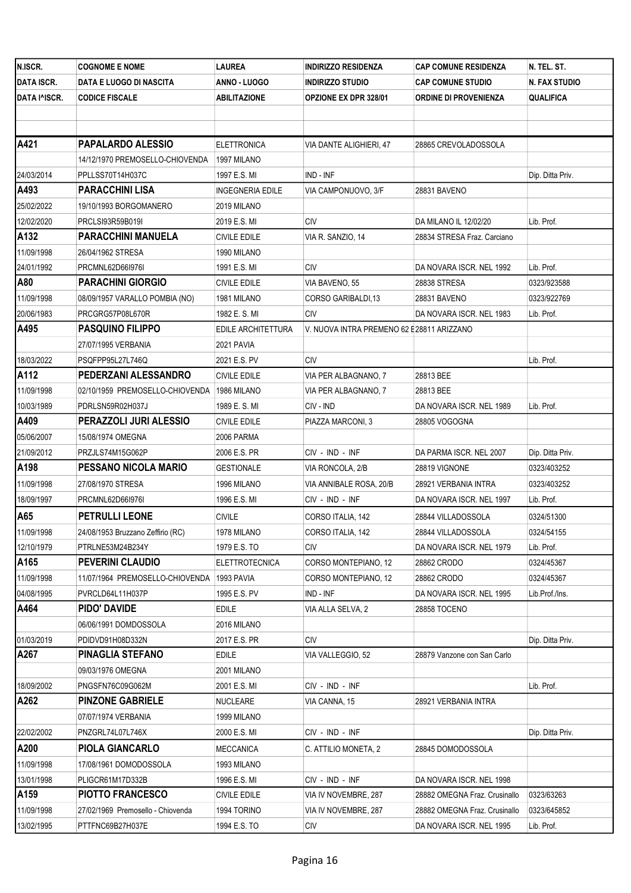| N.ISCR. | COGNOME E NOME | LAUREA | INDIRIZZO RESIDENZA | CAP COMUNE RESIDENZA | N. TEL. ST. |
|---|---|---|---|---|---|
| DATA ISCR. | DATA E LUOGO DI NASCITA | ANNO - LUOGO | INDIRIZZO STUDIO | CAP COMUNE STUDIO | N. FAX STUDIO |
| DATA I^ISCR. | CODICE FISCALE | ABILITAZIONE | OPZIONE EX DPR 328/01 | ORDINE DI PROVENIENZA | QUALIFICA |
| | | | | | |
| | | | | | |
| **A421** | **PAPALARDO ALESSIO** | ELETTRONICA | VIA DANTE ALIGHIERI, 47 | 28865 CREVOLADOSSOLA | |
| | 14/12/1970 PREMOSELLO-CHIOVENDA | 1997 MILANO | | | |
| 24/03/2014 | PPLLSS70T14H037C | 1997 E.S. MI | IND - INF | | Dip. Ditta Priv. |
| **A493** | **PARACCHINI LISA** | INGEGNERIA EDILE | VIA CAMPONUOVO, 3/F | 28831 BAVENO | |
| 25/02/2022 | 19/10/1993 BORGOMANERO | 2019 MILANO | | | |
| 12/02/2020 | PRCLSI93R59B019I | 2019 E.S. MI | CIV | DA MILANO IL 12/02/20 | Lib. Prof. |
| **A132** | **PARACCHINI MANUELA** | CIVILE EDILE | VIA R. SANZIO, 14 | 28834 STRESA Fraz. Carciano | |
| 11/09/1998 | 26/04/1962 STRESA | 1990 MILANO | | | |
| 24/01/1992 | PRCMNL62D66I976I | 1991 E.S. MI | CIV | DA NOVARA ISCR. NEL 1992 | Lib. Prof. |
| **A80** | **PARACHINI GIORGIO** | CIVILE EDILE | VIA BAVENO, 55 | 28838 STRESA | 0323/923588 |
| 11/09/1998 | 08/09/1957 VARALLO POMBIA (NO) | 1981 MILANO | CORSO GARIBALDI,13 | 28831 BAVENO | 0323/922769 |
| 20/06/1983 | PRCGRG57P08L670R | 1982 E. S. MI | CIV | DA NOVARA ISCR. NEL 1983 | Lib. Prof. |
| **A495** | **PASQUINO FILIPPO** | EDILE ARCHITETTURA | V. NUOVA INTRA PREMENO 62 E | 28811 ARIZZANO | |
| | 27/07/1995 VERBANIA | 2021 PAVIA | | | |
| 18/03/2022 | PSQFPP95L27L746Q | 2021 E.S. PV | CIV | | Lib. Prof. |
| **A112** | **PEDERZANI ALESSANDRO** | CIVILE EDILE | VIA PER ALBAGNANO, 7 | 28813 BEE | |
| 11/09/1998 | 02/10/1959 PREMOSELLO-CHIOVENDA | 1986 MILANO | VIA PER ALBAGNANO, 7 | 28813 BEE | |
| 10/03/1989 | PDRLSN59R02H037J | 1989 E. S. MI | CIV - IND | DA NOVARA ISCR. NEL 1989 | Lib. Prof. |
| **A409** | **PERAZZOLI JURI ALESSIO** | CIVILE EDILE | PIAZZA MARCONI, 3 | 28805 VOGOGNA | |
| 05/06/2007 | 15/08/1974 OMEGNA | 2006 PARMA | | | |
| 21/09/2012 | PRZJLS74M15G062P | 2006 E.S. PR | CIV - IND - INF | DA PARMA ISCR. NEL 2007 | Dip. Ditta Priv. |
| **A198** | **PESSANO NICOLA MARIO** | GESTIONALE | VIA RONCOLA, 2/B | 28819 VIGNONE | 0323/403252 |
| 11/09/1998 | 27/08/1970 STRESA | 1996 MILANO | VIA ANNIBALE ROSA, 20/B | 28921 VERBANIA INTRA | 0323/403252 |
| 18/09/1997 | PRCMNL62D66I976I | 1996 E.S. MI | CIV - IND - INF | DA NOVARA ISCR. NEL 1997 | Lib. Prof. |
| **A65** | **PETRULLI LEONE** | CIVILE | CORSO ITALIA, 142 | 28844 VILLADOSSOLA | 0324/51300 |
| 11/09/1998 | 24/08/1953 Bruzzano Zeffirio (RC) | 1978 MILANO | CORSO ITALIA, 142 | 28844 VILLADOSSOLA | 0324/54155 |
| 12/10/1979 | PTRLNE53M24B234Y | 1979 E.S. TO | CIV | DA NOVARA ISCR. NEL 1979 | Lib. Prof. |
| **A165** | **PEVERINI CLAUDIO** | ELETTROTECNICA | CORSO MONTEPIANO, 12 | 28862 CRODO | 0324/45367 |
| 11/09/1998 | 11/07/1964 PREMOSELLO-CHIOVENDA | 1993 PAVIA | CORSO MONTEPIANO, 12 | 28862 CRODO | 0324/45367 |
| 04/08/1995 | PVRCLD64L11H037P | 1995 E.S. PV | IND - INF | DA NOVARA ISCR. NEL 1995 | Lib.Prof./Ins. |
| **A464** | **PIDO' DAVIDE** | EDILE | VIA ALLA SELVA, 2 | 28858 TOCENO | |
| | 06/06/1991 DOMDOSSOLA | 2016 MILANO | | | |
| 01/03/2019 | PDIDVD91H08D332N | 2017 E.S. PR | CIV | | Dip. Ditta Priv. |
| **A267** | **PINAGLIA STEFANO** | EDILE | VIA VALLEGGIO, 52 | 28879 Vanzone con San Carlo | |
| | 09/03/1976 OMEGNA | 2001 MILANO | | | |
| 18/09/2002 | PNGSFN76C09G062M | 2001 E.S. MI | CIV - IND - INF | | Lib. Prof. |
| **A262** | **PINZONE GABRIELE** | NUCLEARE | VIA CANNA, 15 | 28921 VERBANIA INTRA | |
| | 07/07/1974 VERBANIA | 1999 MILANO | | | |
| 22/02/2002 | PNZGRL74L07L746X | 2000 E.S. MI | CIV - IND - INF | | Dip. Ditta Priv. |
| **A200** | **PIOLA GIANCARLO** | MECCANICA | C. ATTILIO MONETA, 2 | 28845 DOMODOSSOLA | |
| 11/09/1998 | 17/08/1961 DOMODOSSOLA | 1993 MILANO | | | |
| 13/01/1998 | PLIGCR61M17D332B | 1996 E.S. MI | CIV - IND - INF | DA NOVARA ISCR. NEL 1998 | |
| **A159** | **PIOTTO FRANCESCO** | CIVILE EDILE | VIA IV NOVEMBRE, 287 | 28882 OMEGNA Fraz. Crusinallo | 0323/63263 |
| 11/09/1998 | 27/02/1969 Premosello - Chiovenda | 1994 TORINO | VIA IV NOVEMBRE, 287 | 28882 OMEGNA Fraz. Crusinallo | 0323/645852 |
| 13/02/1995 | PTTFNC69B27H037E | 1994 E.S. TO | CIV | DA NOVARA ISCR. NEL 1995 | Lib. Prof. |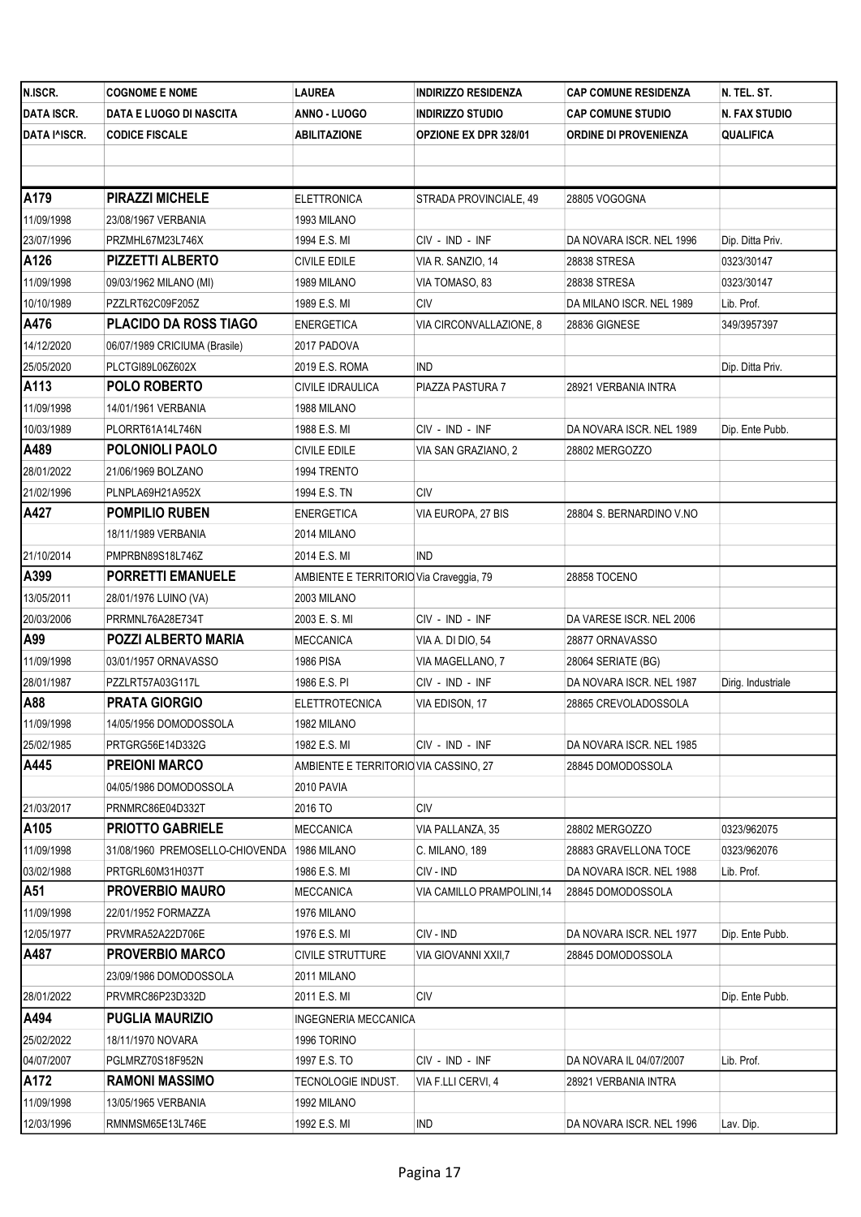| N.ISCR. | COGNOME E NOME | LAUREA | INDIRIZZO RESIDENZA | CAP COMUNE RESIDENZA | N. TEL. ST. |
|---|---|---|---|---|---|
| DATA ISCR. | DATA E LUOGO DI NASCITA | ANNO - LUOGO | INDIRIZZO STUDIO | CAP COMUNE STUDIO | N. FAX STUDIO |
| DATA I^ISCR. | CODICE FISCALE | ABILITAZIONE | OPZIONE EX DPR 328/01 | ORDINE DI PROVENIENZA | QUALIFICA |
| | | | | | |
| | | | | | |
| **A179** | **PIRAZZI MICHELE** | ELETTRONICA | STRADA PROVINCIALE, 49 | 28805 VOGOGNA | |
| 11/09/1998 | 23/08/1967 VERBANIA | 1993 MILANO | | | |
| 23/07/1996 | PRZMHL67M23L746X | 1994 E.S. MI | CIV - IND - INF | DA NOVARA ISCR. NEL 1996 | Dip. Ditta Priv. |
| **A126** | **PIZZETTI ALBERTO** | CIVILE EDILE | VIA R. SANZIO, 14 | 28838 STRESA | 0323/30147 |
| 11/09/1998 | 09/03/1962 MILANO (MI) | 1989 MILANO | VIA TOMASO, 83 | 28838 STRESA | 0323/30147 |
| 10/10/1989 | PZZLRT62C09F205Z | 1989 E.S. MI | CIV | DA MILANO ISCR. NEL 1989 | Lib. Prof. |
| **A476** | **PLACIDO DA ROSS TIAGO** | ENERGETICA | VIA CIRCONVALLAZIONE, 8 | 28836 GIGNESE | 349/3957397 |
| 14/12/2020 | 06/07/1989 CRICIUMA (Brasile) | 2017 PADOVA | | | |
| 25/05/2020 | PLCTGI89L06Z602X | 2019 E.S. ROMA | IND | | Dip. Ditta Priv. |
| **A113** | **POLO ROBERTO** | CIVILE IDRAULICA | PIAZZA PASTURA 7 | 28921 VERBANIA INTRA | |
| 11/09/1998 | 14/01/1961 VERBANIA | 1988 MILANO | | | |
| 10/03/1989 | PLORRT61A14L746N | 1988 E.S. MI | CIV - IND - INF | DA NOVARA ISCR. NEL 1989 | Dip. Ente Pubb. |
| **A489** | **POLONIOLI PAOLO** | CIVILE EDILE | VIA SAN GRAZIANO, 2 | 28802 MERGOZZO | |
| 28/01/2022 | 21/06/1969 BOLZANO | 1994 TRENTO | | | |
| 21/02/1996 | PLNPLA69H21A952X | 1994 E.S. TN | CIV | | |
| **A427** | **POMPILIO RUBEN** | ENERGETICA | VIA EUROPA, 27 BIS | 28804 S. BERNARDINO V.NO | |
| | 18/11/1989 VERBANIA | 2014 MILANO | | | |
| 21/10/2014 | PMPRBN89S18L746Z | 2014 E.S. MI | IND | | |
| **A399** | **PORRETTI EMANUELE** | AMBIENTE E TERRITORIO | Via Craveggia, 79 | 28858 TOCENO | |
| 13/05/2011 | 28/01/1976 LUINO (VA) | 2003 MILANO | | | |
| 20/03/2006 | PRRMNL76A28E734T | 2003 E. S. MI | CIV - IND - INF | DA VARESE ISCR. NEL 2006 | |
| **A99** | **POZZI ALBERTO MARIA** | MECCANICA | VIA A. DI DIO, 54 | 28877 ORNAVASSO | |
| 11/09/1998 | 03/01/1957 ORNAVASSO | 1986 PISA | VIA MAGELLANO, 7 | 28064 SERIATE (BG) | |
| 28/01/1987 | PZZLRT57A03G117L | 1986 E.S. PI | CIV - IND - INF | DA NOVARA ISCR. NEL 1987 | Dirig. Industriale |
| **A88** | **PRATA GIORGIO** | ELETTROTECNICA | VIA EDISON, 17 | 28865 CREVOLADOSSOLA | |
| 11/09/1998 | 14/05/1956 DOMODOSSOLA | 1982 MILANO | | | |
| 25/02/1985 | PRTGRG56E14D332G | 1982 E.S. MI | CIV - IND - INF | DA NOVARA ISCR. NEL 1985 | |
| **A445** | **PREIONI MARCO** | AMBIENTE E TERRITORIO | VIA CASSINO, 27 | 28845 DOMODOSSOLA | |
| | 04/05/1986 DOMODOSSOLA | 2010 PAVIA | | | |
| 21/03/2017 | PRNMRC86E04D332T | 2016 TO | CIV | | |
| **A105** | **PRIOTTO GABRIELE** | MECCANICA | VIA PALLANZA, 35 | 28802 MERGOZZO | 0323/962075 |
| 11/09/1998 | 31/08/1960 PREMOSELLO-CHIOVENDA | 1986 MILANO | C. MILANO, 189 | 28883 GRAVELLONA TOCE | 0323/962076 |
| 03/02/1988 | PRTGRL60M31H037T | 1986 E.S. MI | CIV - IND | DA NOVARA ISCR. NEL 1988 | Lib. Prof. |
| **A51** | **PROVERBIO MAURO** | MECCANICA | VIA CAMILLO PRAMPOLINI,14 | 28845 DOMODOSSOLA | |
| 11/09/1998 | 22/01/1952 FORMAZZA | 1976 MILANO | | | |
| 12/05/1977 | PRVMRA52A22D706E | 1976 E.S. MI | CIV - IND | DA NOVARA ISCR. NEL 1977 | Dip. Ente Pubb. |
| **A487** | **PROVERBIO MARCO** | CIVILE STRUTTURE | VIA GIOVANNI XXII,7 | 28845 DOMODOSSOLA | |
| | 23/09/1986 DOMODOSSOLA | 2011 MILANO | | | |
| 28/01/2022 | PRVMRC86P23D332D | 2011 E.S. MI | CIV | | Dip. Ente Pubb. |
| **A494** | **PUGLIA MAURIZIO** | INGEGNERIA MECCANICA | | | |
| 25/02/2022 | 18/11/1970 NOVARA | 1996 TORINO | | | |
| 04/07/2007 | PGLMRZ70S18F952N | 1997 E.S. TO | CIV - IND - INF | DA NOVARA IL 04/07/2007 | Lib. Prof. |
| **A172** | **RAMONI MASSIMO** | TECNOLOGIE INDUST. | VIA F.LLI CERVI, 4 | 28921 VERBANIA INTRA | |
| 11/09/1998 | 13/05/1965 VERBANIA | 1992 MILANO | | | |
| 12/03/1996 | RMNMSM65E13L746E | 1992 E.S. MI | IND | DA NOVARA ISCR. NEL 1996 | Lav. Dip. |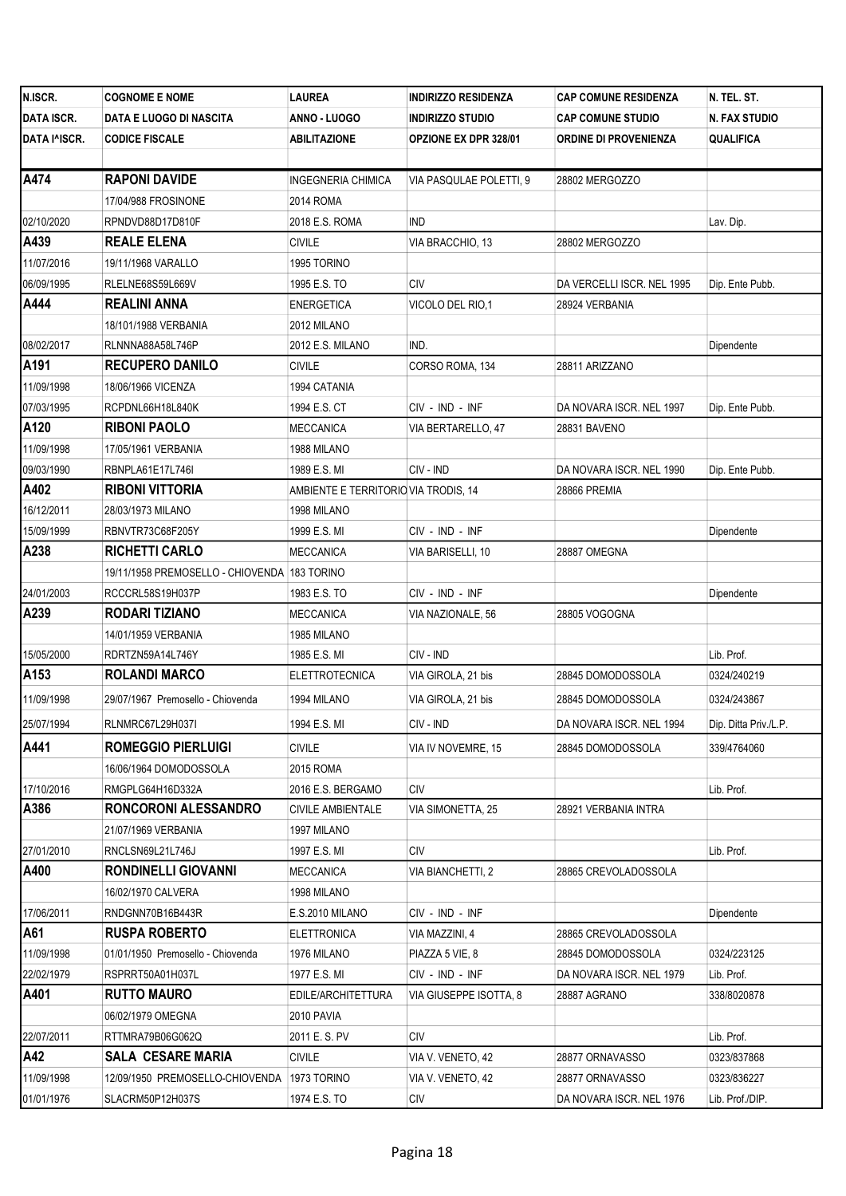| N.ISCR. | COGNOME E NOME | LAUREA | INDIRIZZO RESIDENZA | CAP COMUNE RESIDENZA | N. TEL. ST. |
|---|---|---|---|---|---|
| DATA ISCR. | DATA E LUOGO DI NASCITA | ANNO - LUOGO | INDIRIZZO STUDIO | CAP COMUNE STUDIO | N. FAX STUDIO |
| DATA I^ISCR. | CODICE FISCALE | ABILITAZIONE | OPZIONE EX DPR 328/01 | ORDINE DI PROVENIENZA | QUALIFICA |
| **A474** | **RAPONI DAVIDE** | INGEGNERIA CHIMICA | VIA PASQULAE POLETTI, 9 | 28802 MERGOZZO | |
| | 17/04/988 FROSINONE | 2014 ROMA | | | |
| 02/10/2020 | RPNDVD88D17D810F | 2018 E.S. ROMA | IND | | Lav. Dip. |
| **A439** | **REALE ELENA** | CIVILE | VIA BRACCHIO, 13 | 28802 MERGOZZO | |
| 11/07/2016 | 19/11/1968 VARALLO | 1995 TORINO | | | |
| 06/09/1995 | RLELNE68S59L669V | 1995 E.S. TO | CIV | DA VERCELLI ISCR. NEL 1995 | Dip. Ente Pubb. |
| **A444** | **REALINI ANNA** | ENERGETICA | VICOLO DEL RIO,1 | 28924 VERBANIA | |
| | 18/101/1988 VERBANIA | 2012 MILANO | | | |
| 08/02/2017 | RLNNNA88A58L746P | 2012 E.S. MILANO | IND. | | Dipendente |
| **A191** | **RECUPERO DANILO** | CIVILE | CORSO ROMA, 134 | 28811 ARIZZANO | |
| 11/09/1998 | 18/06/1966 VICENZA | 1994 CATANIA | | | |
| 07/03/1995 | RCPDNL66H18L840K | 1994 E.S. CT | CIV - IND - INF | DA NOVARA ISCR. NEL 1997 | Dip. Ente Pubb. |
| **A120** | **RIBONI PAOLO** | MECCANICA | VIA BERTARELLO, 47 | 28831 BAVENO | |
| 11/09/1998 | 17/05/1961 VERBANIA | 1988 MILANO | | | |
| 09/03/1990 | RBNPLA61E17L746I | 1989 E.S. MI | CIV - IND | DA NOVARA ISCR. NEL 1990 | Dip. Ente Pubb. |
| **A402** | **RIBONI VITTORIA** | AMBIENTE E TERRITORIO | VIA TRODIS, 14 | 28866 PREMIA | |
| 16/12/2011 | 28/03/1973 MILANO | 1998 MILANO | | | |
| 15/09/1999 | RBNVTR73C68F205Y | 1999 E.S. MI | CIV - IND - INF | | Dipendente |
| **A238** | **RICHETTI CARLO** | MECCANICA | VIA BARISELLI, 10 | 28887 OMEGNA | |
| | 19/11/1958 PREMOSELLO - CHIOVENDA | 183 TORINO | | | |
| 24/01/2003 | RCCCRL58S19H037P | 1983 E.S. TO | CIV - IND - INF | | Dipendente |
| **A239** | **RODARI TIZIANO** | MECCANICA | VIA NAZIONALE, 56 | 28805 VOGOGNA | |
| | 14/01/1959 VERBANIA | 1985 MILANO | | | |
| 15/05/2000 | RDRTZN59A14L746Y | 1985 E.S. MI | CIV - IND | | Lib. Prof. |
| **A153** | **ROLANDI MARCO** | ELETTROTECNICA | VIA GIROLA, 21 bis | 28845 DOMODOSSOLA | 0324/240219 |
| 11/09/1998 | 29/07/1967 Premosello - Chiovenda | 1994 MILANO | VIA GIROLA, 21 bis | 28845 DOMODOSSOLA | 0324/243867 |
| 25/07/1994 | RLNMRC67L29H037I | 1994 E.S. MI | CIV - IND | DA NOVARA ISCR. NEL 1994 | Dip. Ditta Priv./L.P. |
| **A441** | **ROMEGGIO PIERLUIGI** | CIVILE | VIA IV NOVEMRE, 15 | 28845 DOMODOSSOLA | 339/4764060 |
| | 16/06/1964 DOMODOSSOLA | 2015 ROMA | | | |
| 17/10/2016 | RMGPLG64H16D332A | 2016 E.S. BERGAMO | CIV | | Lib. Prof. |
| **A386** | **RONCORONI ALESSANDRO** | CIVILE AMBIENTALE | VIA SIMONETTA, 25 | 28921 VERBANIA INTRA | |
| | 21/07/1969 VERBANIA | 1997 MILANO | | | |
| 27/01/2010 | RNCLSN69L21L746J | 1997 E.S. MI | CIV | | Lib. Prof. |
| **A400** | **RONDINELLI GIOVANNI** | MECCANICA | VIA BIANCHETTI, 2 | 28865 CREVOLADOSSOLA | |
| | 16/02/1970 CALVERA | 1998 MILANO | | | |
| 17/06/2011 | RNDGNN70B16B443R | E.S.2010 MILANO | CIV - IND - INF | | Dipendente |
| **A61** | **RUSPA ROBERTO** | ELETTRONICA | VIA MAZZINI, 4 | 28865 CREVOLADOSSOLA | |
| 11/09/1998 | 01/01/1950 Premosello - Chiovenda | 1976 MILANO | PIAZZA 5 VIE, 8 | 28845 DOMODOSSOLA | 0324/223125 |
| 22/02/1979 | RSPRRT50A01H037L | 1977 E.S. MI | CIV - IND - INF | DA NOVARA ISCR. NEL 1979 | Lib. Prof. |
| **A401** | **RUTTO MAURO** | EDILE/ARCHITETTURA | VIA GIUSEPPE ISOTTA, 8 | 28887 AGRANO | 338/8020878 |
| | 06/02/1979 OMEGNA | 2010 PAVIA | | | |
| 22/07/2011 | RTTMRA79B06G062Q | 2011 E. S. PV | CIV | | Lib. Prof. |
| **A42** | **SALA CESARE MARIA** | CIVILE | VIA V. VENETO, 42 | 28877 ORNAVASSO | 0323/837868 |
| 11/09/1998 | 12/09/1950 PREMOSELLO-CHIOVENDA | 1973 TORINO | VIA V. VENETO, 42 | 28877 ORNAVASSO | 0323/836227 |
| 01/01/1976 | SLACRM50P12H037S | 1974 E.S. TO | CIV | DA NOVARA ISCR. NEL 1976 | Lib. Prof./DIP. |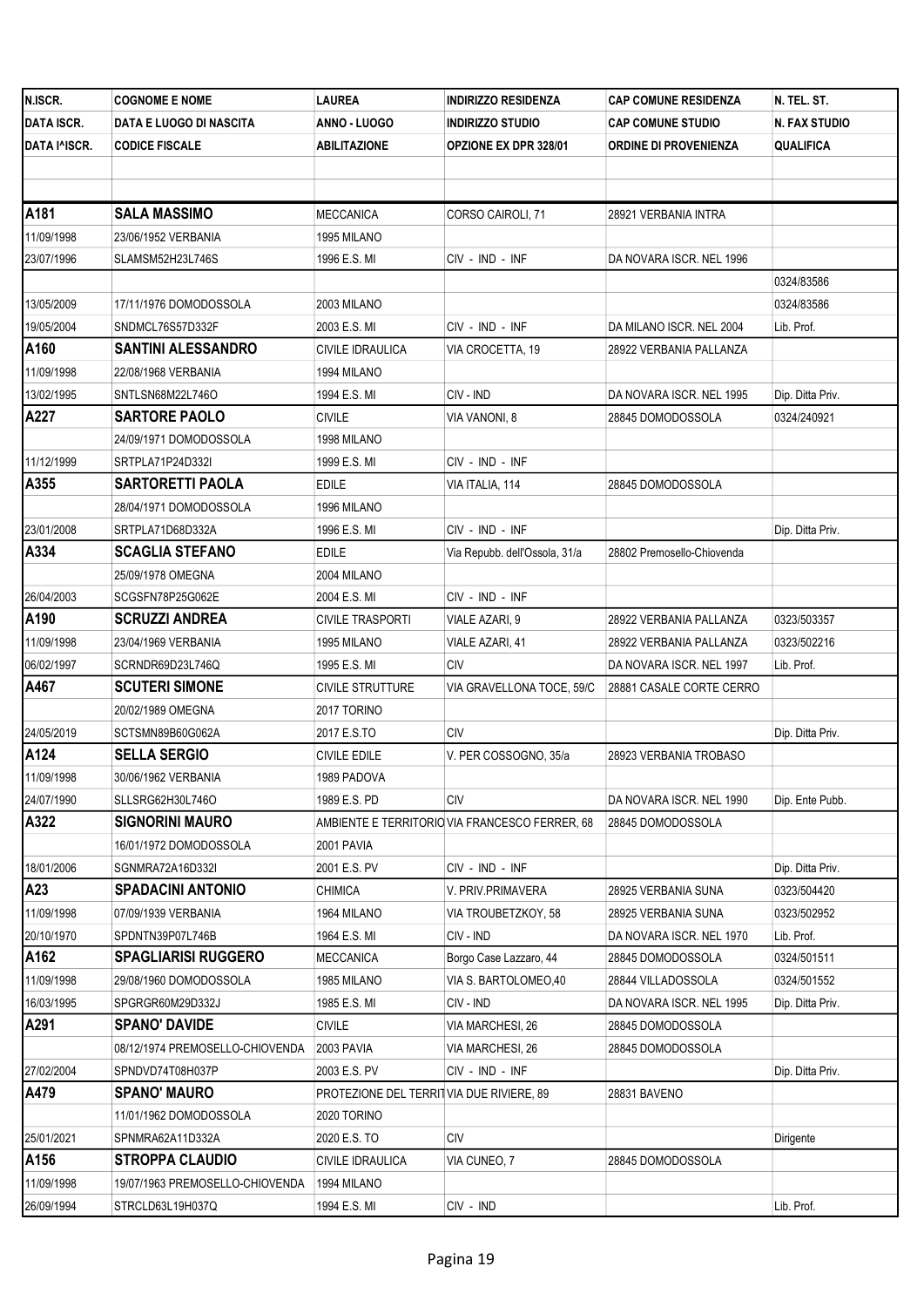| N.ISCR. | COGNOME E NOME | LAUREA | INDIRIZZO RESIDENZA | CAP COMUNE RESIDENZA | N. TEL. ST. |
|---|---|---|---|---|---|
| DATA ISCR. | DATA E LUOGO DI NASCITA | ANNO - LUOGO | INDIRIZZO STUDIO | CAP COMUNE STUDIO | N. FAX STUDIO |
| DATA I^ISCR. | CODICE FISCALE | ABILITAZIONE | OPZIONE EX DPR 328/01 | ORDINE DI PROVENIENZA | QUALIFICA |
| | | | | | |
| | | | | | |
| **A181** | **SALA MASSIMO** | MECCANICA | CORSO CAIROLI, 71 | 28921 VERBANIA INTRA | |
| 11/09/1998 | 23/06/1952 VERBANIA | 1995 MILANO | | | |
| 23/07/1996 | SLAMSM52H23L746S | 1996 E.S. MI | CIV - IND - INF | DA NOVARA ISCR. NEL 1996 | |
| | | | | | 0324/83586 |
| 13/05/2009 | 17/11/1976 DOMODOSSOLA | 2003 MILANO | | | 0324/83586 |
| 19/05/2004 | SNDMCL76S57D332F | 2003 E.S. MI | CIV - IND - INF | DA MILANO ISCR. NEL 2004 | Lib. Prof. |
| **A160** | **SANTINI ALESSANDRO** | CIVILE IDRAULICA | VIA CROCETTA, 19 | 28922 VERBANIA PALLANZA | |
| 11/09/1998 | 22/08/1968 VERBANIA | 1994 MILANO | | | |
| 13/02/1995 | SNTLSN68M22L746O | 1994 E.S. MI | CIV - IND | DA NOVARA ISCR. NEL 1995 | Dip. Ditta Priv. |
| **A227** | **SARTORE PAOLO** | CIVILE | VIA VANONI, 8 | 28845 DOMODOSSOLA | 0324/240921 |
| | 24/09/1971 DOMODOSSOLA | 1998 MILANO | | | |
| 11/12/1999 | SRTPLA71P24D332I | 1999 E.S. MI | CIV - IND - INF | | |
| **A355** | **SARTORETTI PAOLA** | EDILE | VIA ITALIA, 114 | 28845 DOMODOSSOLA | |
| | 28/04/1971 DOMODOSSOLA | 1996 MILANO | | | |
| 23/01/2008 | SRTPLA71D68D332A | 1996 E.S. MI | CIV - IND - INF | | Dip. Ditta Priv. |
| **A334** | **SCAGLIA STEFANO** | EDILE | Via Repubb. dell'Ossola, 31/a | 28802 Premosello-Chiovenda | |
| | 25/09/1978 OMEGNA | 2004 MILANO | | | |
| 26/04/2003 | SCGSFN78P25G062E | 2004 E.S. MI | CIV - IND - INF | | |
| **A190** | **SCRUZZI ANDREA** | CIVILE TRASPORTI | VIALE AZARI, 9 | 28922 VERBANIA PALLANZA | 0323/503357 |
| 11/09/1998 | 23/04/1969 VERBANIA | 1995 MILANO | VIALE AZARI, 41 | 28922 VERBANIA PALLANZA | 0323/502216 |
| 06/02/1997 | SCRNDR69D23L746Q | 1995 E.S. MI | CIV | DA NOVARA ISCR. NEL 1997 | Lib. Prof. |
| **A467** | **SCUTERI SIMONE** | CIVILE STRUTTURE | VIA GRAVELLONA TOCE, 59/C | 28881 CASALE CORTE CERRO | |
| | 20/02/1989 OMEGNA | 2017 TORINO | | | |
| 24/05/2019 | SCTSMN89B60G062A | 2017 E.S.TO | CIV | | Dip. Ditta Priv. |
| **A124** | **SELLA SERGIO** | CIVILE EDILE | V. PER COSSOGNO, 35/a | 28923 VERBANIA TROBASO | |
| 11/09/1998 | 30/06/1962 VERBANIA | 1989 PADOVA | | | |
| 24/07/1990 | SLLSRG62H30L746O | 1989 E.S. PD | CIV | DA NOVARA ISCR. NEL 1990 | Dip. Ente Pubb. |
| **A322** | **SIGNORINI MAURO** | AMBIENTE E TERRITORIO | VIA FRANCESCO FERRER, 68 | 28845 DOMODOSSOLA | |
| | 16/01/1972 DOMODOSSOLA | 2001 PAVIA | | | |
| 18/01/2006 | SGNMRA72A16D332I | 2001 E.S. PV | CIV - IND - INF | | Dip. Ditta Priv. |
| **A23** | **SPADACINI ANTONIO** | CHIMICA | V. PRIV.PRIMAVERA | 28925 VERBANIA SUNA | 0323/504420 |
| 11/09/1998 | 07/09/1939 VERBANIA | 1964 MILANO | VIA TROUBETZKOY, 58 | 28925 VERBANIA SUNA | 0323/502952 |
| 20/10/1970 | SPDNTN39P07L746B | 1964 E.S. MI | CIV - IND | DA NOVARA ISCR. NEL 1970 | Lib. Prof. |
| **A162** | **SPAGLIARISI RUGGERO** | MECCANICA | Borgo Case Lazzaro, 44 | 28845 DOMODOSSOLA | 0324/501511 |
| 11/09/1998 | 29/08/1960 DOMODOSSOLA | 1985 MILANO | VIA S. BARTOLOMEO,40 | 28844 VILLADOSSOLA | 0324/501552 |
| 16/03/1995 | SPGRGR60M29D332J | 1985 E.S. MI | CIV - IND | DA NOVARA ISCR. NEL 1995 | Dip. Ditta Priv. |
| **A291** | **SPANO' DAVIDE** | CIVILE | VIA MARCHESI, 26 | 28845 DOMODOSSOLA | |
| | 08/12/1974 PREMOSELLO-CHIOVENDA | 2003 PAVIA | VIA MARCHESI, 26 | 28845 DOMODOSSOLA | |
| 27/02/2004 | SPNDVD74T08H037P | 2003 E.S. PV | CIV - IND - INF | | Dip. Ditta Priv. |
| **A479** | **SPANO' MAURO** | PROTEZIONE DEL TERRIT | VIA DUE RIVIERE, 89 | 28831 BAVENO | |
| | 11/01/1962 DOMODOSSOLA | 2020 TORINO | | | |
| 25/01/2021 | SPNMRA62A11D332A | 2020 E.S. TO | CIV | | Dirigente |
| **A156** | **STROPPA CLAUDIO** | CIVILE IDRAULICA | VIA CUNEO, 7 | 28845 DOMODOSSOLA | |
| 11/09/1998 | 19/07/1963 PREMOSELLO-CHIOVENDA | 1994 MILANO | | | |
| 26/09/1994 | STRCLD63L19H037Q | 1994 E.S. MI | CIV - IND | | Lib. Prof. |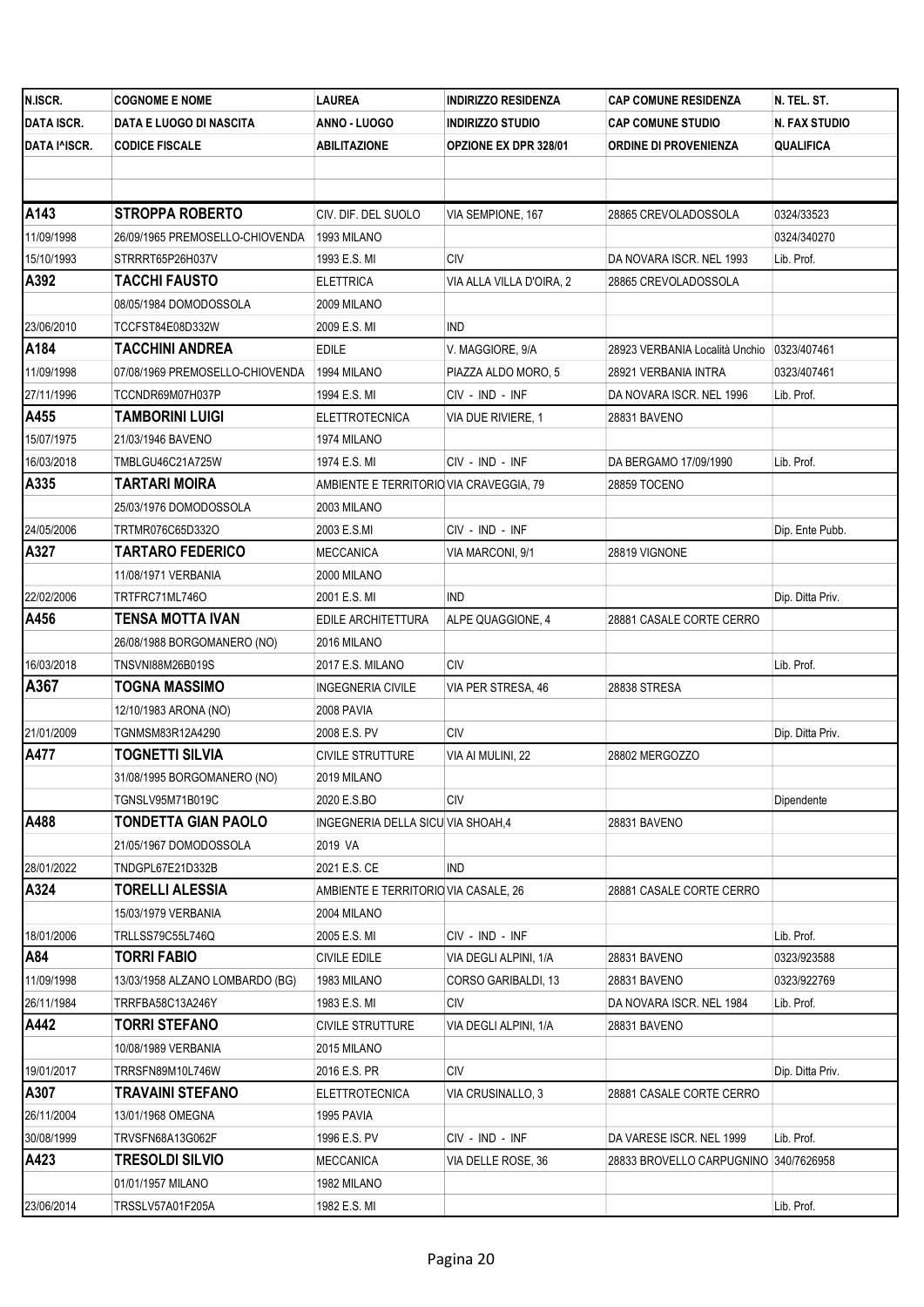| N.ISCR. | COGNOME E NOME | LAUREA | INDIRIZZO RESIDENZA | CAP COMUNE RESIDENZA | N. TEL. ST. |
|---|---|---|---|---|---|
| DATA ISCR. | DATA E LUOGO DI NASCITA | ANNO - LUOGO | INDIRIZZO STUDIO | CAP COMUNE STUDIO | N. FAX STUDIO |
| DATA I^ISCR. | CODICE FISCALE | ABILITAZIONE | OPZIONE EX DPR 328/01 | ORDINE DI PROVENIENZA | QUALIFICA |
| | | | | | |
| | | | | | |
| **A143** | **STROPPA ROBERTO** | CIV. DIF. DEL SUOLO | VIA SEMPIONE, 167 | 28865 CREVOLADOSSOLA | 0324/33523 |
| 11/09/1998 | 26/09/1965 PREMOSELLO-CHIOVENDA | 1993 MILANO | | | 0324/340270 |
| 15/10/1993 | STRRRT65P26H037V | 1993 E.S. MI | CIV | DA NOVARA ISCR. NEL 1993 | Lib. Prof. |
| **A392** | **TACCHI FAUSTO** | ELETTRICA | VIA ALLA VILLA D'OIRA, 2 | 28865 CREVOLADOSSOLA | |
| | 08/05/1984 DOMODOSSOLA | 2009 MILANO | | | |
| 23/06/2010 | TCCFST84E08D332W | 2009 E.S. MI | IND | | |
| **A184** | **TACCHINI ANDREA** | EDILE | V. MAGGIORE, 9/A | 28923 VERBANIA Località Unchio | 0323/407461 |
| 11/09/1998 | 07/08/1969 PREMOSELLO-CHIOVENDA | 1994 MILANO | PIAZZA ALDO MORO, 5 | 28921 VERBANIA INTRA | 0323/407461 |
| 27/11/1996 | TCCNDR69M07H037P | 1994 E.S. MI | CIV - IND - INF | DA NOVARA ISCR. NEL 1996 | Lib. Prof. |
| **A455** | **TAMBORINI LUIGI** | ELETTROTECNICA | VIA DUE RIVIERE, 1 | 28831 BAVENO | |
| 15/07/1975 | 21/03/1946 BAVENO | 1974 MILANO | | | |
| 16/03/2018 | TMBLGU46C21A725W | 1974 E.S. MI | CIV - IND - INF | DA BERGAMO 17/09/1990 | Lib. Prof. |
| **A335** | **TARTARI MOIRA** | AMBIENTE E TERRITORIO | VIA CRAVEGGIA, 79 | 28859 TOCENO | |
| | 25/03/1976 DOMODOSSOLA | 2003 MILANO | | | |
| 24/05/2006 | TRTMR076C65D332O | 2003 E.S.MI | CIV - IND - INF | | Dip. Ente Pubb. |
| **A327** | **TARTARO FEDERICO** | MECCANICA | VIA MARCONI, 9/1 | 28819 VIGNONE | |
| | 11/08/1971 VERBANIA | 2000 MILANO | | | |
| 22/02/2006 | TRTFRC71ML746O | 2001 E.S. MI | IND | | Dip. Ditta Priv. |
| **A456** | **TENSA MOTTA IVAN** | EDILE ARCHITETTURA | ALPE QUAGGIONE, 4 | 28881 CASALE CORTE CERRO | |
| | 26/08/1988 BORGOMANERO (NO) | 2016 MILANO | | | |
| 16/03/2018 | TNSVNI88M26B019S | 2017 E.S. MILANO | CIV | | Lib. Prof. |
| **A367** | **TOGNA MASSIMO** | INGEGNERIA CIVILE | VIA PER STRESA, 46 | 28838 STRESA | |
| | 12/10/1983 ARONA (NO) | 2008 PAVIA | | | |
| 21/01/2009 | TGNMSM83R12A4290 | 2008 E.S. PV | CIV | | Dip. Ditta Priv. |
| **A477** | **TOGNETTI SILVIA** | CIVILE STRUTTURE | VIA AI MULINI, 22 | 28802 MERGOZZO | |
| | 31/08/1995 BORGOMANERO (NO) | 2019 MILANO | | | |
| | TGNSLV95M71B019C | 2020 E.S.BO | CIV | | Dipendente |
| **A488** | **TONDETTA GIAN PAOLO** | INGEGNERIA DELLA SICU | VIA SHOAH,4 | 28831 BAVENO | |
| | 21/05/1967 DOMODOSSOLA | 2019 VA | | | |
| 28/01/2022 | TNDGPL67E21D332B | 2021 E.S. CE | IND | | |
| **A324** | **TORELLI ALESSIA** | AMBIENTE E TERRITORIO | VIA CASALE, 26 | 28881 CASALE CORTE CERRO | |
| | 15/03/1979 VERBANIA | 2004 MILANO | | | |
| 18/01/2006 | TRLLSS79C55L746Q | 2005 E.S. MI | CIV - IND - INF | | Lib. Prof. |
| **A84** | **TORRI FABIO** | CIVILE EDILE | VIA DEGLI ALPINI, 1/A | 28831 BAVENO | 0323/923588 |
| 11/09/1998 | 13/03/1958 ALZANO LOMBARDO (BG) | 1983 MILANO | CORSO GARIBALDI, 13 | 28831 BAVENO | 0323/922769 |
| 26/11/1984 | TRRFBA58C13A246Y | 1983 E.S. MI | CIV | DA NOVARA ISCR. NEL 1984 | Lib. Prof. |
| **A442** | **TORRI STEFANO** | CIVILE STRUTTURE | VIA DEGLI ALPINI, 1/A | 28831 BAVENO | |
| | 10/08/1989 VERBANIA | 2015 MILANO | | | |
| 19/01/2017 | TRRSFN89M10L746W | 2016 E.S. PR | CIV | | Dip. Ditta Priv. |
| **A307** | **TRAVAINI STEFANO** | ELETTROTECNICA | VIA CRUSINALLO, 3 | 28881 CASALE CORTE CERRO | |
| 26/11/2004 | 13/01/1968 OMEGNA | 1995 PAVIA | | | |
| 30/08/1999 | TRVSFN68A13G062F | 1996 E.S. PV | CIV - IND - INF | DA VARESE ISCR. NEL 1999 | Lib. Prof. |
| **A423** | **TRESOLDI SILVIO** | MECCANICA | VIA DELLE ROSE, 36 | 28833 BROVELLO CARPUGNINO | 340/7626958 |
| | 01/01/1957 MILANO | 1982 MILANO | | | |
| 23/06/2014 | TRSSLV57A01F205A | 1982 E.S. MI | | | Lib. Prof. |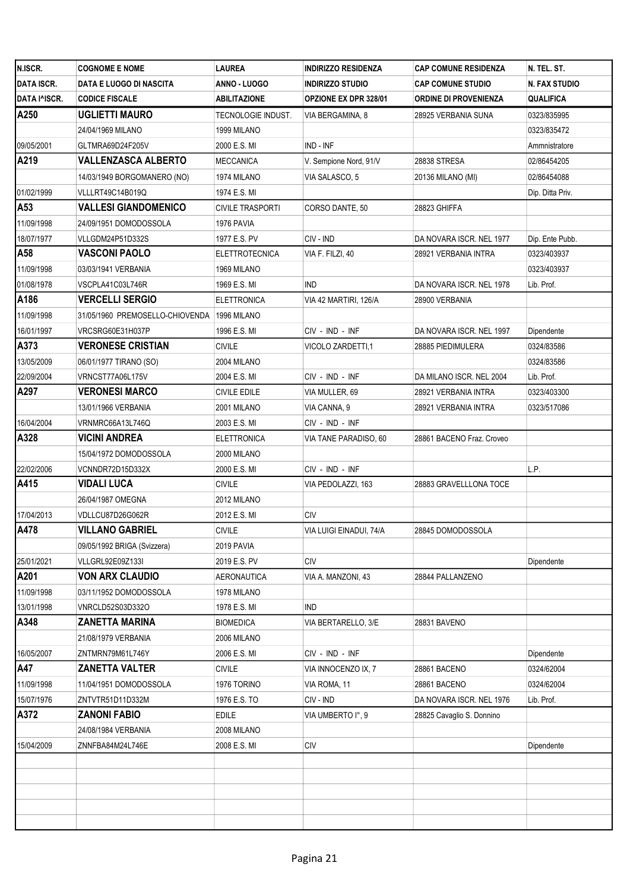| N.ISCR. | COGNOME E NOME | LAUREA | INDIRIZZO RESIDENZA | CAP COMUNE RESIDENZA | N. TEL. ST. |
|---|---|---|---|---|---|
| DATA ISCR. | DATA E LUOGO DI NASCITA | ANNO - LUOGO | INDIRIZZO STUDIO | CAP COMUNE STUDIO | N. FAX STUDIO |
| DATA I^ISCR. | CODICE FISCALE | ABILITAZIONE | OPZIONE EX DPR 328/01 | ORDINE DI PROVENIENZA | QUALIFICA |
| **A250** | **UGLIETTI MAURO** | TECNOLOGIE INDUST. | VIA BERGAMINA, 8 | 28925 VERBANIA SUNA | 0323/835995 |
| | 24/04/1969 MILANO | 1999 MILANO | | | 0323/835472 |
| 09/05/2001 | GLTMRA69D24F205V | 2000 E.S. MI | IND - INF | | Ammnistratore |
| **A219** | **VALLENZASCA ALBERTO** | MECCANICA | V. Sempione Nord, 91/V | 28838 STRESA | 02/86454205 |
| | 14/03/1949 BORGOMANERO (NO) | 1974 MILANO | VIA SALASCO, 5 | 20136 MILANO (MI) | 02/86454088 |
| 01/02/1999 | VLLLRT49C14B019Q | 1974 E.S. MI | | | Dip. Ditta Priv. |
| **A53** | **VALLESI GIANDOMENICO** | CIVILE TRASPORTI | CORSO DANTE, 50 | 28823 GHIFFA | |
| 11/09/1998 | 24/09/1951 DOMODOSSOLA | 1976 PAVIA | | | |
| 18/07/1977 | VLLGDM24P51D332S | 1977 E.S. PV | CIV - IND | DA NOVARA ISCR. NEL 1977 | Dip. Ente Pubb. |
| **A58** | **VASCONI PAOLO** | ELETTROTECNICA | VIA F. FILZI, 40 | 28921 VERBANIA INTRA | 0323/403937 |
| 11/09/1998 | 03/03/1941 VERBANIA | 1969 MILANO | | | 0323/403937 |
| 01/08/1978 | VSCPLA41C03L746R | 1969 E.S. MI | IND | DA NOVARA ISCR. NEL 1978 | Lib. Prof. |
| **A186** | **VERCELLI SERGIO** | ELETTRONICA | VIA 42 MARTIRI, 126/A | 28900 VERBANIA | |
| 11/09/1998 | 31/05/1960 PREMOSELLO-CHIOVENDA | 1996 MILANO | | | |
| 16/01/1997 | VRCSRG60E31H037P | 1996 E.S. MI | CIV - IND - INF | DA NOVARA ISCR. NEL 1997 | Dipendente |
| **A373** | **VERONESE CRISTIAN** | CIVILE | VICOLO ZARDETTI,1 | 28885 PIEDIMULERA | 0324/83586 |
| 13/05/2009 | 06/01/1977 TIRANO (SO) | 2004 MILANO | | | 0324/83586 |
| 22/09/2004 | VRNCST77A06L175V | 2004 E.S. MI | CIV - IND - INF | DA MILANO ISCR. NEL 2004 | Lib. Prof. |
| **A297** | **VERONESI MARCO** | CIVILE EDILE | VIA MULLER, 69 | 28921 VERBANIA INTRA | 0323/403300 |
| | 13/01/1966 VERBANIA | 2001 MILANO | VIA CANNA, 9 | 28921 VERBANIA INTRA | 0323/517086 |
| 16/04/2004 | VRNMRC66A13L746Q | 2003 E.S. MI | CIV - IND - INF | | |
| **A328** | **VICINI ANDREA** | ELETTRONICA | VIA TANE PARADISO, 60 | 28861 BACENO Fraz. Croveo | |
| | 15/04/1972 DOMODOSSOLA | 2000 MILANO | | | |
| 22/02/2006 | VCNNDR72D15D332X | 2000 E.S. MI | CIV - IND - INF | | L.P. |
| **A415** | **VIDALI LUCA** | CIVILE | VIA PEDOLAZZI, 163 | 28883 GRAVELLLONA TOCE | |
| | 26/04/1987 OMEGNA | 2012 MILANO | | | |
| 17/04/2013 | VDLLCU87D26G062R | 2012 E.S. MI | CIV | | |
| **A478** | **VILLANO GABRIEL** | CIVILE | VIA LUIGI EINADUI, 74/A | 28845 DOMODOSSOLA | |
| | 09/05/1992 BRIGA (Svizzera) | 2019 PAVIA | | | |
| 25/01/2021 | VLLGRL92E09Z133I | 2019 E.S. PV | CIV | | Dipendente |
| **A201** | **VON ARX CLAUDIO** | AERONAUTICA | VIA A. MANZONI, 43 | 28844 PALLANZENO | |
| 11/09/1998 | 03/11/1952 DOMODOSSOLA | 1978 MILANO | | | |
| 13/01/1998 | VNRCLD52S03D332O | 1978 E.S. MI | IND | | |
| **A348** | **ZANETTA MARINA** | BIOMEDICA | VIA BERTARELLO, 3/E | 28831 BAVENO | |
| | 21/08/1979 VERBANIA | 2006 MILANO | | | |
| 16/05/2007 | ZNTMRN79M61L746Y | 2006 E.S. MI | CIV - IND - INF | | Dipendente |
| **A47** | **ZANETTA VALTER** | CIVILE | VIA INNOCENZO IX, 7 | 28861 BACENO | 0324/62004 |
| 11/09/1998 | 11/04/1951 DOMODOSSOLA | 1976 TORINO | VIA ROMA, 11 | 28861 BACENO | 0324/62004 |
| 15/07/1976 | ZNTVTR51D11D332M | 1976 E.S. TO | CIV - IND | DA NOVARA ISCR. NEL 1976 | Lib. Prof. |
| **A372** | **ZANONI FABIO** | EDILE | VIA UMBERTO I°, 9 | 28825 Cavaglio S. Donnino | |
| | 24/08/1984 VERBANIA | 2008 MILANO | | | |
| 15/04/2009 | ZNNFBA84M24L746E | 2008 E.S. MI | CIV | | Dipendente |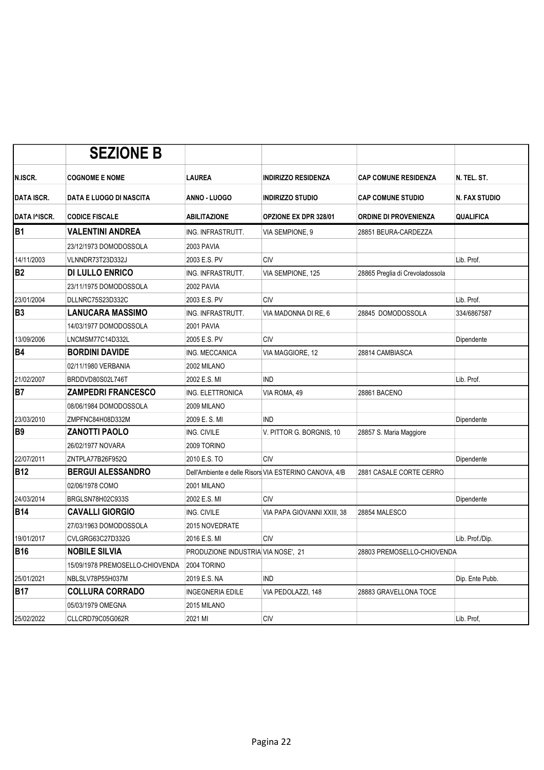| | SEZIONE B | | | | |
|---|---|---|---|---|---|
| N.ISCR. | COGNOME E NOME | LAUREA | INDIRIZZO RESIDENZA | CAP COMUNE RESIDENZA | N. TEL. ST. |
| DATA ISCR. | DATA E LUOGO DI NASCITA | ANNO - LUOGO | INDIRIZZO STUDIO | CAP COMUNE STUDIO | N. FAX STUDIO |
| DATA I^ISCR. | CODICE FISCALE | ABILITAZIONE | OPZIONE EX DPR 328/01 | ORDINE DI PROVENIENZA | QUALIFICA |
| **B1** | **VALENTINI ANDREA** | ING. INFRASTRUTT. | VIA SEMPIONE, 9 | 28851 BEURA-CARDEZZA | |
| | 23/12/1973 DOMODOSSOLA | 2003 PAVIA | | | |
| 14/11/2003 | VLNNDR73T23D332J | 2003 E.S. PV | CIV | | Lib. Prof. |
| **B2** | **DI LULLO ENRICO** | ING. INFRASTRUTT. | VIA SEMPIONE, 125 | 28865 Preglia di Crevoladossola | |
| | 23/11/1975 DOMODOSSOLA | 2002 PAVIA | | | |
| 23/01/2004 | DLLNRC75S23D332C | 2003 E.S. PV | CIV | | Lib. Prof. |
| **B3** | **LANUCARA MASSIMO** | ING. INFRASTRUTT. | VIA MADONNA DI RE, 6 | 28845 DOMODOSSOLA | 334/6867587 |
| | 14/03/1977 DOMODOSSOLA | 2001 PAVIA | | | |
| 13/09/2006 | LNCMSM77C14D332L | 2005 E.S. PV | CIV | | Dipendente |
| **B4** | **BORDINI DAVIDE** | ING. MECCANICA | VIA MAGGIORE, 12 | 28814 CAMBIASCA | |
| | 02/11/1980 VERBANIA | 2002 MILANO | | | |
| 21/02/2007 | BRDDVD80S02L746T | 2002 E.S. MI | IND | | Lib. Prof. |
| **B7** | **ZAMPEDRI FRANCESCO** | ING. ELETTRONICA | VIA ROMA, 49 | 28861 BACENO | |
| | 08/06/1984 DOMODOSSOLA | 2009 MILANO | | | |
| 23/03/2010 | ZMPFNC84H08D332M | 2009 E. S. MI | IND | | Dipendente |
| **B9** | **ZANOTTI PAOLO** | ING. CIVILE | V. PITTOR G. BORGNIS, 10 | 28857 S. Maria Maggiore | |
| | 26/02/1977 NOVARA | 2009 TORINO | | | |
| 22/07/2011 | ZNTPLA77B26F952Q | 2010 E.S. TO | CIV | | Dipendente |
| **B12** | **BERGUI ALESSANDRO** | Dell'Ambiente e delle Risors | VIA ESTERINO CANOVA, 4/B | 2881 CASALE CORTE CERRO | |
| | 02/06/1978 COMO | 2001 MILANO | | | |
| 24/03/2014 | BRGLSN78H02C933S | 2002 E.S. MI | CIV | | Dipendente |
| **B14** | **CAVALLI GIORGIO** | ING. CIVILE | VIA PAPA GIOVANNI XXIII, 38 | 28854 MALESCO | |
| | 27/03/1963 DOMODOSSOLA | 2015 NOVEDRATE | | | |
| 19/01/2017 | CVLGRG63C27D332G | 2016 E.S. MI | CIV | | Lib. Prof./Dip. |
| **B16** | **NOBILE SILVIA** | PRODUZIONE INDUSTRIA | VIA NOSE', 21 | 28803 PREMOSELLO-CHIOVENDA | |
| | 15/09/1978 PREMOSELLO-CHIOVENDA | 2004 TORINO | | | |
| 25/01/2021 | NBLSLV78P55H037M | 2019 E.S. NA | IND | | Dip. Ente Pubb. |
| **B17** | **COLLURA CORRADO** | INGEGNERIA EDILE | VIA PEDOLAZZI, 148 | 28883 GRAVELLONA TOCE | |
| | 05/03/1979 OMEGNA | 2015 MILANO | | | |
| 25/02/2022 | CLLCRD79C05G062R | 2021 MI | CIV | | Lib. Prof, |